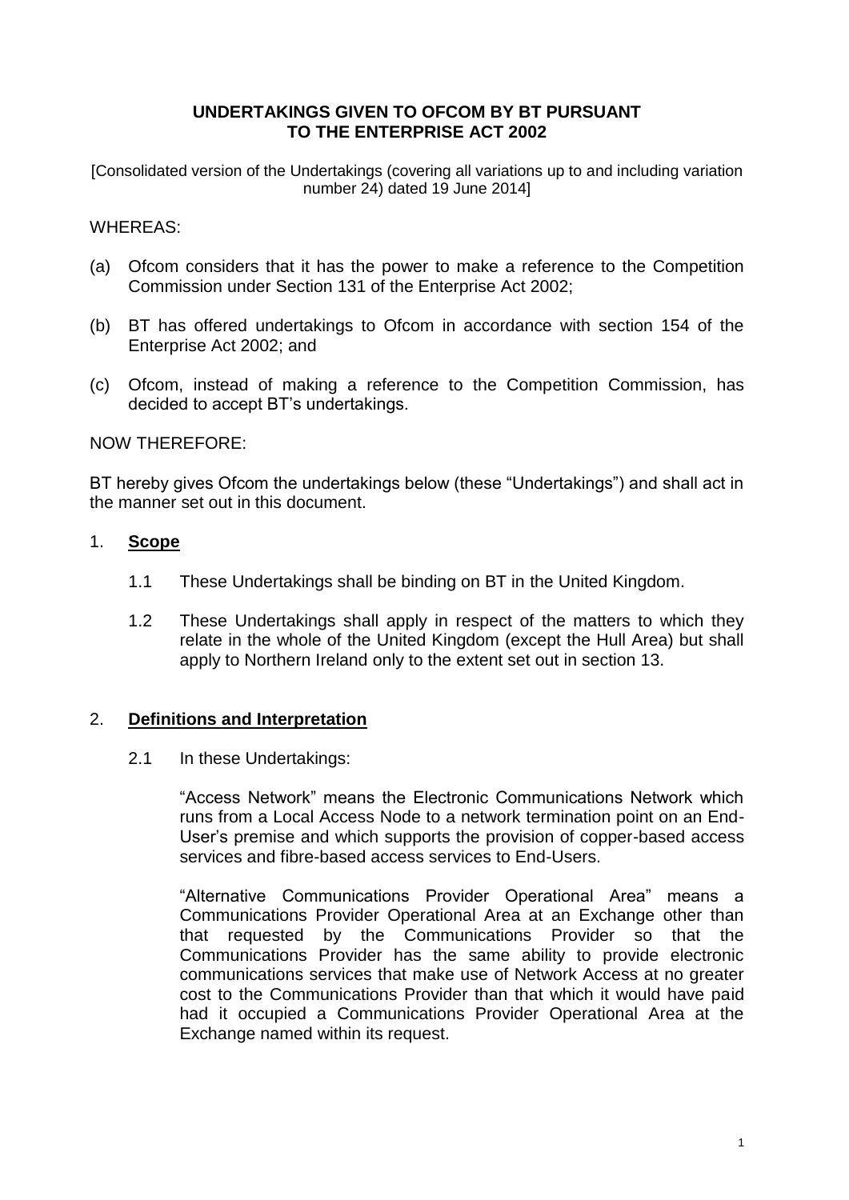# UNDERTAKINGS GIVEN TO OFCOM BY BT PURSUANT TO THE ENTERPRISE ACT 2002

[Consolidated version of the Undertakings (covering all variations up to and including variation number 24) dated 19 June 2014]

WHEREAS:

(a) Ofcom considers that it has the power to make a reference to the Competition Commission under Section 131 of the Enterprise Act 2002;

(b) BT has offered undertakings to Ofcom in accordance with section 154 of the Enterprise Act 2002; and

(c) Ofcom, instead of making a reference to the Competition Commission, has decided to accept BT's undertakings.

NOW THEREFORE:

BT hereby gives Ofcom the undertakings below (these "Undertakings") and shall act in the manner set out in this document.

## 1. Scope

1.1 These Undertakings shall be binding on BT in the United Kingdom.

1.2 These Undertakings shall apply in respect of the matters to which they relate in the whole of the United Kingdom (except the Hull Area) but shall apply to Northern Ireland only to the extent set out in section 13.

## 2. Definitions and Interpretation

2.1 In these Undertakings:

"Access Network" means the Electronic Communications Network which runs from a Local Access Node to a network termination point on an End-User's premise and which supports the provision of copper-based access services and fibre-based access services to End-Users.

"Alternative Communications Provider Operational Area" means a Communications Provider Operational Area at an Exchange other than that requested by the Communications Provider so that the Communications Provider has the same ability to provide electronic communications services that make use of Network Access at no greater cost to the Communications Provider than that which it would have paid had it occupied a Communications Provider Operational Area at the Exchange named within its request.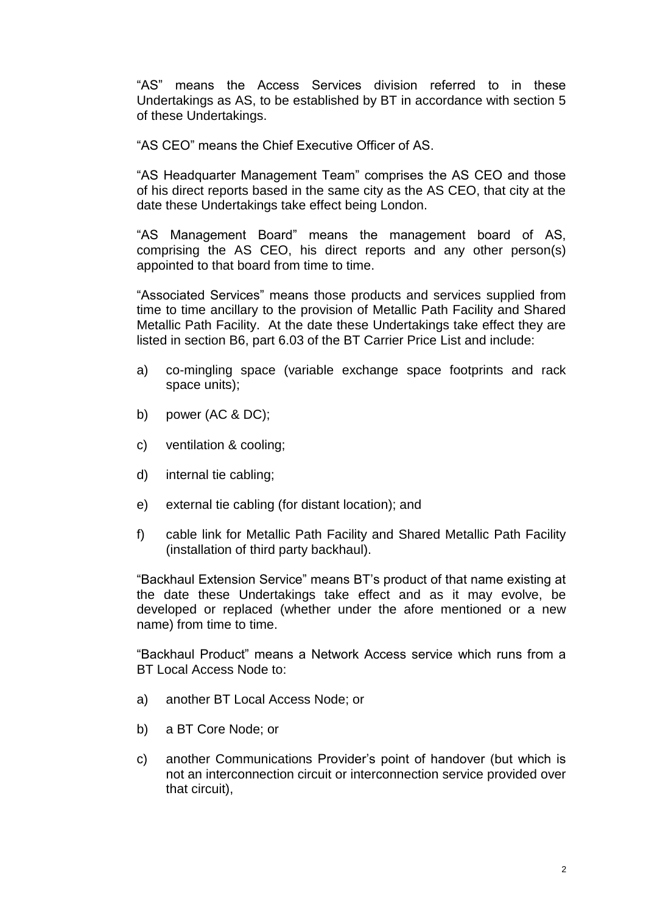"AS" means the Access Services division referred to in these Undertakings as AS, to be established by BT in accordance with section 5 of these Undertakings.

"AS CEO" means the Chief Executive Officer of AS.

"AS Headquarter Management Team" comprises the AS CEO and those of his direct reports based in the same city as the AS CEO, that city at the date these Undertakings take effect being London.

"AS Management Board" means the management board of AS, comprising the AS CEO, his direct reports and any other person(s) appointed to that board from time to time.

"Associated Services" means those products and services supplied from time to time ancillary to the provision of Metallic Path Facility and Shared Metallic Path Facility. At the date these Undertakings take effect they are listed in section B6, part 6.03 of the BT Carrier Price List and include:

a) co-mingling space (variable exchange space footprints and rack space units);

b) power (AC & DC);

c) ventilation & cooling;

d) internal tie cabling;

e) external tie cabling (for distant location); and

f) cable link for Metallic Path Facility and Shared Metallic Path Facility (installation of third party backhaul).

"Backhaul Extension Service" means BT's product of that name existing at the date these Undertakings take effect and as it may evolve, be developed or replaced (whether under the afore mentioned or a new name) from time to time.

"Backhaul Product" means a Network Access service which runs from a BT Local Access Node to:

a) another BT Local Access Node; or

b) a BT Core Node; or

c) another Communications Provider's point of handover (but which is not an interconnection circuit or interconnection service provided over that circuit),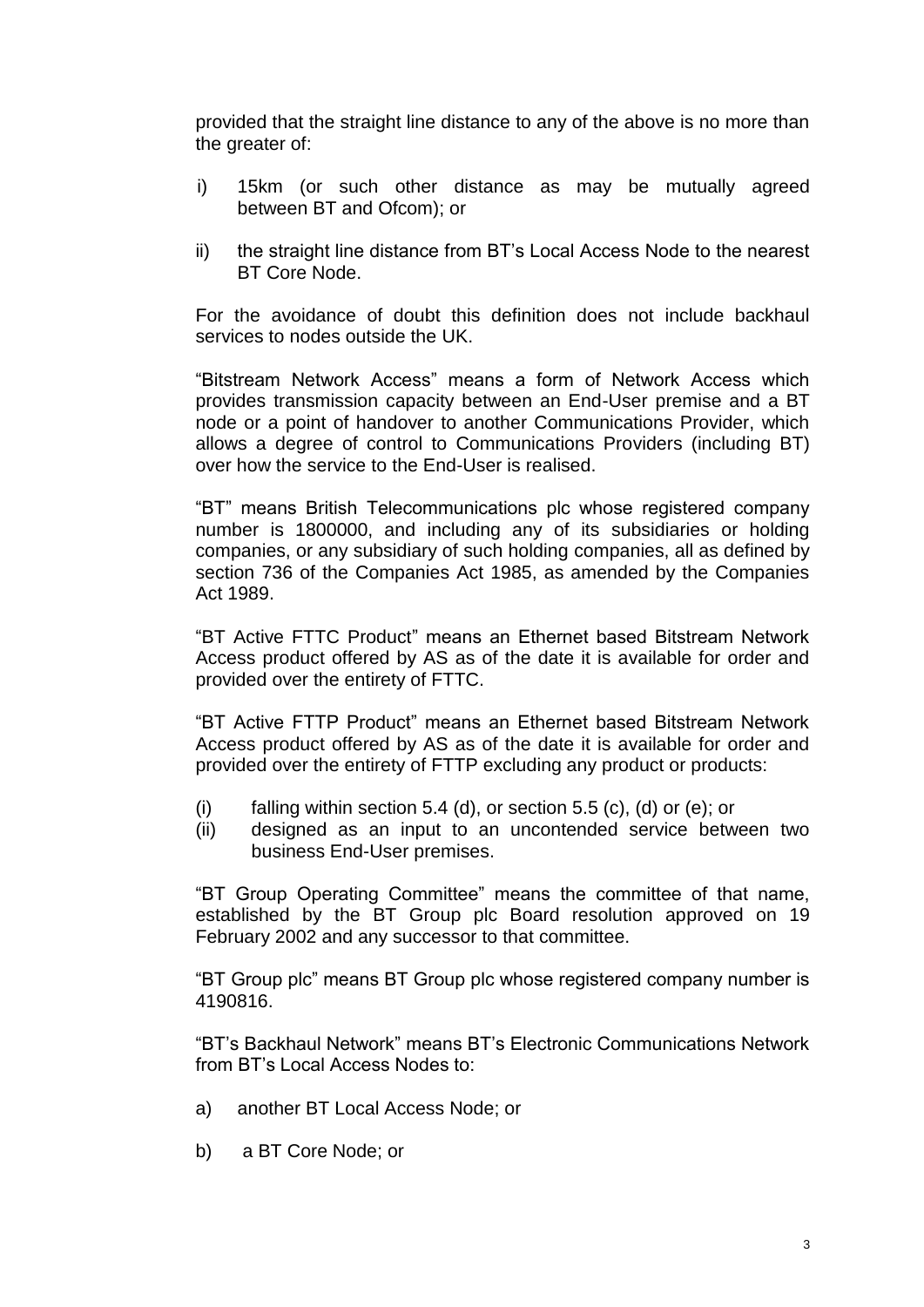provided that the straight line distance to any of the above is no more than the greater of:

i) 15km (or such other distance as may be mutually agreed between BT and Ofcom); or

ii) the straight line distance from BT's Local Access Node to the nearest BT Core Node.

For the avoidance of doubt this definition does not include backhaul services to nodes outside the UK.

"Bitstream Network Access" means a form of Network Access which provides transmission capacity between an End-User premise and a BT node or a point of handover to another Communications Provider, which allows a degree of control to Communications Providers (including BT) over how the service to the End-User is realised.

"BT" means British Telecommunications plc whose registered company number is 1800000, and including any of its subsidiaries or holding companies, or any subsidiary of such holding companies, all as defined by section 736 of the Companies Act 1985, as amended by the Companies Act 1989.

"BT Active FTTC Product" means an Ethernet based Bitstream Network Access product offered by AS as of the date it is available for order and provided over the entirety of FTTC.

"BT Active FTTP Product" means an Ethernet based Bitstream Network Access product offered by AS as of the date it is available for order and provided over the entirety of FTTP excluding any product or products:

(i) falling within section 5.4 (d), or section 5.5 (c), (d) or (e); or
(ii) designed as an input to an uncontended service between two business End-User premises.

"BT Group Operating Committee" means the committee of that name, established by the BT Group plc Board resolution approved on 19 February 2002 and any successor to that committee.

"BT Group plc" means BT Group plc whose registered company number is 4190816.

"BT's Backhaul Network" means BT's Electronic Communications Network from BT's Local Access Nodes to:

a) another BT Local Access Node; or

b) a BT Core Node; or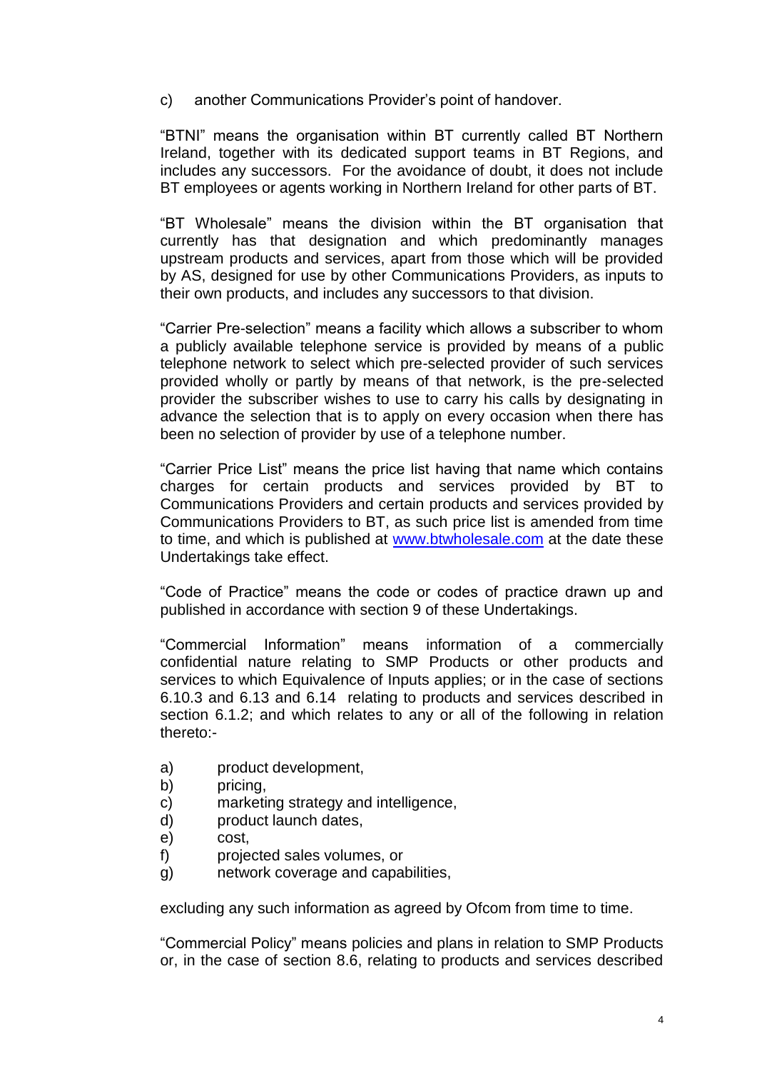c) another Communications Provider's point of handover.

"BTNI" means the organisation within BT currently called BT Northern Ireland, together with its dedicated support teams in BT Regions, and includes any successors. For the avoidance of doubt, it does not include BT employees or agents working in Northern Ireland for other parts of BT.

"BT Wholesale" means the division within the BT organisation that currently has that designation and which predominantly manages upstream products and services, apart from those which will be provided by AS, designed for use by other Communications Providers, as inputs to their own products, and includes any successors to that division.

"Carrier Pre-selection" means a facility which allows a subscriber to whom a publicly available telephone service is provided by means of a public telephone network to select which pre-selected provider of such services provided wholly or partly by means of that network, is the pre-selected provider the subscriber wishes to use to carry his calls by designating in advance the selection that is to apply on every occasion when there has been no selection of provider by use of a telephone number.

"Carrier Price List" means the price list having that name which contains charges for certain products and services provided by BT to Communications Providers and certain products and services provided by Communications Providers to BT, as such price list is amended from time to time, and which is published at www.btwholesale.com at the date these Undertakings take effect.

"Code of Practice" means the code or codes of practice drawn up and published in accordance with section 9 of these Undertakings.

"Commercial Information" means information of a commercially confidential nature relating to SMP Products or other products and services to which Equivalence of Inputs applies; or in the case of sections 6.10.3 and 6.13 and 6.14 relating to products and services described in section 6.1.2; and which relates to any or all of the following in relation thereto:-

a) product development,
b) pricing,
c) marketing strategy and intelligence,
d) product launch dates,
e) cost,
f) projected sales volumes, or
g) network coverage and capabilities,

excluding any such information as agreed by Ofcom from time to time.

"Commercial Policy" means policies and plans in relation to SMP Products or, in the case of section 8.6, relating to products and services described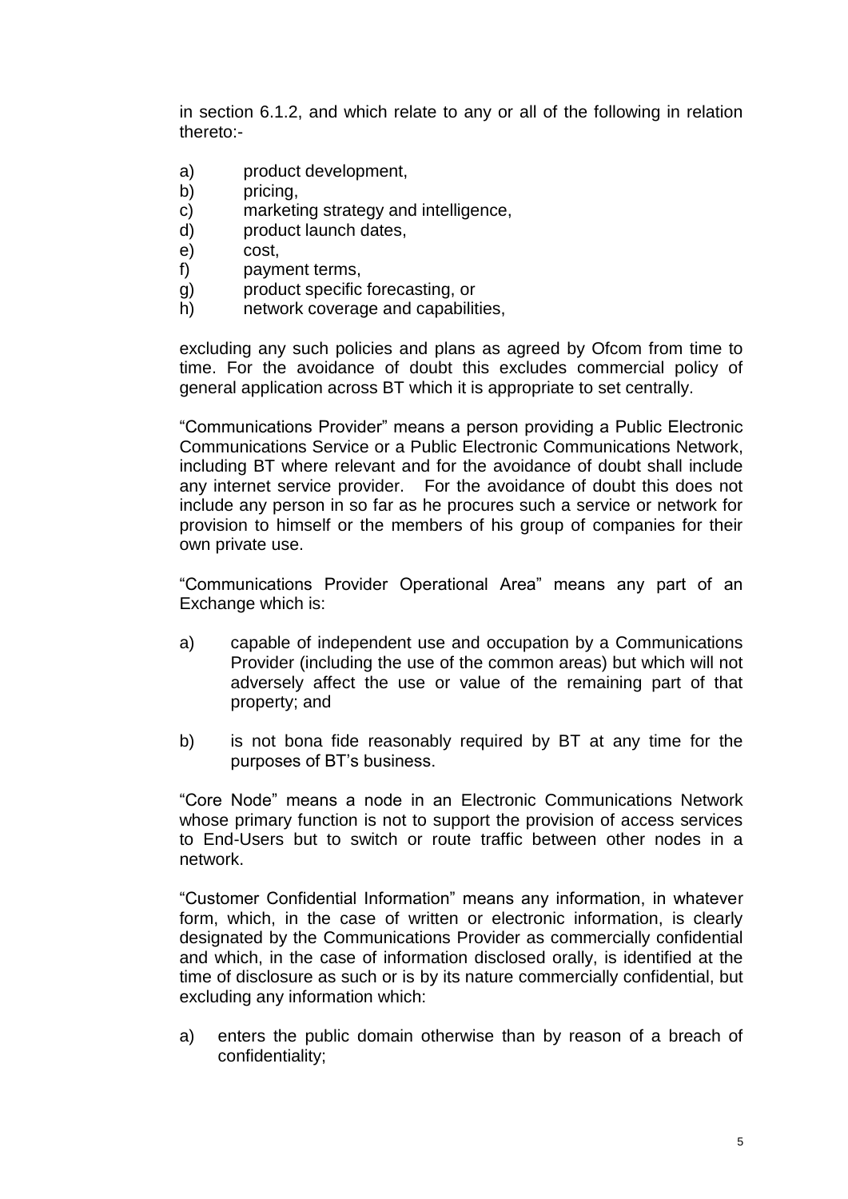in section 6.1.2, and which relate to any or all of the following in relation thereto:-

a) product development,
b) pricing,
c) marketing strategy and intelligence,
d) product launch dates,
e) cost,
f) payment terms,
g) product specific forecasting, or
h) network coverage and capabilities,

excluding any such policies and plans as agreed by Ofcom from time to time. For the avoidance of doubt this excludes commercial policy of general application across BT which it is appropriate to set centrally.

"Communications Provider" means a person providing a Public Electronic Communications Service or a Public Electronic Communications Network, including BT where relevant and for the avoidance of doubt shall include any internet service provider. For the avoidance of doubt this does not include any person in so far as he procures such a service or network for provision to himself or the members of his group of companies for their own private use.

"Communications Provider Operational Area" means any part of an Exchange which is:

a) capable of independent use and occupation by a Communications Provider (including the use of the common areas) but which will not adversely affect the use or value of the remaining part of that property; and

b) is not bona fide reasonably required by BT at any time for the purposes of BT's business.

"Core Node" means a node in an Electronic Communications Network whose primary function is not to support the provision of access services to End-Users but to switch or route traffic between other nodes in a network.

"Customer Confidential Information" means any information, in whatever form, which, in the case of written or electronic information, is clearly designated by the Communications Provider as commercially confidential and which, in the case of information disclosed orally, is identified at the time of disclosure as such or is by its nature commercially confidential, but excluding any information which:

a) enters the public domain otherwise than by reason of a breach of confidentiality;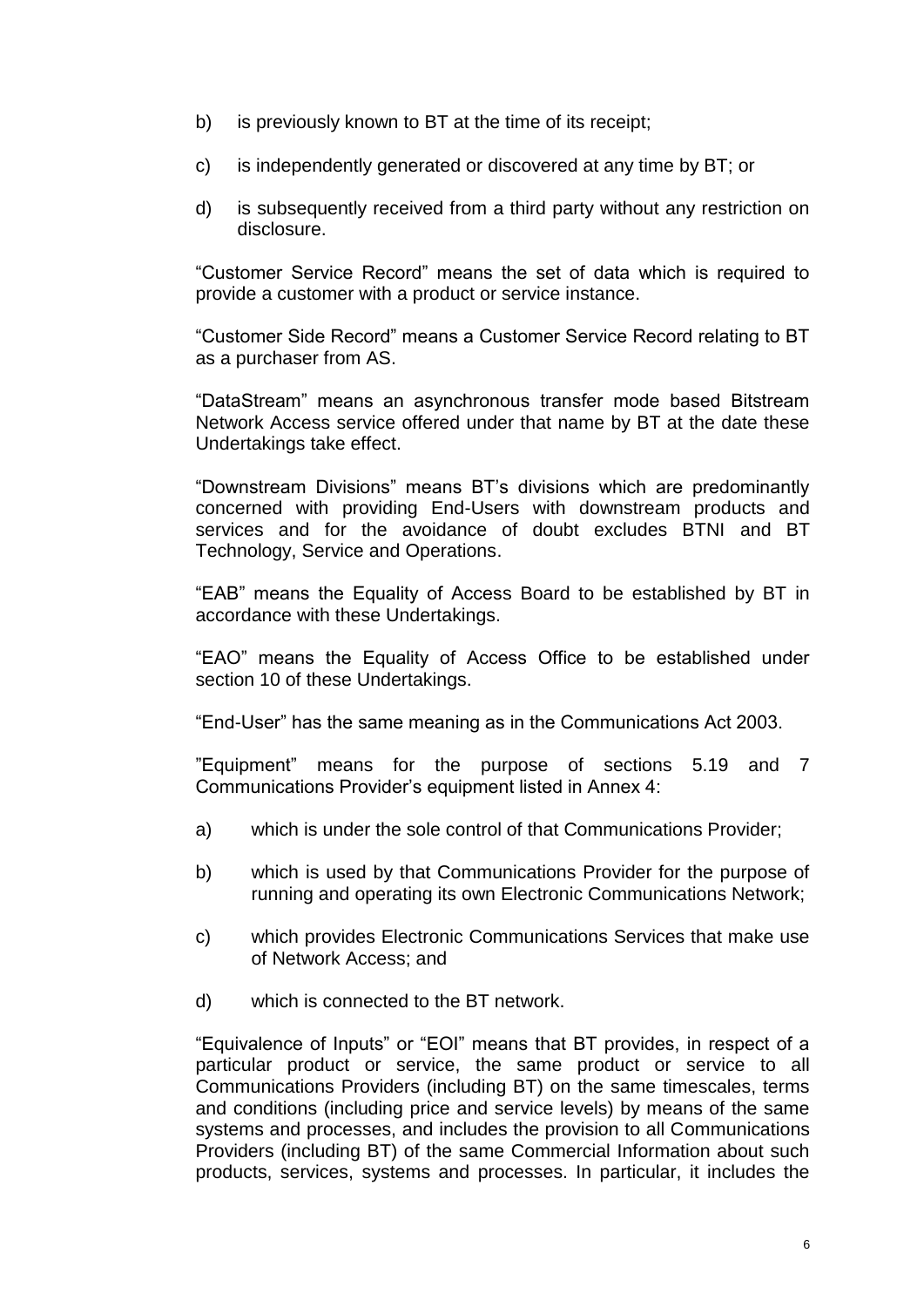b) is previously known to BT at the time of its receipt;

c) is independently generated or discovered at any time by BT; or

d) is subsequently received from a third party without any restriction on disclosure.

"Customer Service Record" means the set of data which is required to provide a customer with a product or service instance.

"Customer Side Record" means a Customer Service Record relating to BT as a purchaser from AS.

"DataStream" means an asynchronous transfer mode based Bitstream Network Access service offered under that name by BT at the date these Undertakings take effect.

"Downstream Divisions" means BT's divisions which are predominantly concerned with providing End-Users with downstream products and services and for the avoidance of doubt excludes BTNI and BT Technology, Service and Operations.

"EAB" means the Equality of Access Board to be established by BT in accordance with these Undertakings.

"EAO" means the Equality of Access Office to be established under section 10 of these Undertakings.

"End-User" has the same meaning as in the Communications Act 2003.

"Equipment" means for the purpose of sections 5.19 and 7 Communications Provider's equipment listed in Annex 4:

a) which is under the sole control of that Communications Provider;

b) which is used by that Communications Provider for the purpose of running and operating its own Electronic Communications Network;

c) which provides Electronic Communications Services that make use of Network Access; and

d) which is connected to the BT network.

"Equivalence of Inputs" or "EOI" means that BT provides, in respect of a particular product or service, the same product or service to all Communications Providers (including BT) on the same timescales, terms and conditions (including price and service levels) by means of the same systems and processes, and includes the provision to all Communications Providers (including BT) of the same Commercial Information about such products, services, systems and processes. In particular, it includes the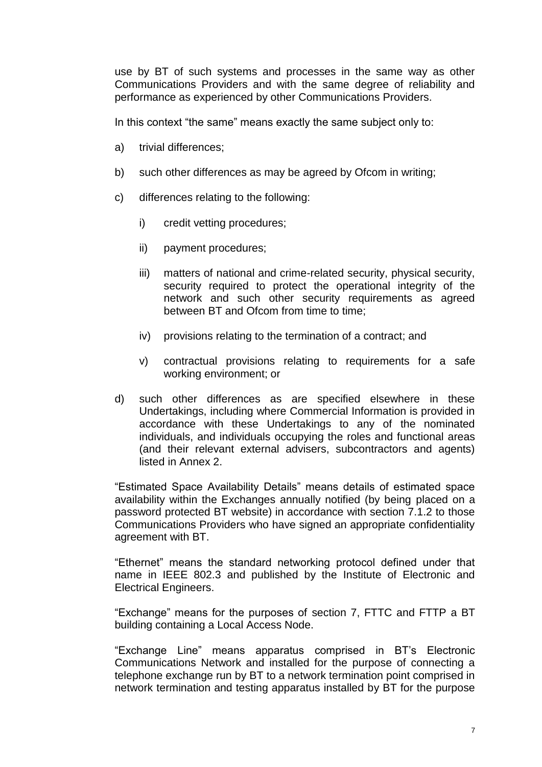use by BT of such systems and processes in the same way as other Communications Providers and with the same degree of reliability and performance as experienced by other Communications Providers.

In this context "the same" means exactly the same subject only to:

a) trivial differences;

b) such other differences as may be agreed by Ofcom in writing;

c) differences relating to the following:

   i) credit vetting procedures;

   ii) payment procedures;

   iii) matters of national and crime-related security, physical security, security required to protect the operational integrity of the network and such other security requirements as agreed between BT and Ofcom from time to time;

   iv) provisions relating to the termination of a contract; and

   v) contractual provisions relating to requirements for a safe working environment; or

d) such other differences as are specified elsewhere in these Undertakings, including where Commercial Information is provided in accordance with these Undertakings to any of the nominated individuals, and individuals occupying the roles and functional areas (and their relevant external advisers, subcontractors and agents) listed in Annex 2.

"Estimated Space Availability Details" means details of estimated space availability within the Exchanges annually notified (by being placed on a password protected BT website) in accordance with section 7.1.2 to those Communications Providers who have signed an appropriate confidentiality agreement with BT.

"Ethernet" means the standard networking protocol defined under that name in IEEE 802.3 and published by the Institute of Electronic and Electrical Engineers.

"Exchange" means for the purposes of section 7, FTTC and FTTP a BT building containing a Local Access Node.

"Exchange Line" means apparatus comprised in BT's Electronic Communications Network and installed for the purpose of connecting a telephone exchange run by BT to a network termination point comprised in network termination and testing apparatus installed by BT for the purpose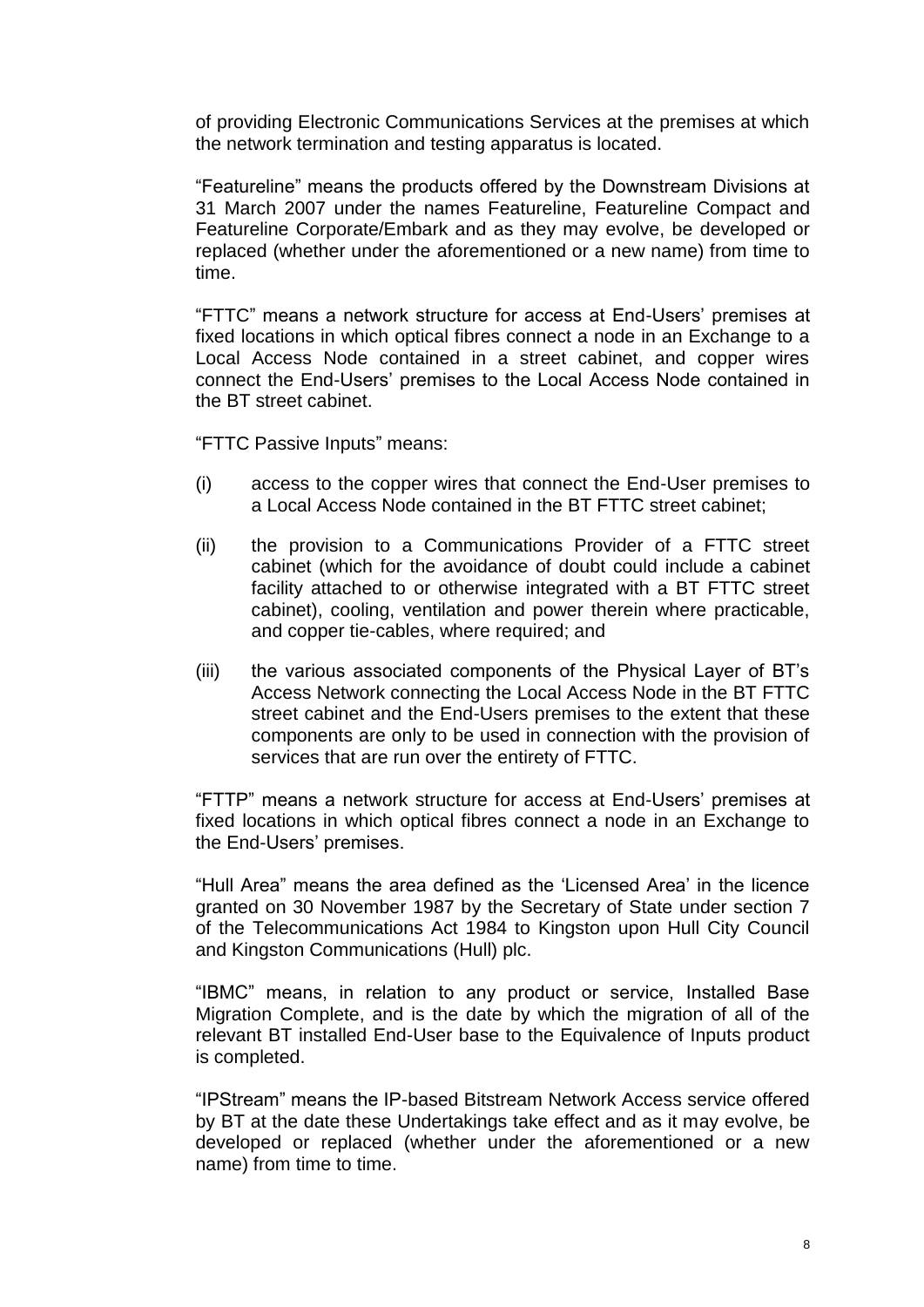of providing Electronic Communications Services at the premises at which the network termination and testing apparatus is located.

"Featureline" means the products offered by the Downstream Divisions at 31 March 2007 under the names Featureline, Featureline Compact and Featureline Corporate/Embark and as they may evolve, be developed or replaced (whether under the aforementioned or a new name) from time to time.

"FTTC" means a network structure for access at End-Users' premises at fixed locations in which optical fibres connect a node in an Exchange to a Local Access Node contained in a street cabinet, and copper wires connect the End-Users' premises to the Local Access Node contained in the BT street cabinet.

"FTTC Passive Inputs" means:

(i) access to the copper wires that connect the End-User premises to a Local Access Node contained in the BT FTTC street cabinet;

(ii) the provision to a Communications Provider of a FTTC street cabinet (which for the avoidance of doubt could include a cabinet facility attached to or otherwise integrated with a BT FTTC street cabinet), cooling, ventilation and power therein where practicable, and copper tie-cables, where required; and

(iii) the various associated components of the Physical Layer of BT's Access Network connecting the Local Access Node in the BT FTTC street cabinet and the End-Users premises to the extent that these components are only to be used in connection with the provision of services that are run over the entirety of FTTC.

"FTTP" means a network structure for access at End-Users' premises at fixed locations in which optical fibres connect a node in an Exchange to the End-Users' premises.

"Hull Area" means the area defined as the 'Licensed Area' in the licence granted on 30 November 1987 by the Secretary of State under section 7 of the Telecommunications Act 1984 to Kingston upon Hull City Council and Kingston Communications (Hull) plc.

"IBMC" means, in relation to any product or service, Installed Base Migration Complete, and is the date by which the migration of all of the relevant BT installed End-User base to the Equivalence of Inputs product is completed.

"IPStream" means the IP-based Bitstream Network Access service offered by BT at the date these Undertakings take effect and as it may evolve, be developed or replaced (whether under the aforementioned or a new name) from time to time.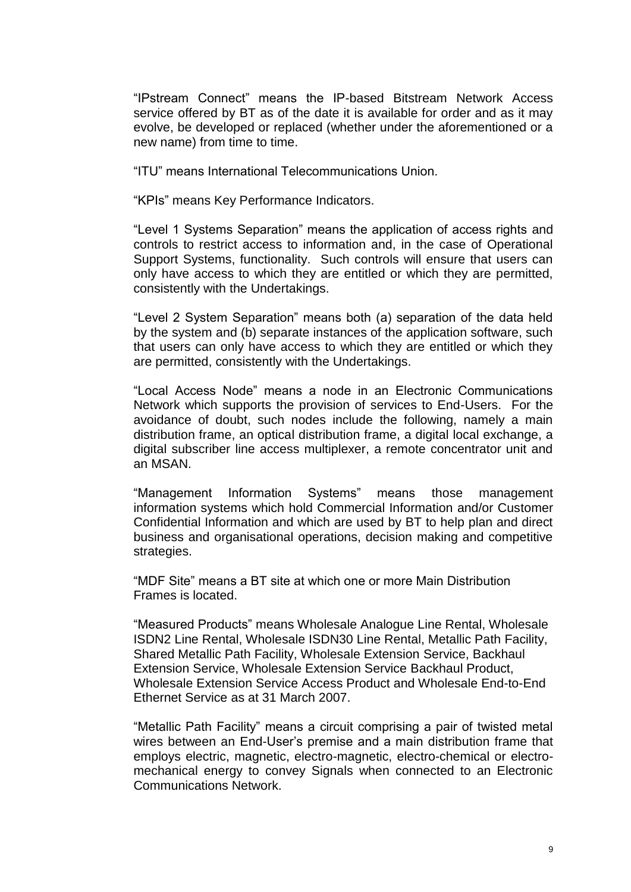"IPstream Connect" means the IP-based Bitstream Network Access service offered by BT as of the date it is available for order and as it may evolve, be developed or replaced (whether under the aforementioned or a new name) from time to time.

"ITU" means International Telecommunications Union.

"KPIs" means Key Performance Indicators.

"Level 1 Systems Separation" means the application of access rights and controls to restrict access to information and, in the case of Operational Support Systems, functionality. Such controls will ensure that users can only have access to which they are entitled or which they are permitted, consistently with the Undertakings.

"Level 2 System Separation" means both (a) separation of the data held by the system and (b) separate instances of the application software, such that users can only have access to which they are entitled or which they are permitted, consistently with the Undertakings.

"Local Access Node" means a node in an Electronic Communications Network which supports the provision of services to End-Users. For the avoidance of doubt, such nodes include the following, namely a main distribution frame, an optical distribution frame, a digital local exchange, a digital subscriber line access multiplexer, a remote concentrator unit and an MSAN.

"Management Information Systems" means those management information systems which hold Commercial Information and/or Customer Confidential Information and which are used by BT to help plan and direct business and organisational operations, decision making and competitive strategies.

"MDF Site" means a BT site at which one or more Main Distribution Frames is located.

"Measured Products" means Wholesale Analogue Line Rental, Wholesale ISDN2 Line Rental, Wholesale ISDN30 Line Rental, Metallic Path Facility, Shared Metallic Path Facility, Wholesale Extension Service, Backhaul Extension Service, Wholesale Extension Service Backhaul Product, Wholesale Extension Service Access Product and Wholesale End-to-End Ethernet Service as at 31 March 2007.

"Metallic Path Facility" means a circuit comprising a pair of twisted metal wires between an End-User's premise and a main distribution frame that employs electric, magnetic, electro-magnetic, electro-chemical or electro-mechanical energy to convey Signals when connected to an Electronic Communications Network.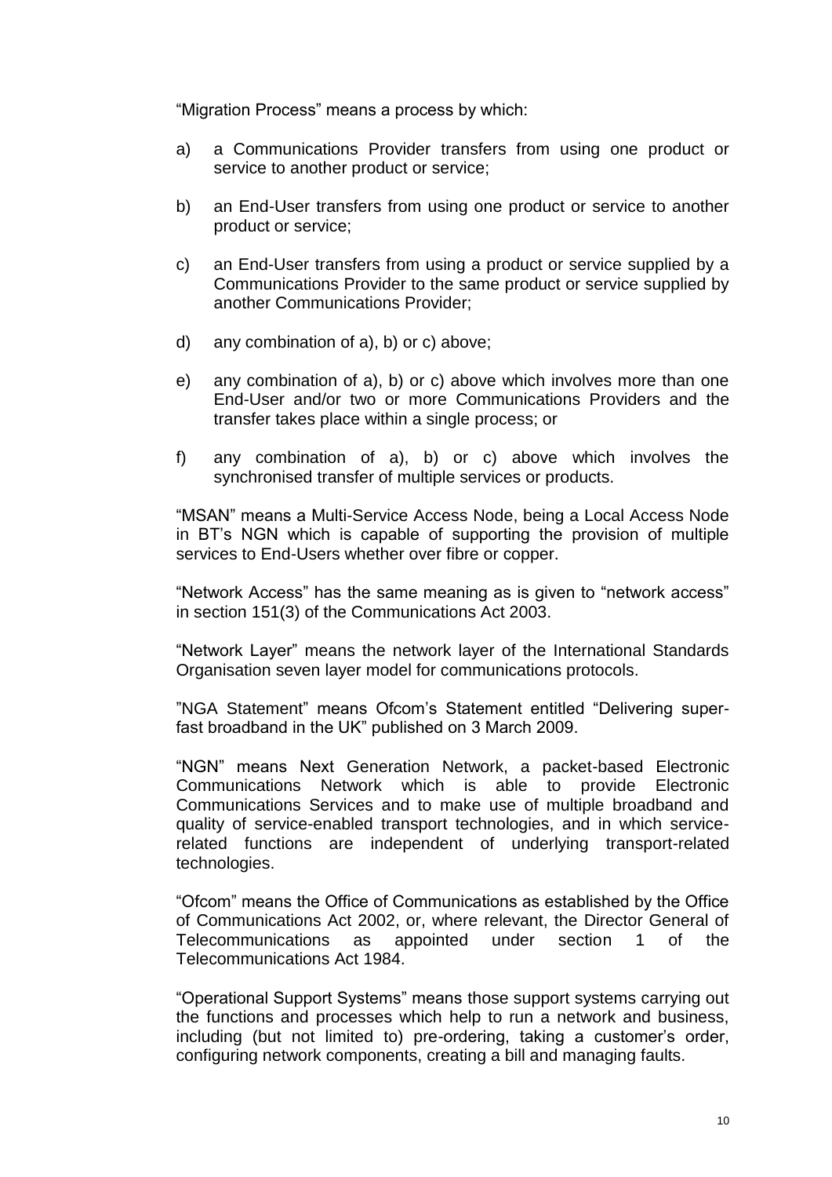"Migration Process" means a process by which:

a) a Communications Provider transfers from using one product or service to another product or service;

b) an End-User transfers from using one product or service to another product or service;

c) an End-User transfers from using a product or service supplied by a Communications Provider to the same product or service supplied by another Communications Provider;

d) any combination of a), b) or c) above;

e) any combination of a), b) or c) above which involves more than one End-User and/or two or more Communications Providers and the transfer takes place within a single process; or

f) any combination of a), b) or c) above which involves the synchronised transfer of multiple services or products.

"MSAN" means a Multi-Service Access Node, being a Local Access Node in BT's NGN which is capable of supporting the provision of multiple services to End-Users whether over fibre or copper.

"Network Access" has the same meaning as is given to "network access" in section 151(3) of the Communications Act 2003.

"Network Layer" means the network layer of the International Standards Organisation seven layer model for communications protocols.

"NGA Statement" means Ofcom's Statement entitled "Delivering super-fast broadband in the UK" published on 3 March 2009.

"NGN" means Next Generation Network, a packet-based Electronic Communications Network which is able to provide Electronic Communications Services and to make use of multiple broadband and quality of service-enabled transport technologies, and in which service-related functions are independent of underlying transport-related technologies.

"Ofcom" means the Office of Communications as established by the Office of Communications Act 2002, or, where relevant, the Director General of Telecommunications as appointed under section 1 of the Telecommunications Act 1984.

"Operational Support Systems" means those support systems carrying out the functions and processes which help to run a network and business, including (but not limited to) pre-ordering, taking a customer's order, configuring network components, creating a bill and managing faults.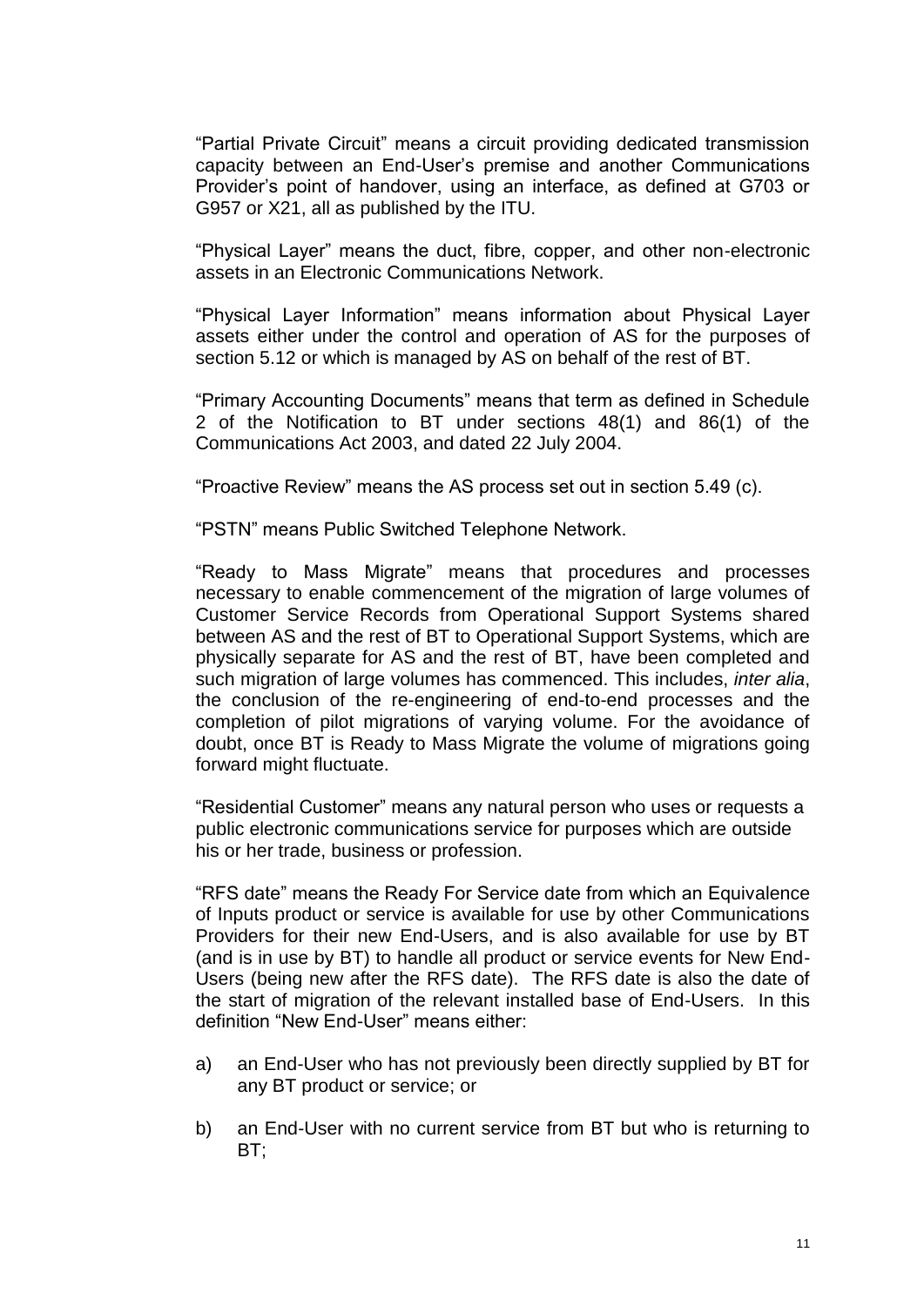"Partial Private Circuit" means a circuit providing dedicated transmission capacity between an End-User's premise and another Communications Provider's point of handover, using an interface, as defined at G703 or G957 or X21, all as published by the ITU.

"Physical Layer" means the duct, fibre, copper, and other non-electronic assets in an Electronic Communications Network.

"Physical Layer Information" means information about Physical Layer assets either under the control and operation of AS for the purposes of section 5.12 or which is managed by AS on behalf of the rest of BT.

"Primary Accounting Documents" means that term as defined in Schedule 2 of the Notification to BT under sections 48(1) and 86(1) of the Communications Act 2003, and dated 22 July 2004.

"Proactive Review" means the AS process set out in section 5.49 (c).

"PSTN" means Public Switched Telephone Network.

"Ready to Mass Migrate" means that procedures and processes necessary to enable commencement of the migration of large volumes of Customer Service Records from Operational Support Systems shared between AS and the rest of BT to Operational Support Systems, which are physically separate for AS and the rest of BT, have been completed and such migration of large volumes has commenced. This includes, *inter alia*, the conclusion of the re-engineering of end-to-end processes and the completion of pilot migrations of varying volume. For the avoidance of doubt, once BT is Ready to Mass Migrate the volume of migrations going forward might fluctuate.

"Residential Customer" means any natural person who uses or requests a public electronic communications service for purposes which are outside his or her trade, business or profession.

"RFS date" means the Ready For Service date from which an Equivalence of Inputs product or service is available for use by other Communications Providers for their new End-Users, and is also available for use by BT (and is in use by BT) to handle all product or service events for New End-Users (being new after the RFS date). The RFS date is also the date of the start of migration of the relevant installed base of End-Users. In this definition "New End-User" means either:

a) an End-User who has not previously been directly supplied by BT for any BT product or service; or

b) an End-User with no current service from BT but who is returning to BT;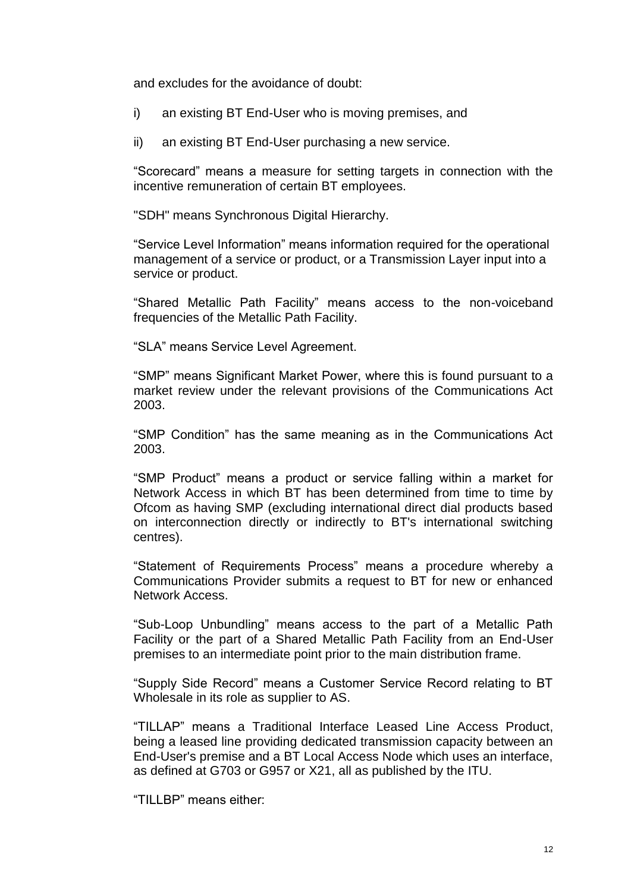and excludes for the avoidance of doubt:

i) an existing BT End-User who is moving premises, and

ii) an existing BT End-User purchasing a new service.

“Scorecard” means a measure for setting targets in connection with the incentive remuneration of certain BT employees.

"SDH" means Synchronous Digital Hierarchy.

“Service Level Information” means information required for the operational management of a service or product, or a Transmission Layer input into a service or product.

“Shared Metallic Path Facility” means access to the non-voiceband frequencies of the Metallic Path Facility.

“SLA” means Service Level Agreement.

“SMP” means Significant Market Power, where this is found pursuant to a market review under the relevant provisions of the Communications Act 2003.

“SMP Condition” has the same meaning as in the Communications Act 2003.

“SMP Product” means a product or service falling within a market for Network Access in which BT has been determined from time to time by Ofcom as having SMP (excluding international direct dial products based on interconnection directly or indirectly to BT's international switching centres).

“Statement of Requirements Process” means a procedure whereby a Communications Provider submits a request to BT for new or enhanced Network Access.

“Sub-Loop Unbundling” means access to the part of a Metallic Path Facility or the part of a Shared Metallic Path Facility from an End-User premises to an intermediate point prior to the main distribution frame.

“Supply Side Record” means a Customer Service Record relating to BT Wholesale in its role as supplier to AS.

“TILLAP” means a Traditional Interface Leased Line Access Product, being a leased line providing dedicated transmission capacity between an End-User's premise and a BT Local Access Node which uses an interface, as defined at G703 or G957 or X21, all as published by the ITU.

“TILLBP” means either: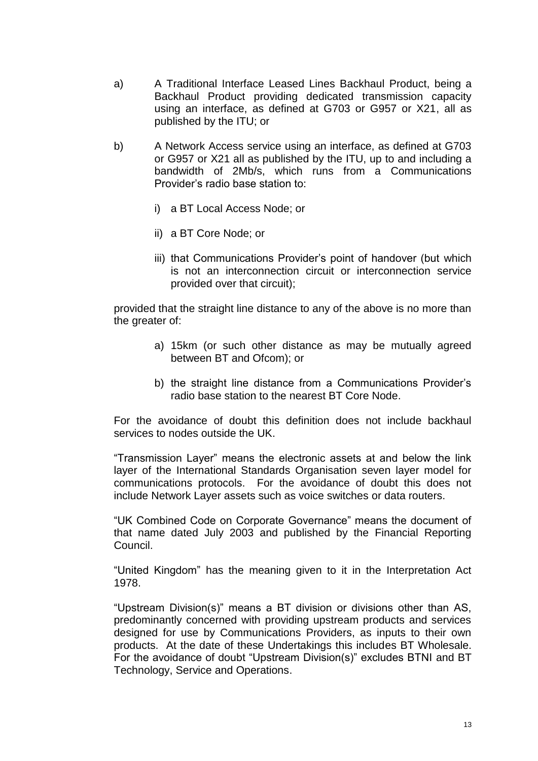a) A Traditional Interface Leased Lines Backhaul Product, being a Backhaul Product providing dedicated transmission capacity using an interface, as defined at G703 or G957 or X21, all as published by the ITU; or

b) A Network Access service using an interface, as defined at G703 or G957 or X21 all as published by the ITU, up to and including a bandwidth of 2Mb/s, which runs from a Communications Provider's radio base station to:

   i) a BT Local Access Node; or

   ii) a BT Core Node; or

   iii) that Communications Provider's point of handover (but which is not an interconnection circuit or interconnection service provided over that circuit);

provided that the straight line distance to any of the above is no more than the greater of:

   a) 15km (or such other distance as may be mutually agreed between BT and Ofcom); or

   b) the straight line distance from a Communications Provider's radio base station to the nearest BT Core Node.

For the avoidance of doubt this definition does not include backhaul services to nodes outside the UK.

"Transmission Layer" means the electronic assets at and below the link layer of the International Standards Organisation seven layer model for communications protocols. For the avoidance of doubt this does not include Network Layer assets such as voice switches or data routers.

"UK Combined Code on Corporate Governance" means the document of that name dated July 2003 and published by the Financial Reporting Council.

"United Kingdom" has the meaning given to it in the Interpretation Act 1978.

"Upstream Division(s)" means a BT division or divisions other than AS, predominantly concerned with providing upstream products and services designed for use by Communications Providers, as inputs to their own products. At the date of these Undertakings this includes BT Wholesale. For the avoidance of doubt "Upstream Division(s)" excludes BTNI and BT Technology, Service and Operations.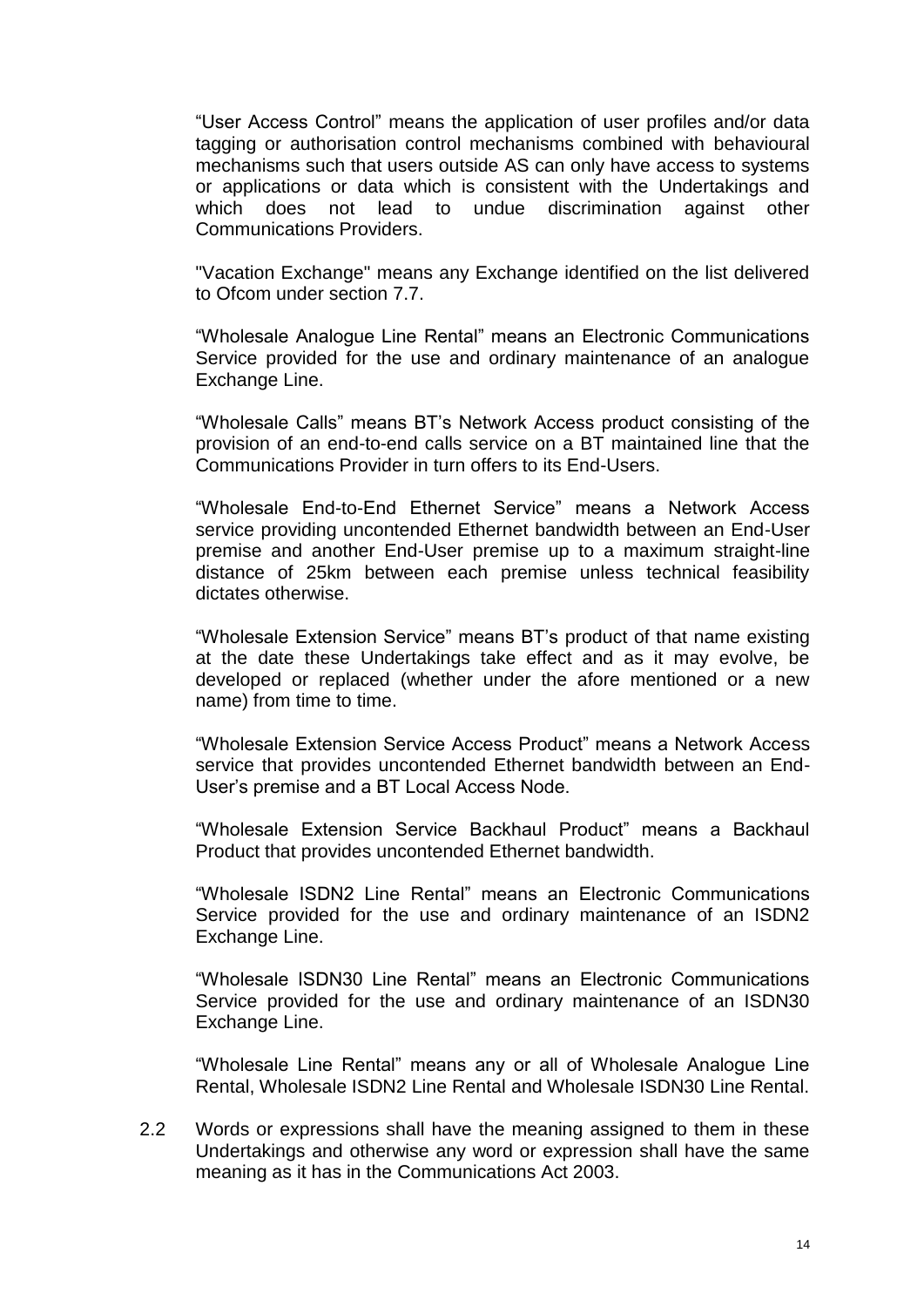"User Access Control" means the application of user profiles and/or data tagging or authorisation control mechanisms combined with behavioural mechanisms such that users outside AS can only have access to systems or applications or data which is consistent with the Undertakings and which does not lead to undue discrimination against other Communications Providers.

"Vacation Exchange" means any Exchange identified on the list delivered to Ofcom under section 7.7.

"Wholesale Analogue Line Rental" means an Electronic Communications Service provided for the use and ordinary maintenance of an analogue Exchange Line.

"Wholesale Calls" means BT's Network Access product consisting of the provision of an end-to-end calls service on a BT maintained line that the Communications Provider in turn offers to its End-Users.

"Wholesale End-to-End Ethernet Service" means a Network Access service providing uncontended Ethernet bandwidth between an End-User premise and another End-User premise up to a maximum straight-line distance of 25km between each premise unless technical feasibility dictates otherwise.

"Wholesale Extension Service" means BT's product of that name existing at the date these Undertakings take effect and as it may evolve, be developed or replaced (whether under the afore mentioned or a new name) from time to time.

"Wholesale Extension Service Access Product" means a Network Access service that provides uncontended Ethernet bandwidth between an End-User's premise and a BT Local Access Node.

"Wholesale Extension Service Backhaul Product" means a Backhaul Product that provides uncontended Ethernet bandwidth.

"Wholesale ISDN2 Line Rental" means an Electronic Communications Service provided for the use and ordinary maintenance of an ISDN2 Exchange Line.

"Wholesale ISDN30 Line Rental" means an Electronic Communications Service provided for the use and ordinary maintenance of an ISDN30 Exchange Line.

"Wholesale Line Rental" means any or all of Wholesale Analogue Line Rental, Wholesale ISDN2 Line Rental and Wholesale ISDN30 Line Rental.

2.2 Words or expressions shall have the meaning assigned to them in these Undertakings and otherwise any word or expression shall have the same meaning as it has in the Communications Act 2003.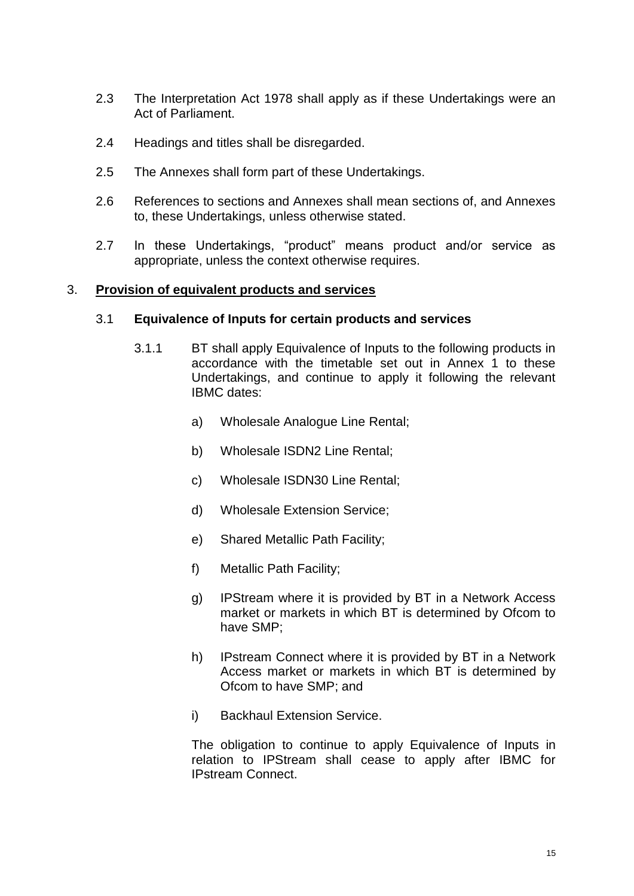2.3 The Interpretation Act 1978 shall apply as if these Undertakings were an Act of Parliament.

2.4 Headings and titles shall be disregarded.

2.5 The Annexes shall form part of these Undertakings.

2.6 References to sections and Annexes shall mean sections of, and Annexes to, these Undertakings, unless otherwise stated.

2.7 In these Undertakings, "product" means product and/or service as appropriate, unless the context otherwise requires.

## 3. **Provision of equivalent products and services**

### 3.1 **Equivalence of Inputs for certain products and services**

3.1.1 BT shall apply Equivalence of Inputs to the following products in accordance with the timetable set out in Annex 1 to these Undertakings, and continue to apply it following the relevant IBMC dates:

a) Wholesale Analogue Line Rental;

b) Wholesale ISDN2 Line Rental;

c) Wholesale ISDN30 Line Rental;

d) Wholesale Extension Service;

e) Shared Metallic Path Facility;

f) Metallic Path Facility;

g) IPStream where it is provided by BT in a Network Access market or markets in which BT is determined by Ofcom to have SMP;

h) IPstream Connect where it is provided by BT in a Network Access market or markets in which BT is determined by Ofcom to have SMP; and

i) Backhaul Extension Service.

The obligation to continue to apply Equivalence of Inputs in relation to IPStream shall cease to apply after IBMC for IPstream Connect.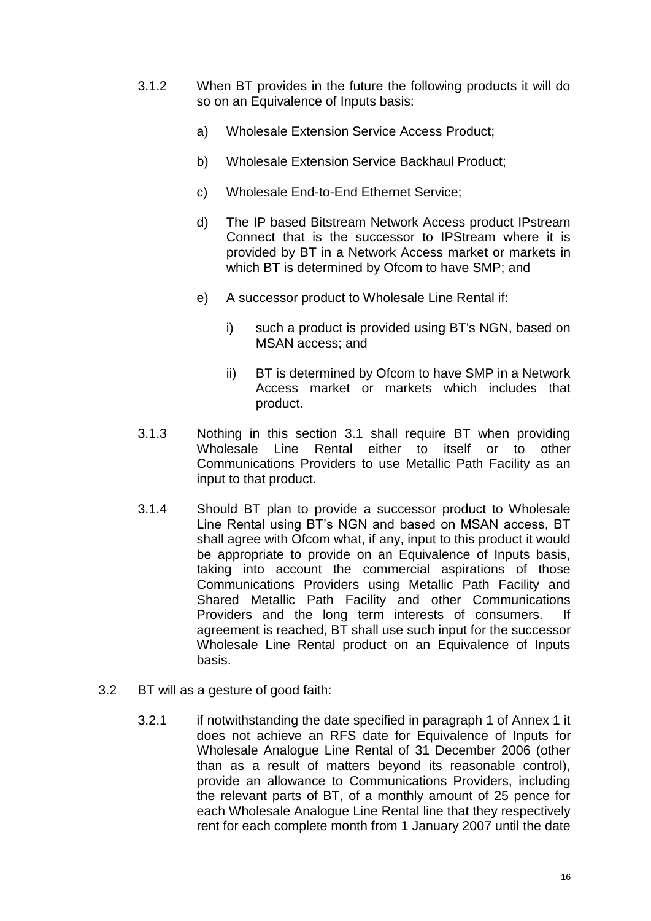3.1.2 When BT provides in the future the following products it will do so on an Equivalence of Inputs basis:

a) Wholesale Extension Service Access Product;

b) Wholesale Extension Service Backhaul Product;

c) Wholesale End-to-End Ethernet Service;

d) The IP based Bitstream Network Access product IPstream Connect that is the successor to IPStream where it is provided by BT in a Network Access market or markets in which BT is determined by Ofcom to have SMP; and

e) A successor product to Wholesale Line Rental if:

i) such a product is provided using BT's NGN, based on MSAN access; and

ii) BT is determined by Ofcom to have SMP in a Network Access market or markets which includes that product.

3.1.3 Nothing in this section 3.1 shall require BT when providing Wholesale Line Rental either to itself or to other Communications Providers to use Metallic Path Facility as an input to that product.

3.1.4 Should BT plan to provide a successor product to Wholesale Line Rental using BT's NGN and based on MSAN access, BT shall agree with Ofcom what, if any, input to this product it would be appropriate to provide on an Equivalence of Inputs basis, taking into account the commercial aspirations of those Communications Providers using Metallic Path Facility and Shared Metallic Path Facility and other Communications Providers and the long term interests of consumers. If agreement is reached, BT shall use such input for the successor Wholesale Line Rental product on an Equivalence of Inputs basis.

3.2 BT will as a gesture of good faith:

3.2.1 if notwithstanding the date specified in paragraph 1 of Annex 1 it does not achieve an RFS date for Equivalence of Inputs for Wholesale Analogue Line Rental of 31 December 2006 (other than as a result of matters beyond its reasonable control), provide an allowance to Communications Providers, including the relevant parts of BT, of a monthly amount of 25 pence for each Wholesale Analogue Line Rental line that they respectively rent for each complete month from 1 January 2007 until the date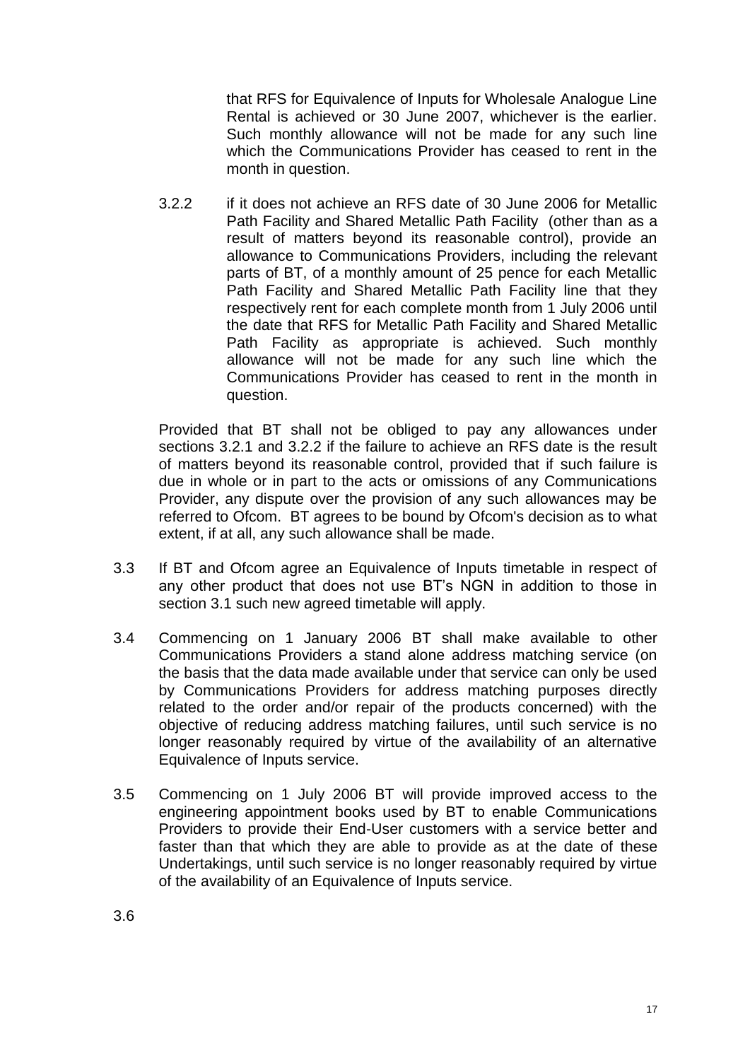that RFS for Equivalence of Inputs for Wholesale Analogue Line Rental is achieved or 30 June 2007, whichever is the earlier. Such monthly allowance will not be made for any such line which the Communications Provider has ceased to rent in the month in question.

3.2.2 if it does not achieve an RFS date of 30 June 2006 for Metallic Path Facility and Shared Metallic Path Facility (other than as a result of matters beyond its reasonable control), provide an allowance to Communications Providers, including the relevant parts of BT, of a monthly amount of 25 pence for each Metallic Path Facility and Shared Metallic Path Facility line that they respectively rent for each complete month from 1 July 2006 until the date that RFS for Metallic Path Facility and Shared Metallic Path Facility as appropriate is achieved. Such monthly allowance will not be made for any such line which the Communications Provider has ceased to rent in the month in question.

Provided that BT shall not be obliged to pay any allowances under sections 3.2.1 and 3.2.2 if the failure to achieve an RFS date is the result of matters beyond its reasonable control, provided that if such failure is due in whole or in part to the acts or omissions of any Communications Provider, any dispute over the provision of any such allowances may be referred to Ofcom. BT agrees to be bound by Ofcom's decision as to what extent, if at all, any such allowance shall be made.

3.3 If BT and Ofcom agree an Equivalence of Inputs timetable in respect of any other product that does not use BT's NGN in addition to those in section 3.1 such new agreed timetable will apply.

3.4 Commencing on 1 January 2006 BT shall make available to other Communications Providers a stand alone address matching service (on the basis that the data made available under that service can only be used by Communications Providers for address matching purposes directly related to the order and/or repair of the products concerned) with the objective of reducing address matching failures, until such service is no longer reasonably required by virtue of the availability of an alternative Equivalence of Inputs service.

3.5 Commencing on 1 July 2006 BT will provide improved access to the engineering appointment books used by BT to enable Communications Providers to provide their End-User customers with a service better and faster than that which they are able to provide as at the date of these Undertakings, until such service is no longer reasonably required by virtue of the availability of an Equivalence of Inputs service.

3.6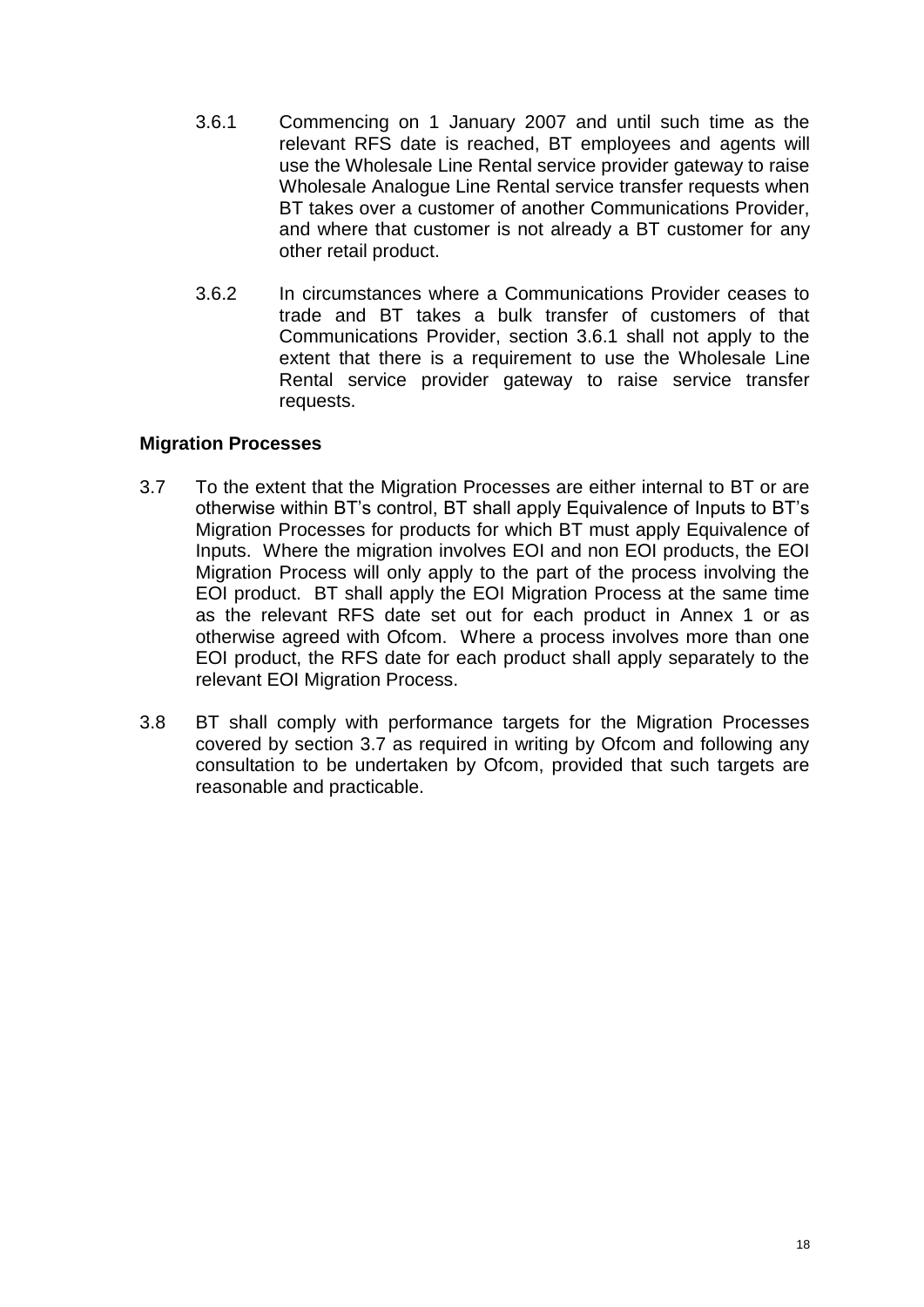3.6.1 Commencing on 1 January 2007 and until such time as the relevant RFS date is reached, BT employees and agents will use the Wholesale Line Rental service provider gateway to raise Wholesale Analogue Line Rental service transfer requests when BT takes over a customer of another Communications Provider, and where that customer is not already a BT customer for any other retail product.

3.6.2 In circumstances where a Communications Provider ceases to trade and BT takes a bulk transfer of customers of that Communications Provider, section 3.6.1 shall not apply to the extent that there is a requirement to use the Wholesale Line Rental service provider gateway to raise service transfer requests.

**Migration Processes**

3.7 To the extent that the Migration Processes are either internal to BT or are otherwise within BT's control, BT shall apply Equivalence of Inputs to BT's Migration Processes for products for which BT must apply Equivalence of Inputs. Where the migration involves EOI and non EOI products, the EOI Migration Process will only apply to the part of the process involving the EOI product. BT shall apply the EOI Migration Process at the same time as the relevant RFS date set out for each product in Annex 1 or as otherwise agreed with Ofcom. Where a process involves more than one EOI product, the RFS date for each product shall apply separately to the relevant EOI Migration Process.

3.8 BT shall comply with performance targets for the Migration Processes covered by section 3.7 as required in writing by Ofcom and following any consultation to be undertaken by Ofcom, provided that such targets are reasonable and practicable.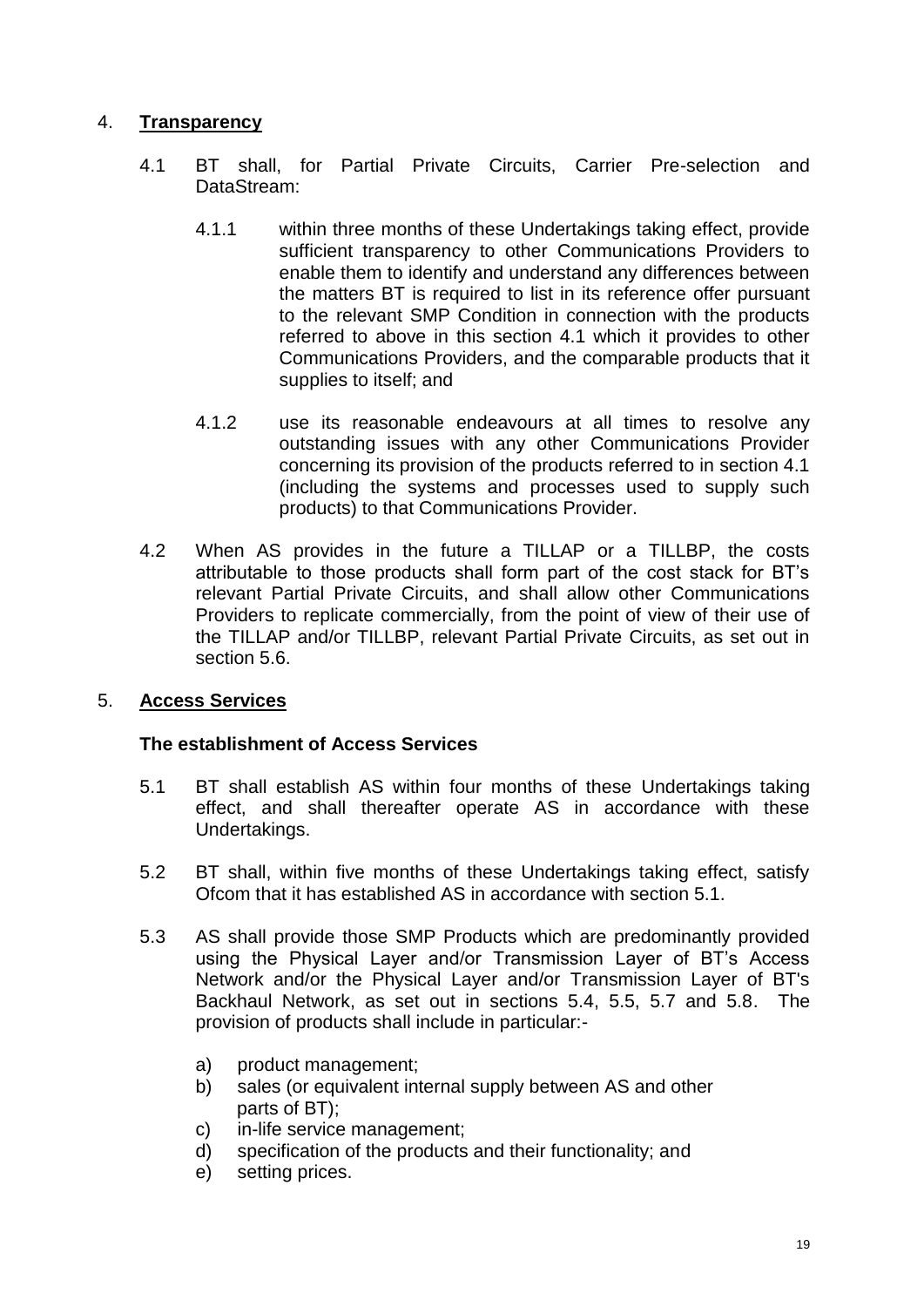## 4. **Transparency**

4.1 BT shall, for Partial Private Circuits, Carrier Pre-selection and DataStream:

4.1.1 within three months of these Undertakings taking effect, provide sufficient transparency to other Communications Providers to enable them to identify and understand any differences between the matters BT is required to list in its reference offer pursuant to the relevant SMP Condition in connection with the products referred to above in this section 4.1 which it provides to other Communications Providers, and the comparable products that it supplies to itself; and

4.1.2 use its reasonable endeavours at all times to resolve any outstanding issues with any other Communications Provider concerning its provision of the products referred to in section 4.1 (including the systems and processes used to supply such products) to that Communications Provider.

4.2 When AS provides in the future a TILLAP or a TILLBP, the costs attributable to those products shall form part of the cost stack for BT's relevant Partial Private Circuits, and shall allow other Communications Providers to replicate commercially, from the point of view of their use of the TILLAP and/or TILLBP, relevant Partial Private Circuits, as set out in section 5.6.

## 5. **Access Services**

### **The establishment of Access Services**

5.1 BT shall establish AS within four months of these Undertakings taking effect, and shall thereafter operate AS in accordance with these Undertakings.

5.2 BT shall, within five months of these Undertakings taking effect, satisfy Ofcom that it has established AS in accordance with section 5.1.

5.3 AS shall provide those SMP Products which are predominantly provided using the Physical Layer and/or Transmission Layer of BT's Access Network and/or the Physical Layer and/or Transmission Layer of BT's Backhaul Network, as set out in sections 5.4, 5.5, 5.7 and 5.8. The provision of products shall include in particular:-

a) product management;
b) sales (or equivalent internal supply between AS and other parts of BT);
c) in-life service management;
d) specification of the products and their functionality; and
e) setting prices.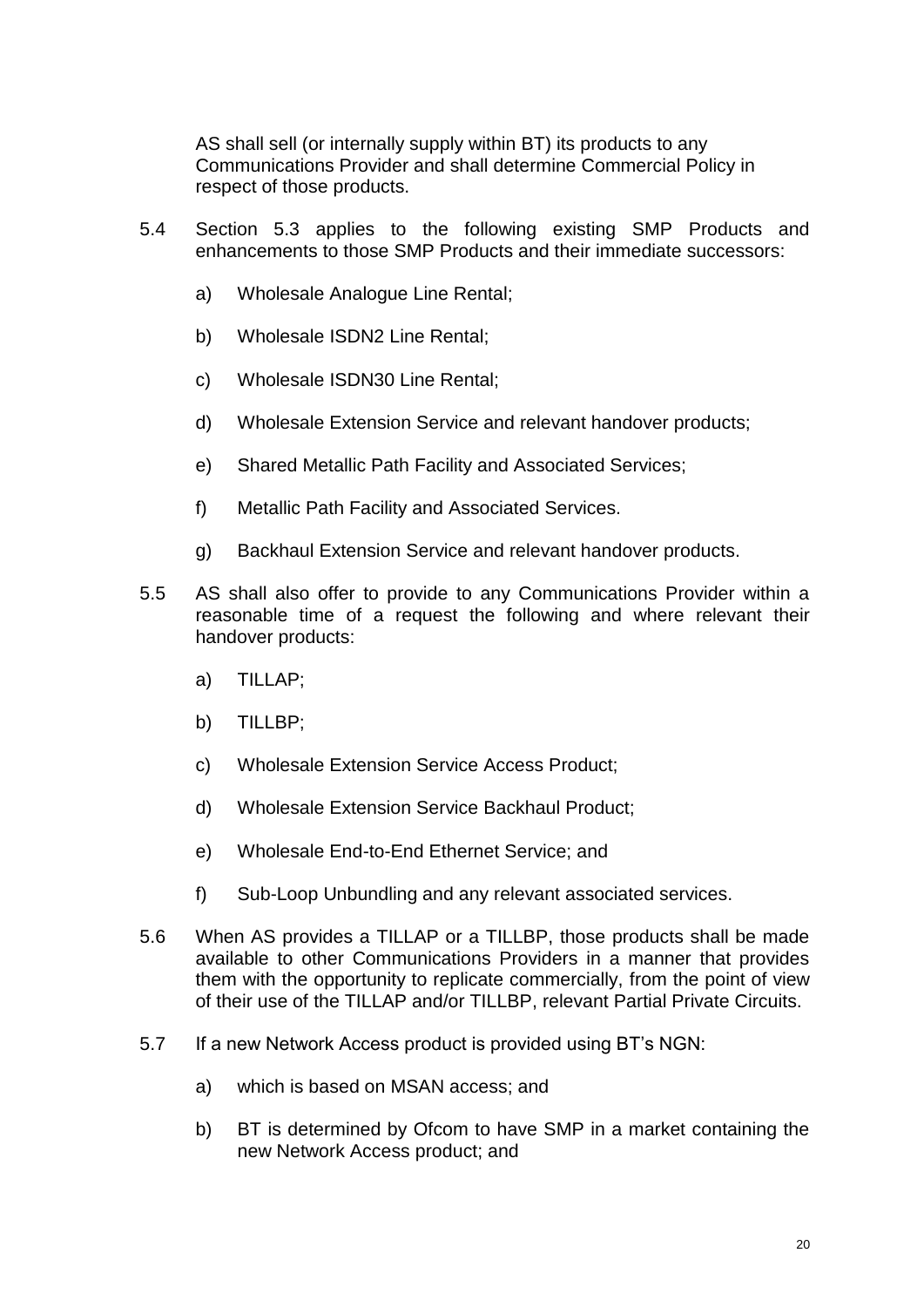AS shall sell (or internally supply within BT) its products to any Communications Provider and shall determine Commercial Policy in respect of those products.

5.4 Section 5.3 applies to the following existing SMP Products and enhancements to those SMP Products and their immediate successors:

a) Wholesale Analogue Line Rental;

b) Wholesale ISDN2 Line Rental;

c) Wholesale ISDN30 Line Rental;

d) Wholesale Extension Service and relevant handover products;

e) Shared Metallic Path Facility and Associated Services;

f) Metallic Path Facility and Associated Services.

g) Backhaul Extension Service and relevant handover products.

5.5 AS shall also offer to provide to any Communications Provider within a reasonable time of a request the following and where relevant their handover products:

a) TILLAP;

b) TILLBP;

c) Wholesale Extension Service Access Product;

d) Wholesale Extension Service Backhaul Product;

e) Wholesale End-to-End Ethernet Service; and

f) Sub-Loop Unbundling and any relevant associated services.

5.6 When AS provides a TILLAP or a TILLBP, those products shall be made available to other Communications Providers in a manner that provides them with the opportunity to replicate commercially, from the point of view of their use of the TILLAP and/or TILLBP, relevant Partial Private Circuits.

5.7 If a new Network Access product is provided using BT's NGN:

a) which is based on MSAN access; and

b) BT is determined by Ofcom to have SMP in a market containing the new Network Access product; and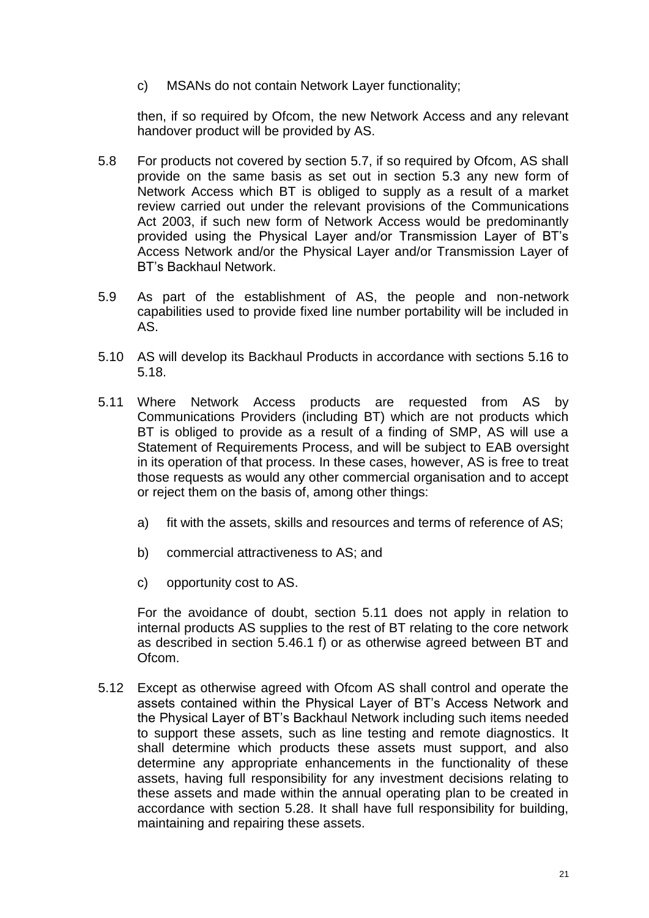c) MSANs do not contain Network Layer functionality;

then, if so required by Ofcom, the new Network Access and any relevant handover product will be provided by AS.

5.8 For products not covered by section 5.7, if so required by Ofcom, AS shall provide on the same basis as set out in section 5.3 any new form of Network Access which BT is obliged to supply as a result of a market review carried out under the relevant provisions of the Communications Act 2003, if such new form of Network Access would be predominantly provided using the Physical Layer and/or Transmission Layer of BT's Access Network and/or the Physical Layer and/or Transmission Layer of BT's Backhaul Network.

5.9 As part of the establishment of AS, the people and non-network capabilities used to provide fixed line number portability will be included in AS.

5.10 AS will develop its Backhaul Products in accordance with sections 5.16 to 5.18.

5.11 Where Network Access products are requested from AS by Communications Providers (including BT) which are not products which BT is obliged to provide as a result of a finding of SMP, AS will use a Statement of Requirements Process, and will be subject to EAB oversight in its operation of that process. In these cases, however, AS is free to treat those requests as would any other commercial organisation and to accept or reject them on the basis of, among other things:

a) fit with the assets, skills and resources and terms of reference of AS;

b) commercial attractiveness to AS; and

c) opportunity cost to AS.

For the avoidance of doubt, section 5.11 does not apply in relation to internal products AS supplies to the rest of BT relating to the core network as described in section 5.46.1 f) or as otherwise agreed between BT and Ofcom.

5.12 Except as otherwise agreed with Ofcom AS shall control and operate the assets contained within the Physical Layer of BT's Access Network and the Physical Layer of BT's Backhaul Network including such items needed to support these assets, such as line testing and remote diagnostics. It shall determine which products these assets must support, and also determine any appropriate enhancements in the functionality of these assets, having full responsibility for any investment decisions relating to these assets and made within the annual operating plan to be created in accordance with section 5.28. It shall have full responsibility for building, maintaining and repairing these assets.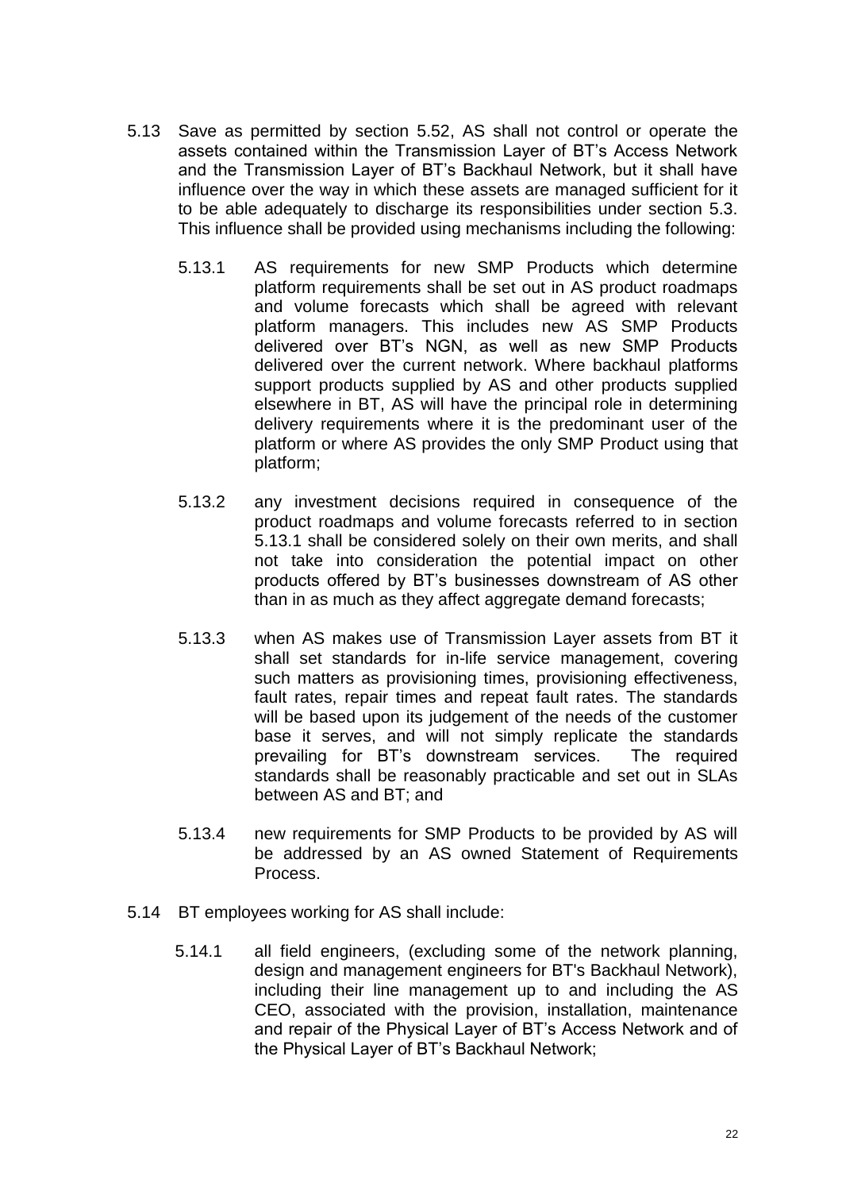5.13 Save as permitted by section 5.52, AS shall not control or operate the assets contained within the Transmission Layer of BT's Access Network and the Transmission Layer of BT's Backhaul Network, but it shall have influence over the way in which these assets are managed sufficient for it to be able adequately to discharge its responsibilities under section 5.3. This influence shall be provided using mechanisms including the following:

5.13.1 AS requirements for new SMP Products which determine platform requirements shall be set out in AS product roadmaps and volume forecasts which shall be agreed with relevant platform managers. This includes new AS SMP Products delivered over BT's NGN, as well as new SMP Products delivered over the current network. Where backhaul platforms support products supplied by AS and other products supplied elsewhere in BT, AS will have the principal role in determining delivery requirements where it is the predominant user of the platform or where AS provides the only SMP Product using that platform;

5.13.2 any investment decisions required in consequence of the product roadmaps and volume forecasts referred to in section 5.13.1 shall be considered solely on their own merits, and shall not take into consideration the potential impact on other products offered by BT's businesses downstream of AS other than in as much as they affect aggregate demand forecasts;

5.13.3 when AS makes use of Transmission Layer assets from BT it shall set standards for in-life service management, covering such matters as provisioning times, provisioning effectiveness, fault rates, repair times and repeat fault rates. The standards will be based upon its judgement of the needs of the customer base it serves, and will not simply replicate the standards prevailing for BT's downstream services. The required standards shall be reasonably practicable and set out in SLAs between AS and BT; and

5.13.4 new requirements for SMP Products to be provided by AS will be addressed by an AS owned Statement of Requirements Process.

5.14 BT employees working for AS shall include:

5.14.1 all field engineers, (excluding some of the network planning, design and management engineers for BT's Backhaul Network), including their line management up to and including the AS CEO, associated with the provision, installation, maintenance and repair of the Physical Layer of BT's Access Network and of the Physical Layer of BT's Backhaul Network;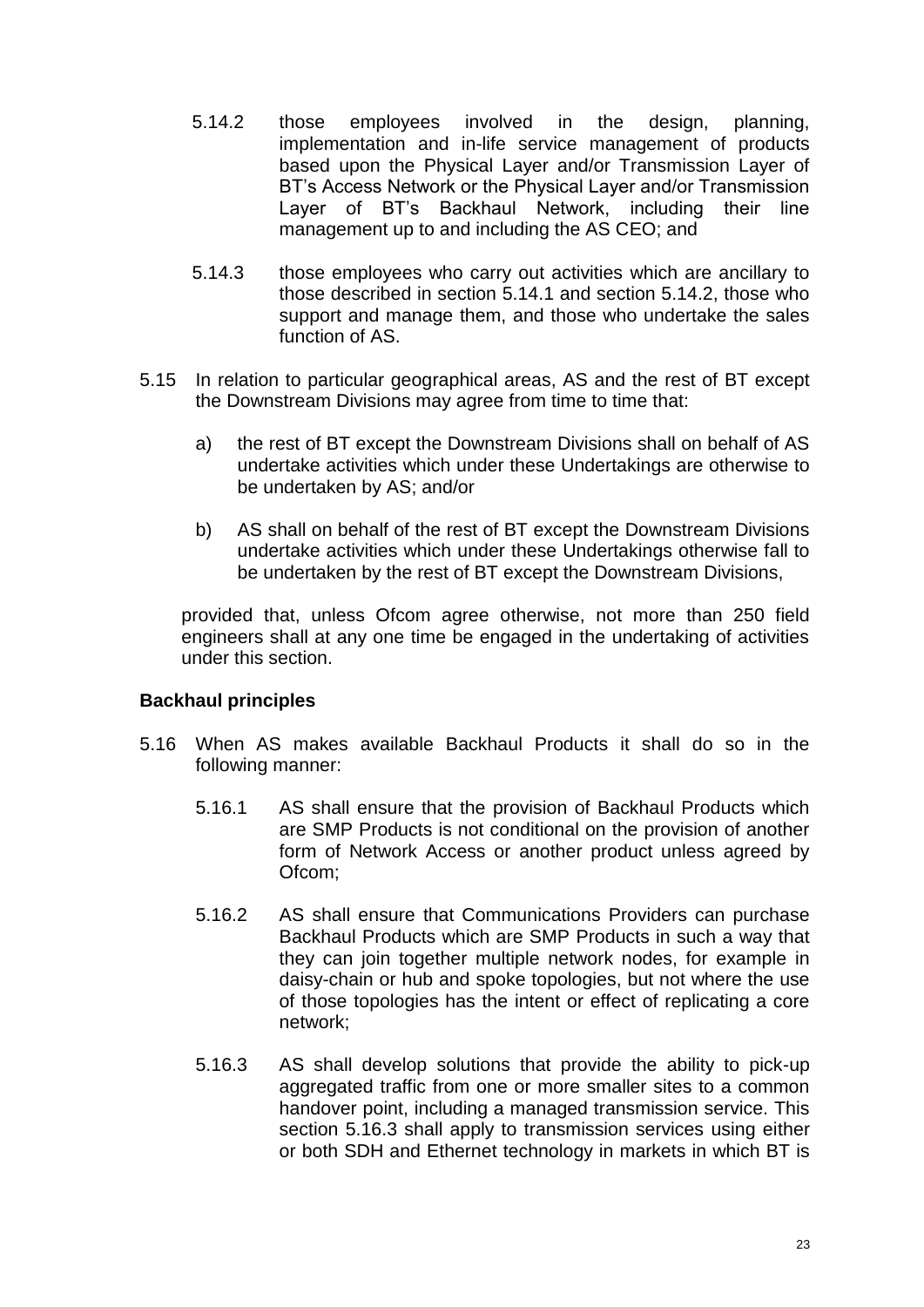5.14.2 those employees involved in the design, planning, implementation and in-life service management of products based upon the Physical Layer and/or Transmission Layer of BT's Access Network or the Physical Layer and/or Transmission Layer of BT's Backhaul Network, including their line management up to and including the AS CEO; and

5.14.3 those employees who carry out activities which are ancillary to those described in section 5.14.1 and section 5.14.2, those who support and manage them, and those who undertake the sales function of AS.

5.15 In relation to particular geographical areas, AS and the rest of BT except the Downstream Divisions may agree from time to time that:

a) the rest of BT except the Downstream Divisions shall on behalf of AS undertake activities which under these Undertakings are otherwise to be undertaken by AS; and/or

b) AS shall on behalf of the rest of BT except the Downstream Divisions undertake activities which under these Undertakings otherwise fall to be undertaken by the rest of BT except the Downstream Divisions,

provided that, unless Ofcom agree otherwise, not more than 250 field engineers shall at any one time be engaged in the undertaking of activities under this section.

**Backhaul principles**

5.16 When AS makes available Backhaul Products it shall do so in the following manner:

5.16.1 AS shall ensure that the provision of Backhaul Products which are SMP Products is not conditional on the provision of another form of Network Access or another product unless agreed by Ofcom;

5.16.2 AS shall ensure that Communications Providers can purchase Backhaul Products which are SMP Products in such a way that they can join together multiple network nodes, for example in daisy-chain or hub and spoke topologies, but not where the use of those topologies has the intent or effect of replicating a core network;

5.16.3 AS shall develop solutions that provide the ability to pick-up aggregated traffic from one or more smaller sites to a common handover point, including a managed transmission service. This section 5.16.3 shall apply to transmission services using either or both SDH and Ethernet technology in markets in which BT is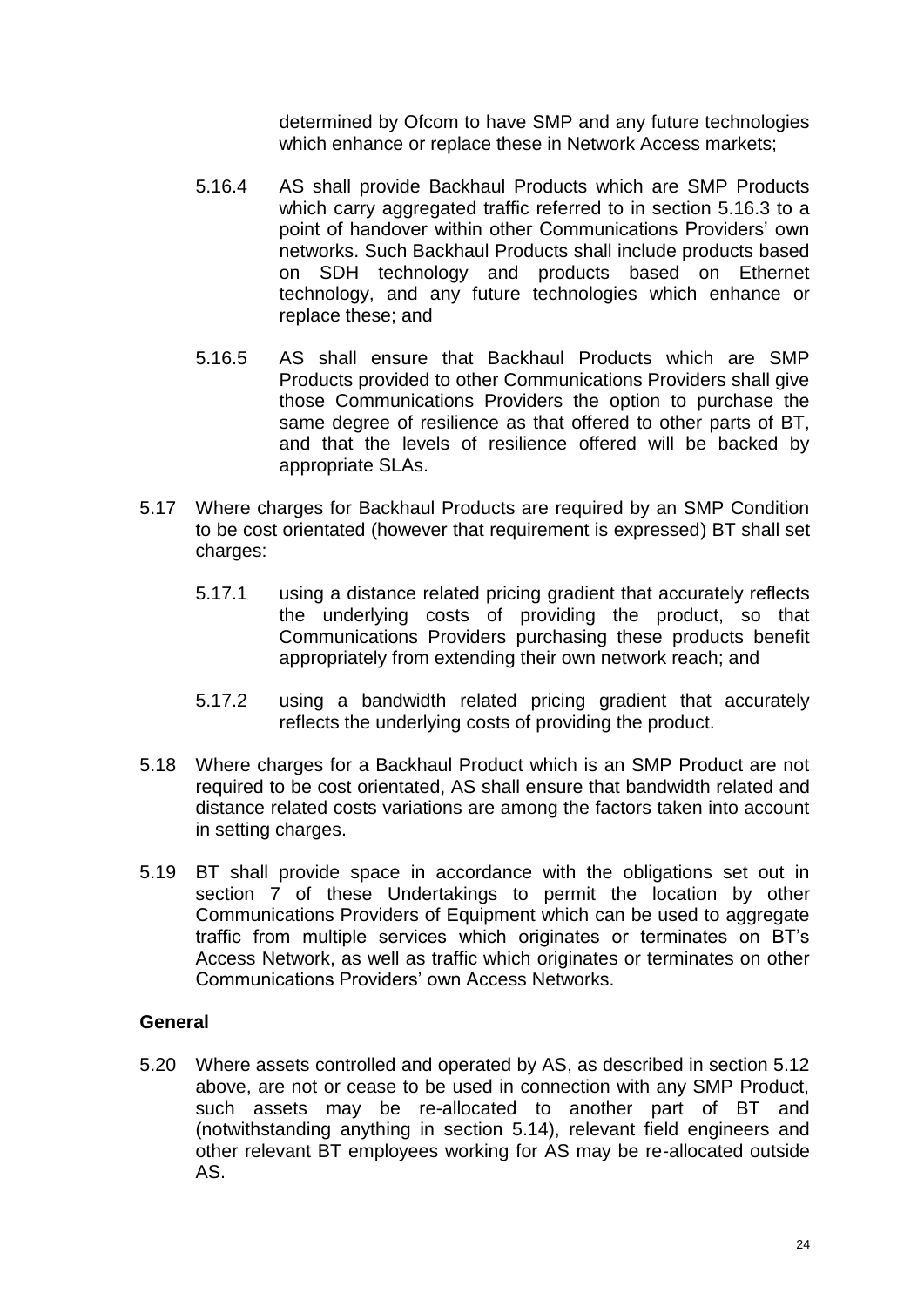determined by Ofcom to have SMP and any future technologies which enhance or replace these in Network Access markets;

5.16.4 AS shall provide Backhaul Products which are SMP Products which carry aggregated traffic referred to in section 5.16.3 to a point of handover within other Communications Providers' own networks. Such Backhaul Products shall include products based on SDH technology and products based on Ethernet technology, and any future technologies which enhance or replace these; and

5.16.5 AS shall ensure that Backhaul Products which are SMP Products provided to other Communications Providers shall give those Communications Providers the option to purchase the same degree of resilience as that offered to other parts of BT, and that the levels of resilience offered will be backed by appropriate SLAs.

5.17 Where charges for Backhaul Products are required by an SMP Condition to be cost orientated (however that requirement is expressed) BT shall set charges:

5.17.1 using a distance related pricing gradient that accurately reflects the underlying costs of providing the product, so that Communications Providers purchasing these products benefit appropriately from extending their own network reach; and

5.17.2 using a bandwidth related pricing gradient that accurately reflects the underlying costs of providing the product.

5.18 Where charges for a Backhaul Product which is an SMP Product are not required to be cost orientated, AS shall ensure that bandwidth related and distance related costs variations are among the factors taken into account in setting charges.

5.19 BT shall provide space in accordance with the obligations set out in section 7 of these Undertakings to permit the location by other Communications Providers of Equipment which can be used to aggregate traffic from multiple services which originates or terminates on BT's Access Network, as well as traffic which originates or terminates on other Communications Providers' own Access Networks.

**General**

5.20 Where assets controlled and operated by AS, as described in section 5.12 above, are not or cease to be used in connection with any SMP Product, such assets may be re-allocated to another part of BT and (notwithstanding anything in section 5.14), relevant field engineers and other relevant BT employees working for AS may be re-allocated outside AS.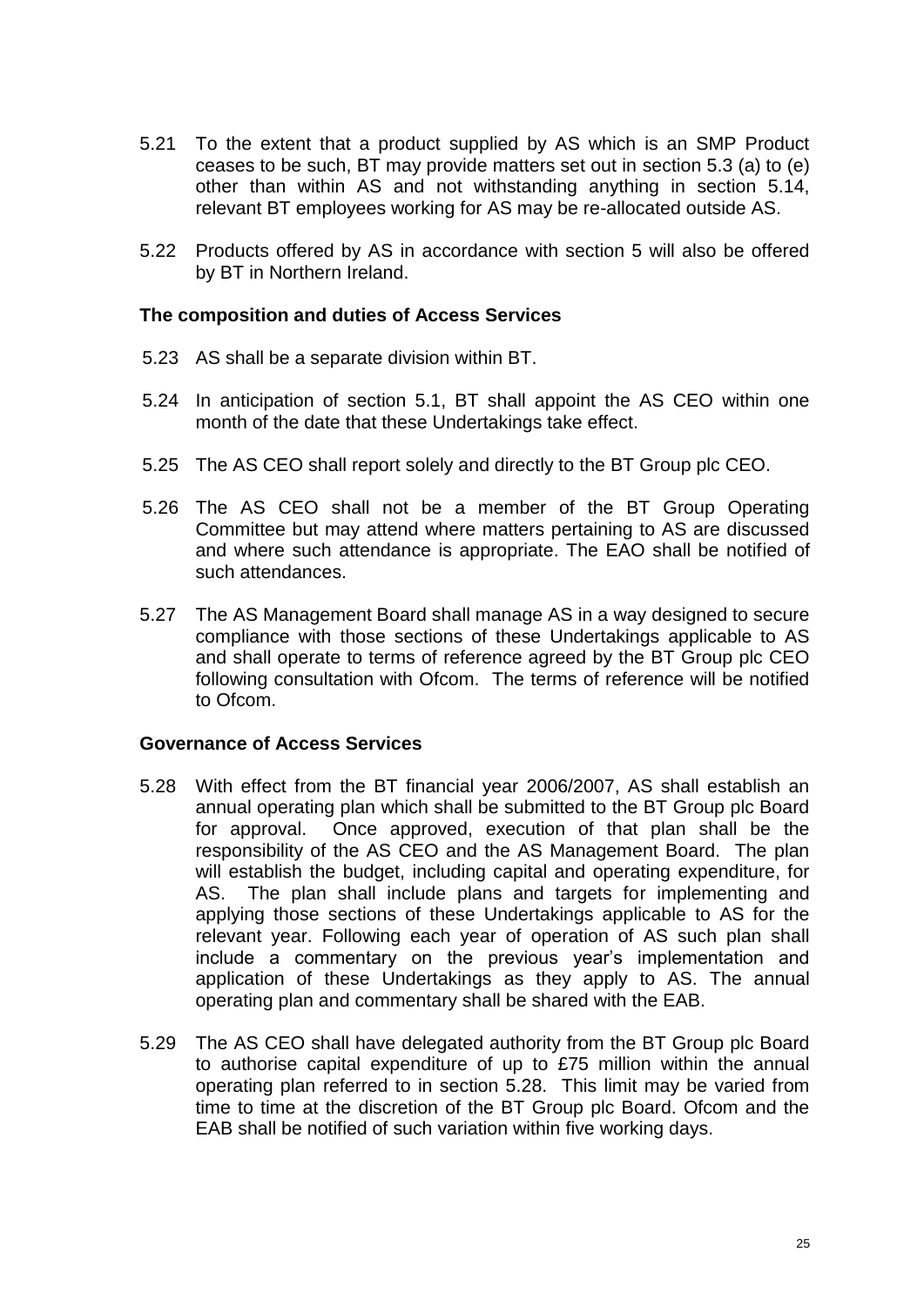5.21 To the extent that a product supplied by AS which is an SMP Product ceases to be such, BT may provide matters set out in section 5.3 (a) to (e) other than within AS and not withstanding anything in section 5.14, relevant BT employees working for AS may be re-allocated outside AS.

5.22 Products offered by AS in accordance with section 5 will also be offered by BT in Northern Ireland.

**The composition and duties of Access Services**

5.23 AS shall be a separate division within BT.

5.24 In anticipation of section 5.1, BT shall appoint the AS CEO within one month of the date that these Undertakings take effect.

5.25 The AS CEO shall report solely and directly to the BT Group plc CEO.

5.26 The AS CEO shall not be a member of the BT Group Operating Committee but may attend where matters pertaining to AS are discussed and where such attendance is appropriate. The EAO shall be notified of such attendances.

5.27 The AS Management Board shall manage AS in a way designed to secure compliance with those sections of these Undertakings applicable to AS and shall operate to terms of reference agreed by the BT Group plc CEO following consultation with Ofcom. The terms of reference will be notified to Ofcom.

**Governance of Access Services**

5.28 With effect from the BT financial year 2006/2007, AS shall establish an annual operating plan which shall be submitted to the BT Group plc Board for approval. Once approved, execution of that plan shall be the responsibility of the AS CEO and the AS Management Board. The plan will establish the budget, including capital and operating expenditure, for AS. The plan shall include plans and targets for implementing and applying those sections of these Undertakings applicable to AS for the relevant year. Following each year of operation of AS such plan shall include a commentary on the previous year's implementation and application of these Undertakings as they apply to AS. The annual operating plan and commentary shall be shared with the EAB.

5.29 The AS CEO shall have delegated authority from the BT Group plc Board to authorise capital expenditure of up to £75 million within the annual operating plan referred to in section 5.28. This limit may be varied from time to time at the discretion of the BT Group plc Board. Ofcom and the EAB shall be notified of such variation within five working days.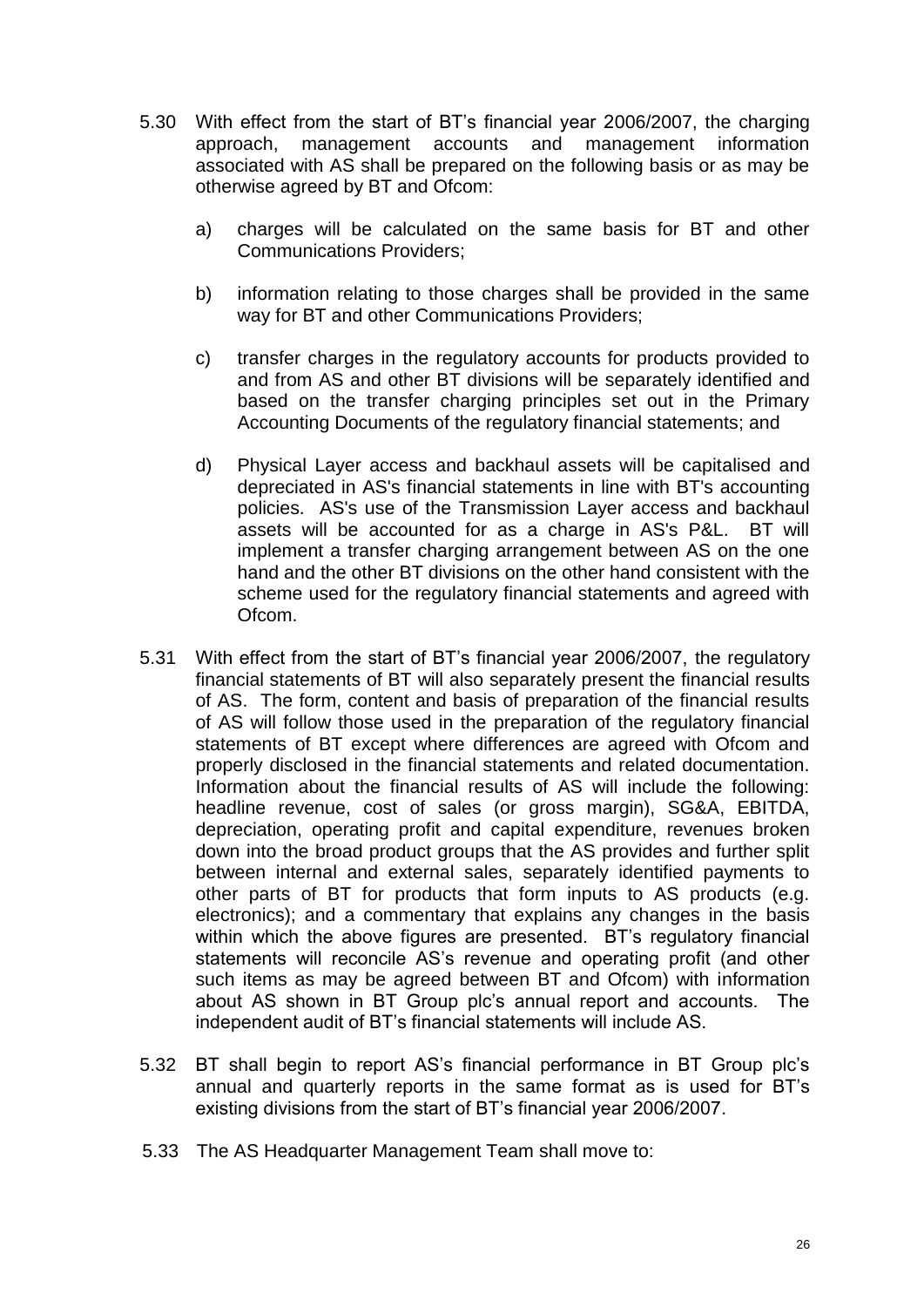5.30 With effect from the start of BT's financial year 2006/2007, the charging approach, management accounts and management information associated with AS shall be prepared on the following basis or as may be otherwise agreed by BT and Ofcom:

   a) charges will be calculated on the same basis for BT and other Communications Providers;

   b) information relating to those charges shall be provided in the same way for BT and other Communications Providers;

   c) transfer charges in the regulatory accounts for products provided to and from AS and other BT divisions will be separately identified and based on the transfer charging principles set out in the Primary Accounting Documents of the regulatory financial statements; and

   d) Physical Layer access and backhaul assets will be capitalised and depreciated in AS's financial statements in line with BT's accounting policies. AS's use of the Transmission Layer access and backhaul assets will be accounted for as a charge in AS's P&L. BT will implement a transfer charging arrangement between AS on the one hand and the other BT divisions on the other hand consistent with the scheme used for the regulatory financial statements and agreed with Ofcom.

5.31 With effect from the start of BT's financial year 2006/2007, the regulatory financial statements of BT will also separately present the financial results of AS. The form, content and basis of preparation of the financial results of AS will follow those used in the preparation of the regulatory financial statements of BT except where differences are agreed with Ofcom and properly disclosed in the financial statements and related documentation. Information about the financial results of AS will include the following: headline revenue, cost of sales (or gross margin), SG&A, EBITDA, depreciation, operating profit and capital expenditure, revenues broken down into the broad product groups that the AS provides and further split between internal and external sales, separately identified payments to other parts of BT for products that form inputs to AS products (e.g. electronics); and a commentary that explains any changes in the basis within which the above figures are presented. BT's regulatory financial statements will reconcile AS's revenue and operating profit (and other such items as may be agreed between BT and Ofcom) with information about AS shown in BT Group plc's annual report and accounts. The independent audit of BT's financial statements will include AS.

5.32 BT shall begin to report AS's financial performance in BT Group plc's annual and quarterly reports in the same format as is used for BT's existing divisions from the start of BT's financial year 2006/2007.

5.33 The AS Headquarter Management Team shall move to: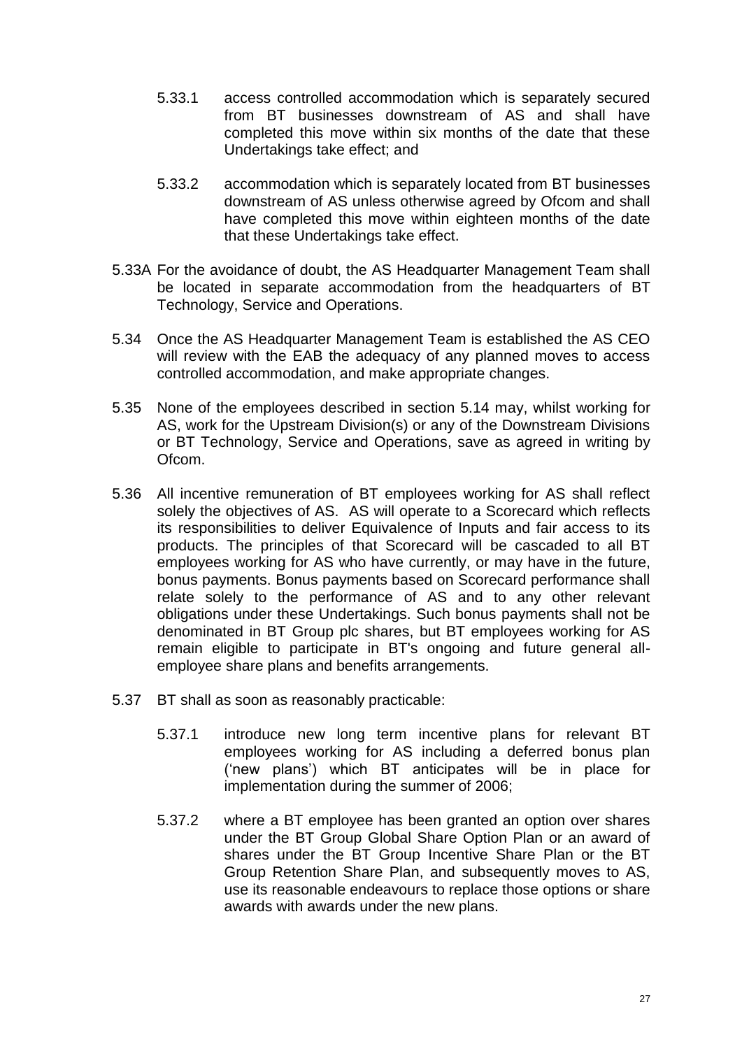5.33.1 access controlled accommodation which is separately secured from BT businesses downstream of AS and shall have completed this move within six months of the date that these Undertakings take effect; and

5.33.2 accommodation which is separately located from BT businesses downstream of AS unless otherwise agreed by Ofcom and shall have completed this move within eighteen months of the date that these Undertakings take effect.

5.33A For the avoidance of doubt, the AS Headquarter Management Team shall be located in separate accommodation from the headquarters of BT Technology, Service and Operations.

5.34 Once the AS Headquarter Management Team is established the AS CEO will review with the EAB the adequacy of any planned moves to access controlled accommodation, and make appropriate changes.

5.35 None of the employees described in section 5.14 may, whilst working for AS, work for the Upstream Division(s) or any of the Downstream Divisions or BT Technology, Service and Operations, save as agreed in writing by Ofcom.

5.36 All incentive remuneration of BT employees working for AS shall reflect solely the objectives of AS. AS will operate to a Scorecard which reflects its responsibilities to deliver Equivalence of Inputs and fair access to its products. The principles of that Scorecard will be cascaded to all BT employees working for AS who have currently, or may have in the future, bonus payments. Bonus payments based on Scorecard performance shall relate solely to the performance of AS and to any other relevant obligations under these Undertakings. Such bonus payments shall not be denominated in BT Group plc shares, but BT employees working for AS remain eligible to participate in BT's ongoing and future general all-employee share plans and benefits arrangements.

5.37 BT shall as soon as reasonably practicable:

5.37.1 introduce new long term incentive plans for relevant BT employees working for AS including a deferred bonus plan ('new plans') which BT anticipates will be in place for implementation during the summer of 2006;

5.37.2 where a BT employee has been granted an option over shares under the BT Group Global Share Option Plan or an award of shares under the BT Group Incentive Share Plan or the BT Group Retention Share Plan, and subsequently moves to AS, use its reasonable endeavours to replace those options or share awards with awards under the new plans.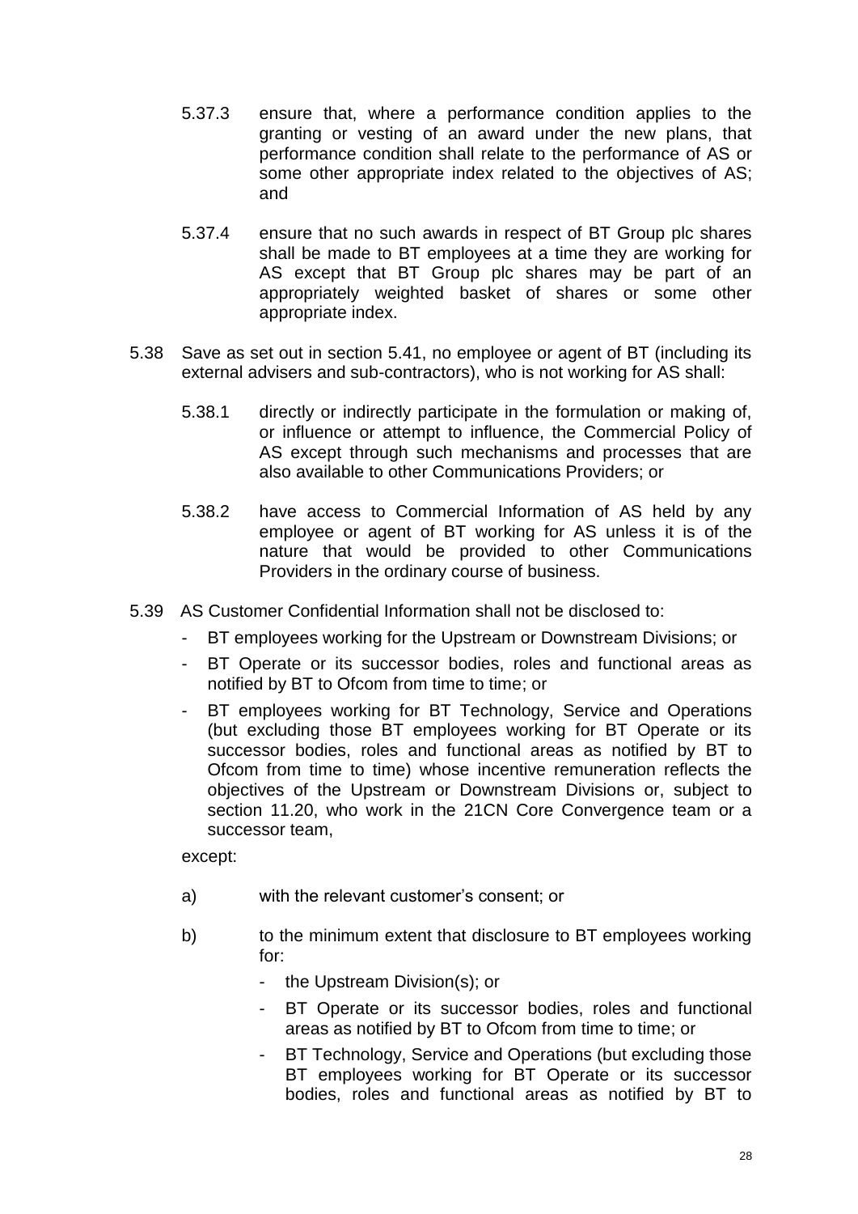5.37.3 ensure that, where a performance condition applies to the granting or vesting of an award under the new plans, that performance condition shall relate to the performance of AS or some other appropriate index related to the objectives of AS; and

5.37.4 ensure that no such awards in respect of BT Group plc shares shall be made to BT employees at a time they are working for AS except that BT Group plc shares may be part of an appropriately weighted basket of shares or some other appropriate index.

5.38 Save as set out in section 5.41, no employee or agent of BT (including its external advisers and sub-contractors), who is not working for AS shall:

5.38.1 directly or indirectly participate in the formulation or making of, or influence or attempt to influence, the Commercial Policy of AS except through such mechanisms and processes that are also available to other Communications Providers; or

5.38.2 have access to Commercial Information of AS held by any employee or agent of BT working for AS unless it is of the nature that would be provided to other Communications Providers in the ordinary course of business.

5.39 AS Customer Confidential Information shall not be disclosed to:

- BT employees working for the Upstream or Downstream Divisions; or
- BT Operate or its successor bodies, roles and functional areas as notified by BT to Ofcom from time to time; or
- BT employees working for BT Technology, Service and Operations (but excluding those BT employees working for BT Operate or its successor bodies, roles and functional areas as notified by BT to Ofcom from time to time) whose incentive remuneration reflects the objectives of the Upstream or Downstream Divisions or, subject to section 11.20, who work in the 21CN Core Convergence team or a successor team,

except:

a) with the relevant customer's consent; or

b) to the minimum extent that disclosure to BT employees working for:

- the Upstream Division(s); or
- BT Operate or its successor bodies, roles and functional areas as notified by BT to Ofcom from time to time; or
- BT Technology, Service and Operations (but excluding those BT employees working for BT Operate or its successor bodies, roles and functional areas as notified by BT to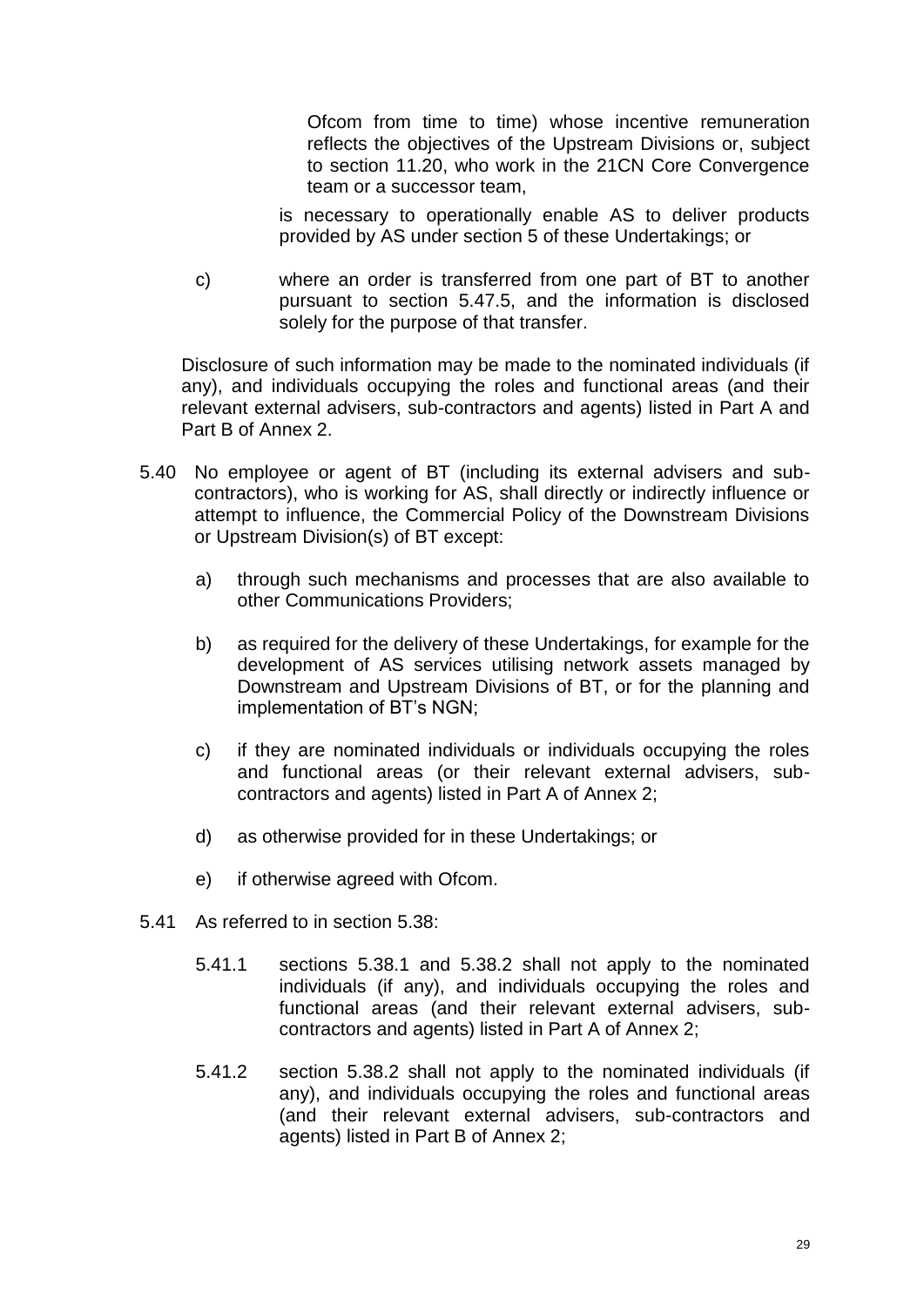Ofcom from time to time) whose incentive remuneration reflects the objectives of the Upstream Divisions or, subject to section 11.20, who work in the 21CN Core Convergence team or a successor team,

is necessary to operationally enable AS to deliver products provided by AS under section 5 of these Undertakings; or

c) where an order is transferred from one part of BT to another pursuant to section 5.47.5, and the information is disclosed solely for the purpose of that transfer.

Disclosure of such information may be made to the nominated individuals (if any), and individuals occupying the roles and functional areas (and their relevant external advisers, sub-contractors and agents) listed in Part A and Part B of Annex 2.

5.40 No employee or agent of BT (including its external advisers and sub-contractors), who is working for AS, shall directly or indirectly influence or attempt to influence, the Commercial Policy of the Downstream Divisions or Upstream Division(s) of BT except:

a) through such mechanisms and processes that are also available to other Communications Providers;

b) as required for the delivery of these Undertakings, for example for the development of AS services utilising network assets managed by Downstream and Upstream Divisions of BT, or for the planning and implementation of BT's NGN;

c) if they are nominated individuals or individuals occupying the roles and functional areas (or their relevant external advisers, sub-contractors and agents) listed in Part A of Annex 2;

d) as otherwise provided for in these Undertakings; or

e) if otherwise agreed with Ofcom.

5.41 As referred to in section 5.38:

5.41.1 sections 5.38.1 and 5.38.2 shall not apply to the nominated individuals (if any), and individuals occupying the roles and functional areas (and their relevant external advisers, sub-contractors and agents) listed in Part A of Annex 2;

5.41.2 section 5.38.2 shall not apply to the nominated individuals (if any), and individuals occupying the roles and functional areas (and their relevant external advisers, sub-contractors and agents) listed in Part B of Annex 2;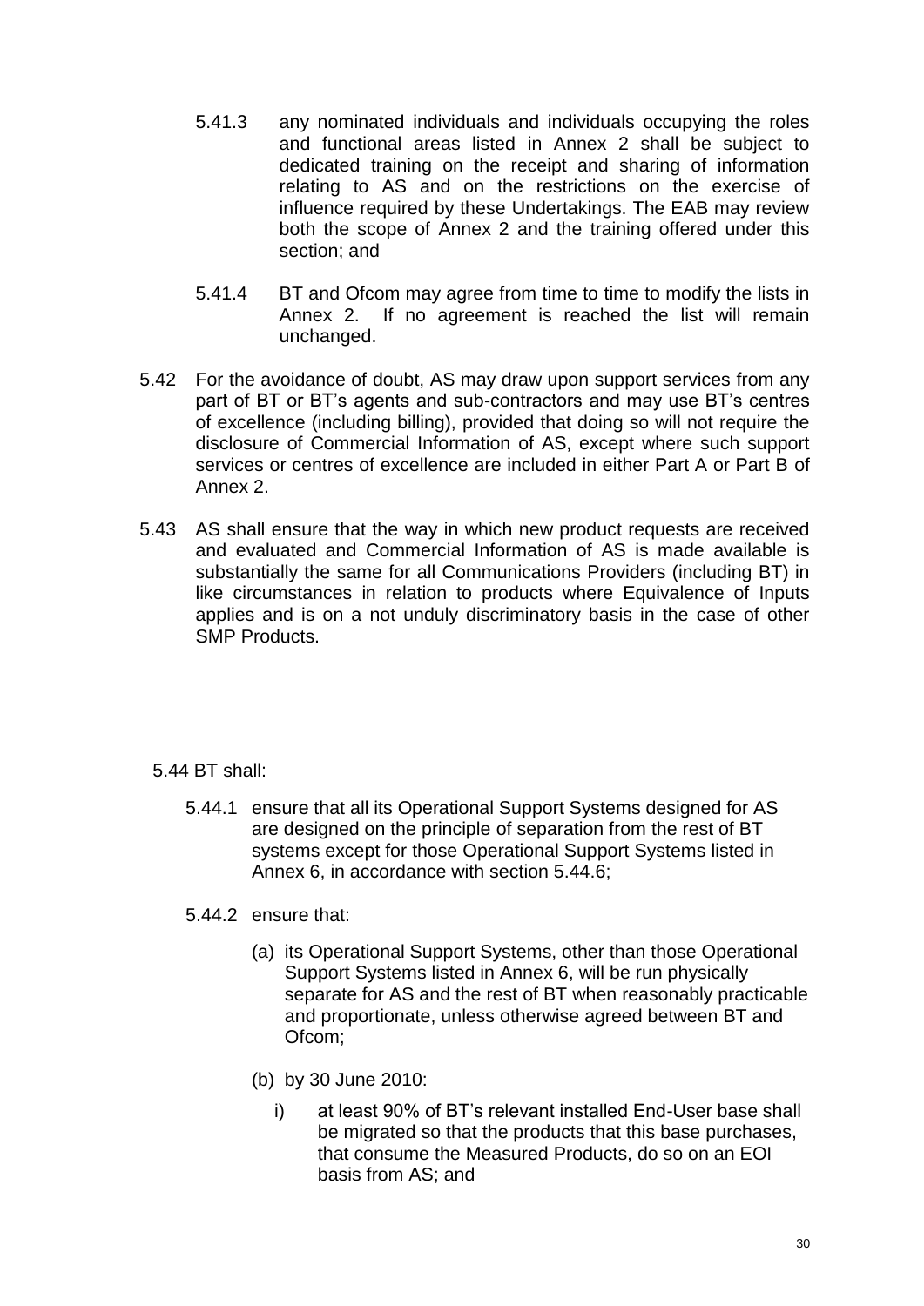5.41.3 any nominated individuals and individuals occupying the roles and functional areas listed in Annex 2 shall be subject to dedicated training on the receipt and sharing of information relating to AS and on the restrictions on the exercise of influence required by these Undertakings. The EAB may review both the scope of Annex 2 and the training offered under this section; and

5.41.4 BT and Ofcom may agree from time to time to modify the lists in Annex 2. If no agreement is reached the list will remain unchanged.

5.42 For the avoidance of doubt, AS may draw upon support services from any part of BT or BT's agents and sub-contractors and may use BT's centres of excellence (including billing), provided that doing so will not require the disclosure of Commercial Information of AS, except where such support services or centres of excellence are included in either Part A or Part B of Annex 2.

5.43 AS shall ensure that the way in which new product requests are received and evaluated and Commercial Information of AS is made available is substantially the same for all Communications Providers (including BT) in like circumstances in relation to products where Equivalence of Inputs applies and is on a not unduly discriminatory basis in the case of other SMP Products.

5.44 BT shall:

5.44.1 ensure that all its Operational Support Systems designed for AS are designed on the principle of separation from the rest of BT systems except for those Operational Support Systems listed in Annex 6, in accordance with section 5.44.6;

5.44.2 ensure that:

(a) its Operational Support Systems, other than those Operational Support Systems listed in Annex 6, will be run physically separate for AS and the rest of BT when reasonably practicable and proportionate, unless otherwise agreed between BT and Ofcom;

(b) by 30 June 2010:

i) at least 90% of BT's relevant installed End-User base shall be migrated so that the products that this base purchases, that consume the Measured Products, do so on an EOI basis from AS; and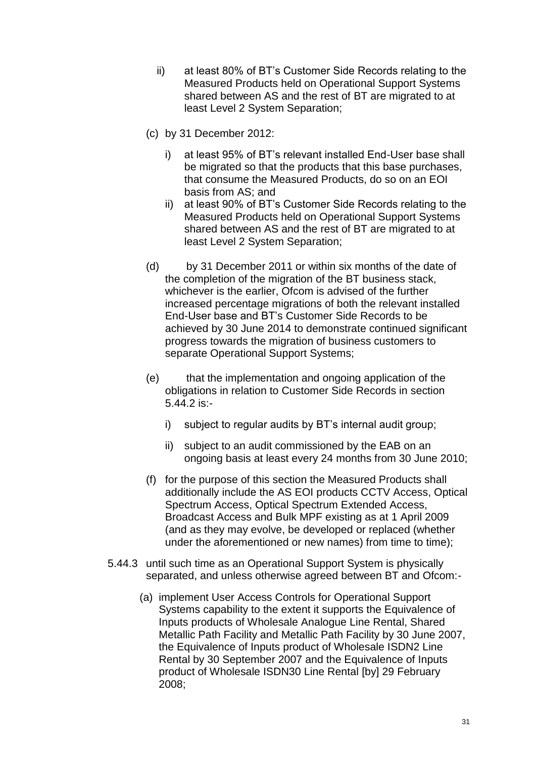ii) at least 80% of BT's Customer Side Records relating to the Measured Products held on Operational Support Systems shared between AS and the rest of BT are migrated to at least Level 2 System Separation;

(c) by 31 December 2012:

   i) at least 95% of BT's relevant installed End-User base shall be migrated so that the products that this base purchases, that consume the Measured Products, do so on an EOI basis from AS; and

   ii) at least 90% of BT's Customer Side Records relating to the Measured Products held on Operational Support Systems shared between AS and the rest of BT are migrated to at least Level 2 System Separation;

(d) by 31 December 2011 or within six months of the date of the completion of the migration of the BT business stack, whichever is the earlier, Ofcom is advised of the further increased percentage migrations of both the relevant installed End-User base and BT's Customer Side Records to be achieved by 30 June 2014 to demonstrate continued significant progress towards the migration of business customers to separate Operational Support Systems;

(e) that the implementation and ongoing application of the obligations in relation to Customer Side Records in section 5.44.2 is:-

   i) subject to regular audits by BT's internal audit group;

   ii) subject to an audit commissioned by the EAB on an ongoing basis at least every 24 months from 30 June 2010;

(f) for the purpose of this section the Measured Products shall additionally include the AS EOI products CCTV Access, Optical Spectrum Access, Optical Spectrum Extended Access, Broadcast Access and Bulk MPF existing as at 1 April 2009 (and as they may evolve, be developed or replaced (whether under the aforementioned or new names) from time to time);

5.44.3 until such time as an Operational Support System is physically separated, and unless otherwise agreed between BT and Ofcom:-

(a) implement User Access Controls for Operational Support Systems capability to the extent it supports the Equivalence of Inputs products of Wholesale Analogue Line Rental, Shared Metallic Path Facility and Metallic Path Facility by 30 June 2007, the Equivalence of Inputs product of Wholesale ISDN2 Line Rental by 30 September 2007 and the Equivalence of Inputs product of Wholesale ISDN30 Line Rental [by] 29 February 2008;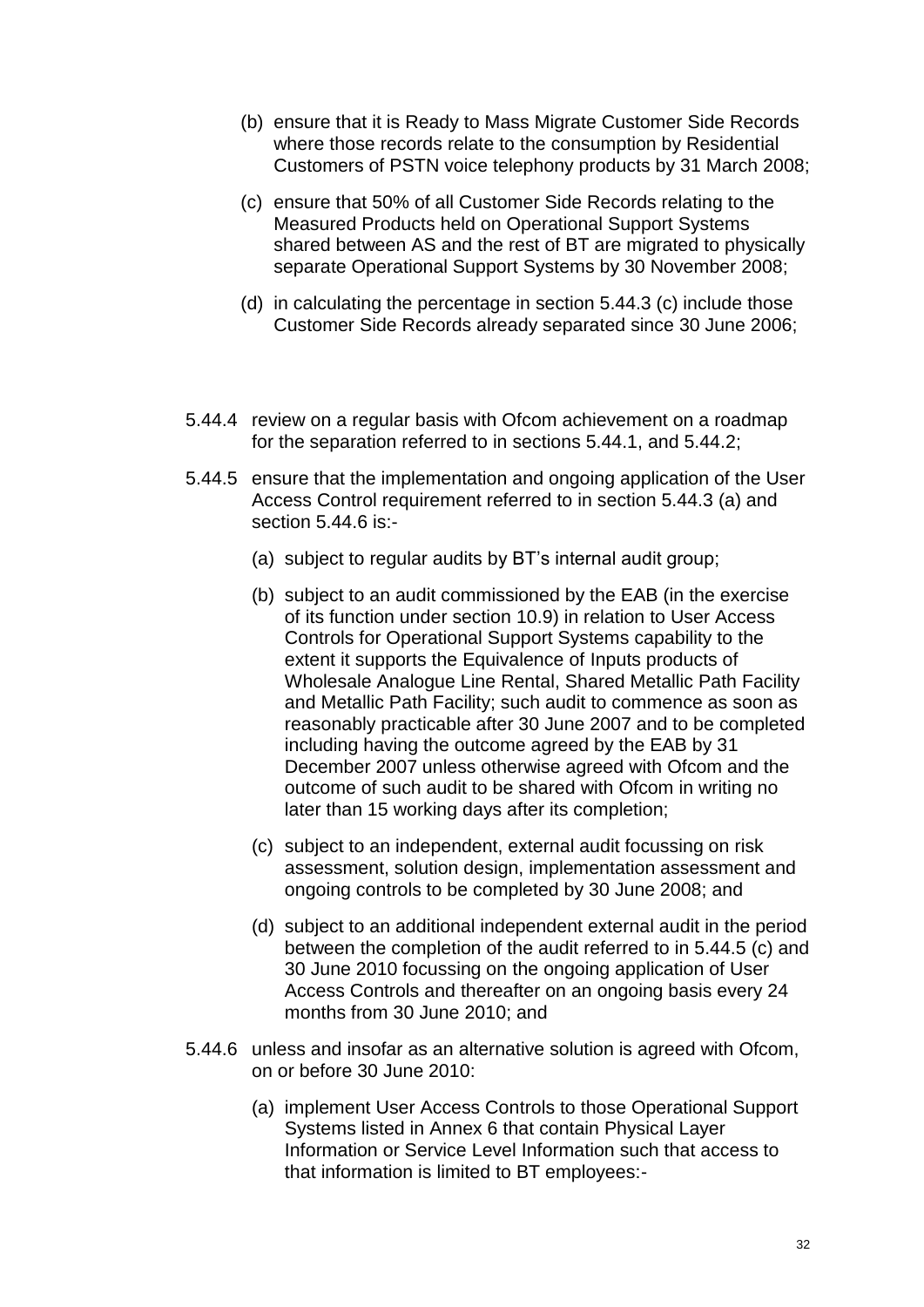(b) ensure that it is Ready to Mass Migrate Customer Side Records where those records relate to the consumption by Residential Customers of PSTN voice telephony products by 31 March 2008;

(c) ensure that 50% of all Customer Side Records relating to the Measured Products held on Operational Support Systems shared between AS and the rest of BT are migrated to physically separate Operational Support Systems by 30 November 2008;

(d) in calculating the percentage in section 5.44.3 (c) include those Customer Side Records already separated since 30 June 2006;

5.44.4 review on a regular basis with Ofcom achievement on a roadmap for the separation referred to in sections 5.44.1, and 5.44.2;

5.44.5 ensure that the implementation and ongoing application of the User Access Control requirement referred to in section 5.44.3 (a) and section 5.44.6 is:-

(a) subject to regular audits by BT's internal audit group;

(b) subject to an audit commissioned by the EAB (in the exercise of its function under section 10.9) in relation to User Access Controls for Operational Support Systems capability to the extent it supports the Equivalence of Inputs products of Wholesale Analogue Line Rental, Shared Metallic Path Facility and Metallic Path Facility; such audit to commence as soon as reasonably practicable after 30 June 2007 and to be completed including having the outcome agreed by the EAB by 31 December 2007 unless otherwise agreed with Ofcom and the outcome of such audit to be shared with Ofcom in writing no later than 15 working days after its completion;

(c) subject to an independent, external audit focussing on risk assessment, solution design, implementation assessment and ongoing controls to be completed by 30 June 2008; and

(d) subject to an additional independent external audit in the period between the completion of the audit referred to in 5.44.5 (c) and 30 June 2010 focussing on the ongoing application of User Access Controls and thereafter on an ongoing basis every 24 months from 30 June 2010; and

5.44.6 unless and insofar as an alternative solution is agreed with Ofcom, on or before 30 June 2010:

(a) implement User Access Controls to those Operational Support Systems listed in Annex 6 that contain Physical Layer Information or Service Level Information such that access to that information is limited to BT employees:-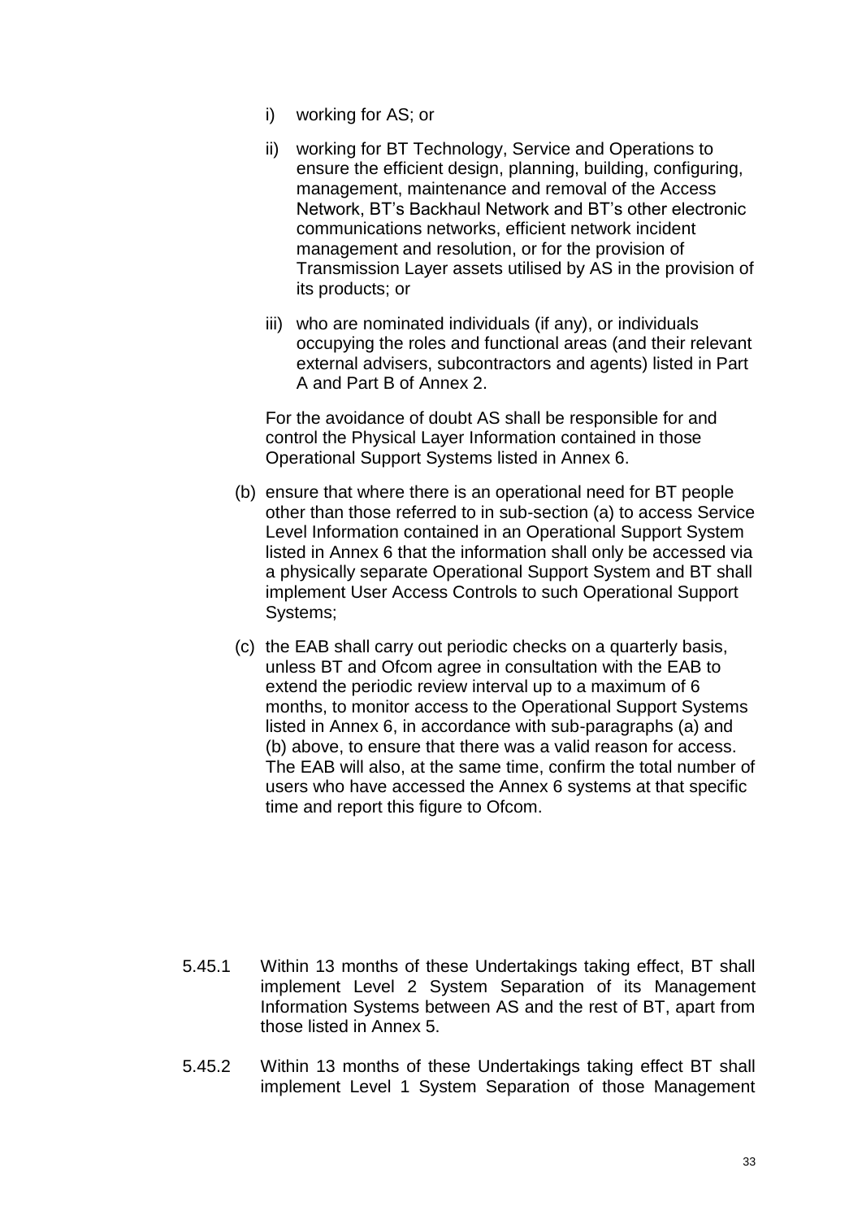i) working for AS; or

ii) working for BT Technology, Service and Operations to ensure the efficient design, planning, building, configuring, management, maintenance and removal of the Access Network, BT's Backhaul Network and BT's other electronic communications networks, efficient network incident management and resolution, or for the provision of Transmission Layer assets utilised by AS in the provision of its products; or

iii) who are nominated individuals (if any), or individuals occupying the roles and functional areas (and their relevant external advisers, subcontractors and agents) listed in Part A and Part B of Annex 2.

For the avoidance of doubt AS shall be responsible for and control the Physical Layer Information contained in those Operational Support Systems listed in Annex 6.

(b) ensure that where there is an operational need for BT people other than those referred to in sub-section (a) to access Service Level Information contained in an Operational Support System listed in Annex 6 that the information shall only be accessed via a physically separate Operational Support System and BT shall implement User Access Controls to such Operational Support Systems;

(c) the EAB shall carry out periodic checks on a quarterly basis, unless BT and Ofcom agree in consultation with the EAB to extend the periodic review interval up to a maximum of 6 months, to monitor access to the Operational Support Systems listed in Annex 6, in accordance with sub-paragraphs (a) and (b) above, to ensure that there was a valid reason for access. The EAB will also, at the same time, confirm the total number of users who have accessed the Annex 6 systems at that specific time and report this figure to Ofcom.

5.45.1 Within 13 months of these Undertakings taking effect, BT shall implement Level 2 System Separation of its Management Information Systems between AS and the rest of BT, apart from those listed in Annex 5.

5.45.2 Within 13 months of these Undertakings taking effect BT shall implement Level 1 System Separation of those Management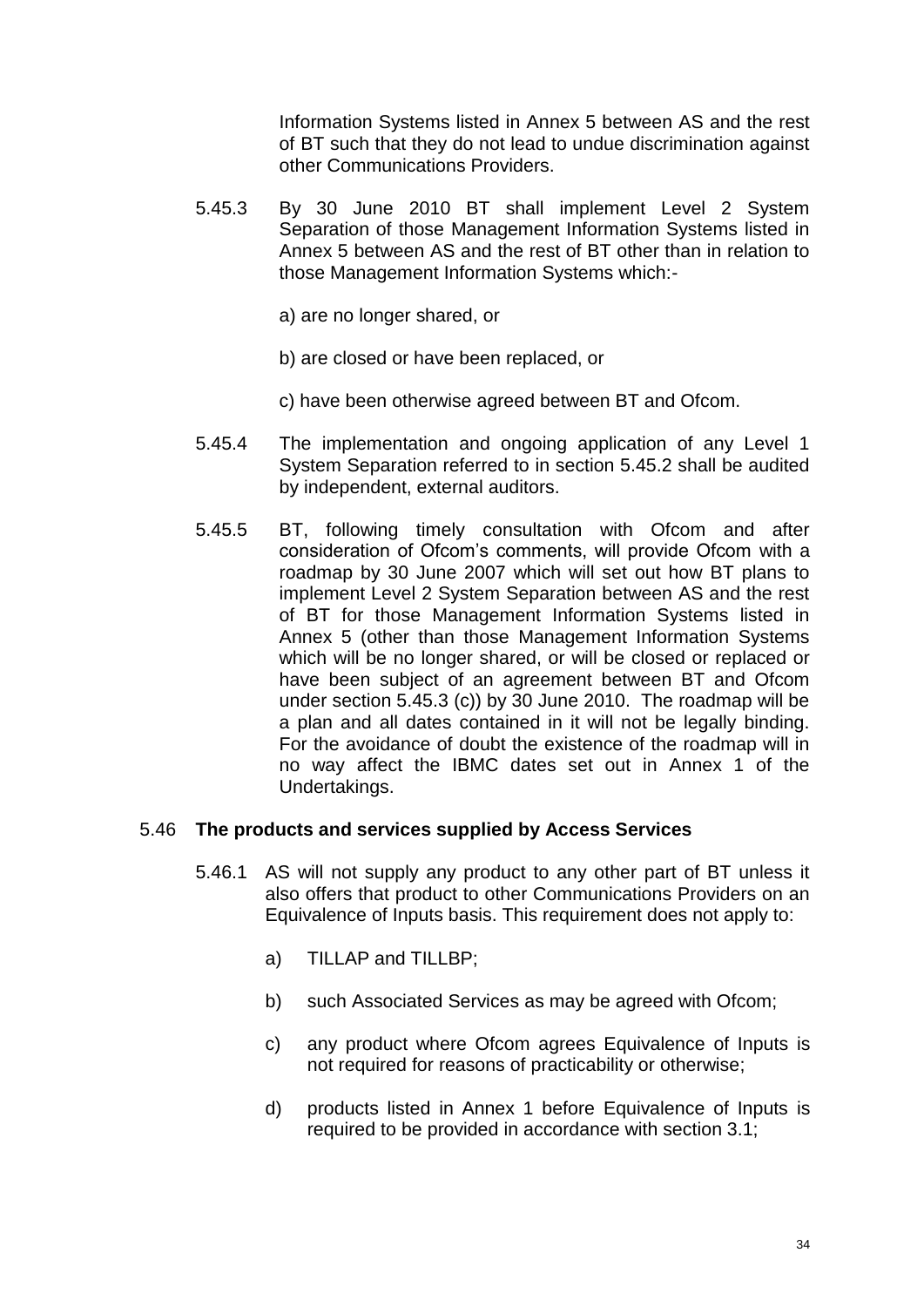Information Systems listed in Annex 5 between AS and the rest of BT such that they do not lead to undue discrimination against other Communications Providers.

5.45.3 By 30 June 2010 BT shall implement Level 2 System Separation of those Management Information Systems listed in Annex 5 between AS and the rest of BT other than in relation to those Management Information Systems which:-

a) are no longer shared, or

b) are closed or have been replaced, or

c) have been otherwise agreed between BT and Ofcom.

5.45.4 The implementation and ongoing application of any Level 1 System Separation referred to in section 5.45.2 shall be audited by independent, external auditors.

5.45.5 BT, following timely consultation with Ofcom and after consideration of Ofcom's comments, will provide Ofcom with a roadmap by 30 June 2007 which will set out how BT plans to implement Level 2 System Separation between AS and the rest of BT for those Management Information Systems listed in Annex 5 (other than those Management Information Systems which will be no longer shared, or will be closed or replaced or have been subject of an agreement between BT and Ofcom under section 5.45.3 (c)) by 30 June 2010. The roadmap will be a plan and all dates contained in it will not be legally binding. For the avoidance of doubt the existence of the roadmap will in no way affect the IBMC dates set out in Annex 1 of the Undertakings.

5.46 **The products and services supplied by Access Services**

5.46.1 AS will not supply any product to any other part of BT unless it also offers that product to other Communications Providers on an Equivalence of Inputs basis. This requirement does not apply to:

a) TILLAP and TILLBP;

b) such Associated Services as may be agreed with Ofcom;

c) any product where Ofcom agrees Equivalence of Inputs is not required for reasons of practicability or otherwise;

d) products listed in Annex 1 before Equivalence of Inputs is required to be provided in accordance with section 3.1;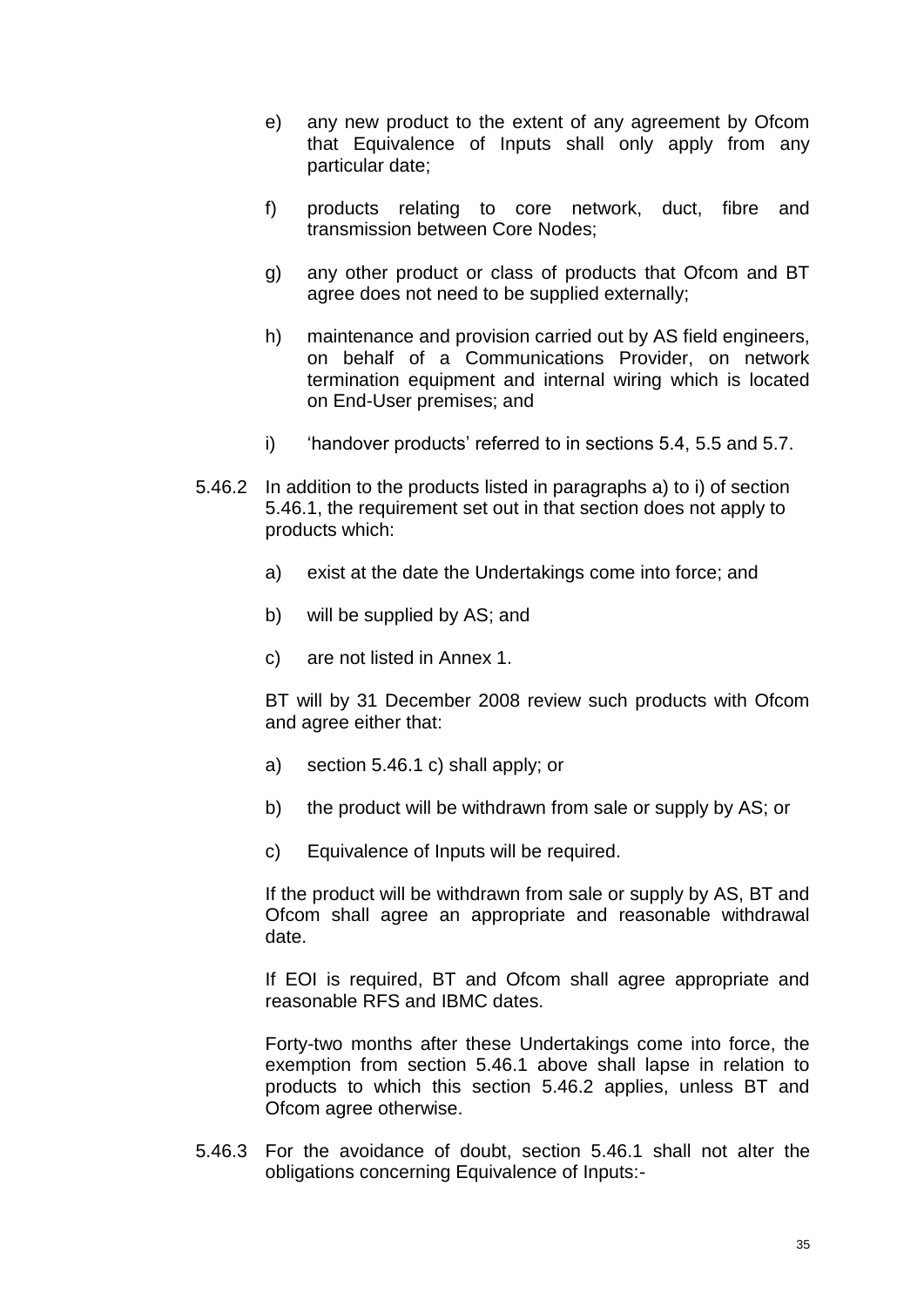e) any new product to the extent of any agreement by Ofcom that Equivalence of Inputs shall only apply from any particular date;

f) products relating to core network, duct, fibre and transmission between Core Nodes;

g) any other product or class of products that Ofcom and BT agree does not need to be supplied externally;

h) maintenance and provision carried out by AS field engineers, on behalf of a Communications Provider, on network termination equipment and internal wiring which is located on End-User premises; and

i) 'handover products' referred to in sections 5.4, 5.5 and 5.7.

5.46.2 In addition to the products listed in paragraphs a) to i) of section 5.46.1, the requirement set out in that section does not apply to products which:

a) exist at the date the Undertakings come into force; and

b) will be supplied by AS; and

c) are not listed in Annex 1.

BT will by 31 December 2008 review such products with Ofcom and agree either that:

a) section 5.46.1 c) shall apply; or

b) the product will be withdrawn from sale or supply by AS; or

c) Equivalence of Inputs will be required.

If the product will be withdrawn from sale or supply by AS, BT and Ofcom shall agree an appropriate and reasonable withdrawal date.

If EOI is required, BT and Ofcom shall agree appropriate and reasonable RFS and IBMC dates.

Forty-two months after these Undertakings come into force, the exemption from section 5.46.1 above shall lapse in relation to products to which this section 5.46.2 applies, unless BT and Ofcom agree otherwise.

5.46.3 For the avoidance of doubt, section 5.46.1 shall not alter the obligations concerning Equivalence of Inputs:-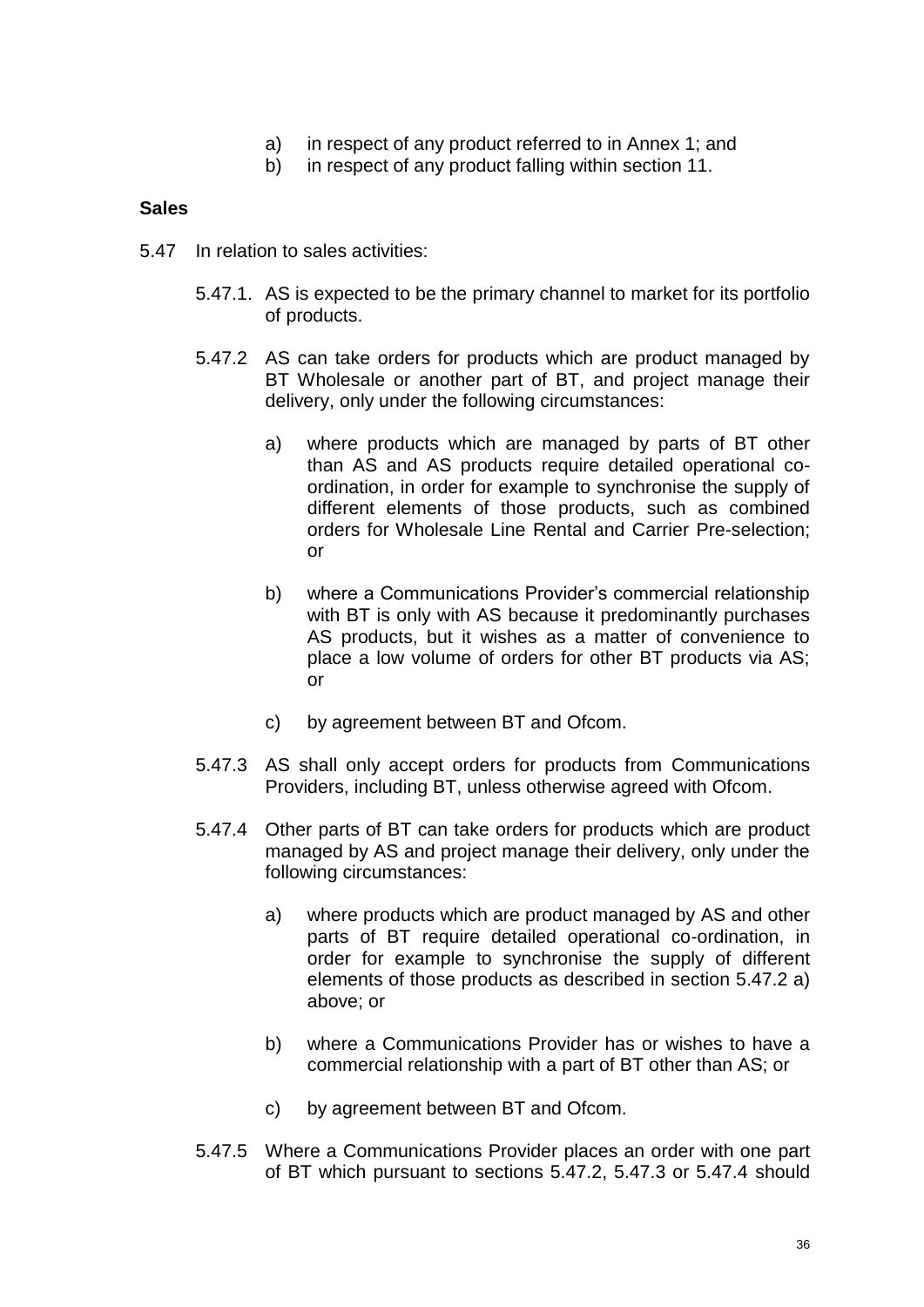a) in respect of any product referred to in Annex 1; and
b) in respect of any product falling within section 11.

**Sales**

5.47 In relation to sales activities:

5.47.1. AS is expected to be the primary channel to market for its portfolio of products.

5.47.2 AS can take orders for products which are product managed by BT Wholesale or another part of BT, and project manage their delivery, only under the following circumstances:

a) where products which are managed by parts of BT other than AS and AS products require detailed operational co-ordination, in order for example to synchronise the supply of different elements of those products, such as combined orders for Wholesale Line Rental and Carrier Pre-selection; or

b) where a Communications Provider's commercial relationship with BT is only with AS because it predominantly purchases AS products, but it wishes as a matter of convenience to place a low volume of orders for other BT products via AS; or

c) by agreement between BT and Ofcom.

5.47.3 AS shall only accept orders for products from Communications Providers, including BT, unless otherwise agreed with Ofcom.

5.47.4 Other parts of BT can take orders for products which are product managed by AS and project manage their delivery, only under the following circumstances:

a) where products which are product managed by AS and other parts of BT require detailed operational co-ordination, in order for example to synchronise the supply of different elements of those products as described in section 5.47.2 a) above; or

b) where a Communications Provider has or wishes to have a commercial relationship with a part of BT other than AS; or

c) by agreement between BT and Ofcom.

5.47.5 Where a Communications Provider places an order with one part of BT which pursuant to sections 5.47.2, 5.47.3 or 5.47.4 should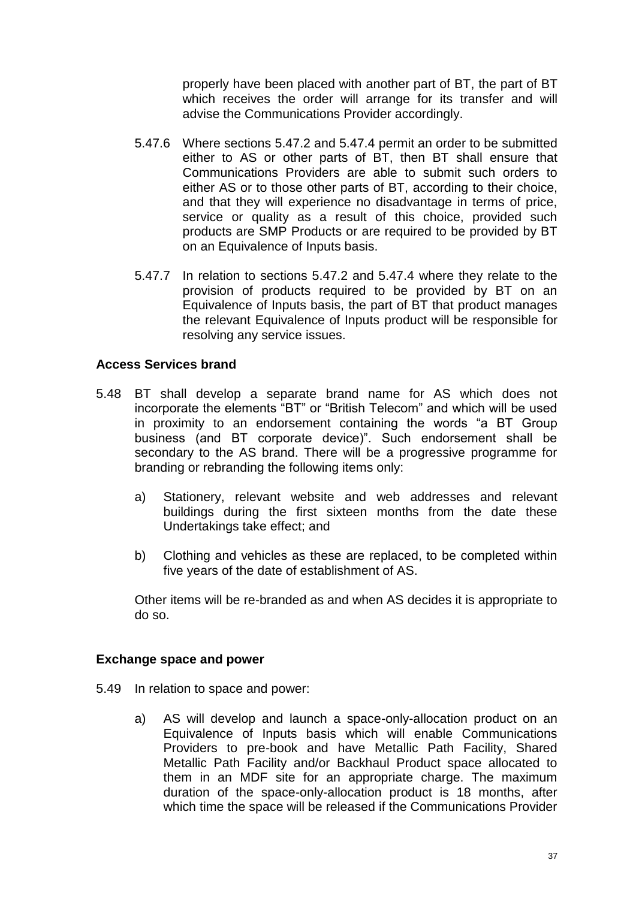properly have been placed with another part of BT, the part of BT which receives the order will arrange for its transfer and will advise the Communications Provider accordingly.

5.47.6 Where sections 5.47.2 and 5.47.4 permit an order to be submitted either to AS or other parts of BT, then BT shall ensure that Communications Providers are able to submit such orders to either AS or to those other parts of BT, according to their choice, and that they will experience no disadvantage in terms of price, service or quality as a result of this choice, provided such products are SMP Products or are required to be provided by BT on an Equivalence of Inputs basis.

5.47.7 In relation to sections 5.47.2 and 5.47.4 where they relate to the provision of products required to be provided by BT on an Equivalence of Inputs basis, the part of BT that product manages the relevant Equivalence of Inputs product will be responsible for resolving any service issues.

**Access Services brand**

5.48 BT shall develop a separate brand name for AS which does not incorporate the elements "BT" or "British Telecom" and which will be used in proximity to an endorsement containing the words "a BT Group business (and BT corporate device)". Such endorsement shall be secondary to the AS brand. There will be a progressive programme for branding or rebranding the following items only:

a) Stationery, relevant website and web addresses and relevant buildings during the first sixteen months from the date these Undertakings take effect; and

b) Clothing and vehicles as these are replaced, to be completed within five years of the date of establishment of AS.

Other items will be re-branded as and when AS decides it is appropriate to do so.

**Exchange space and power**

5.49 In relation to space and power:

a) AS will develop and launch a space-only-allocation product on an Equivalence of Inputs basis which will enable Communications Providers to pre-book and have Metallic Path Facility, Shared Metallic Path Facility and/or Backhaul Product space allocated to them in an MDF site for an appropriate charge. The maximum duration of the space-only-allocation product is 18 months, after which time the space will be released if the Communications Provider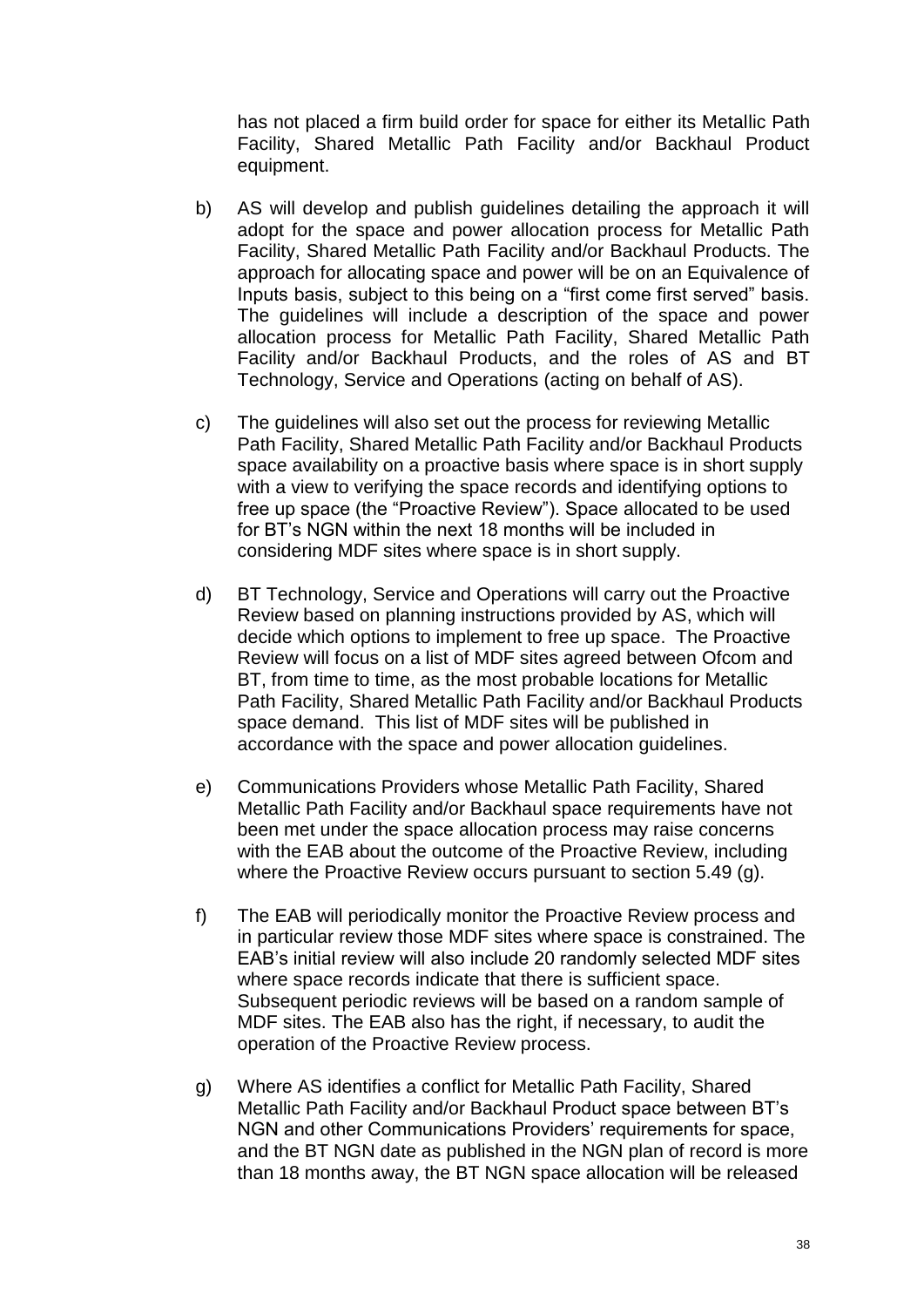has not placed a firm build order for space for either its Metallic Path Facility, Shared Metallic Path Facility and/or Backhaul Product equipment.

b) AS will develop and publish guidelines detailing the approach it will adopt for the space and power allocation process for Metallic Path Facility, Shared Metallic Path Facility and/or Backhaul Products. The approach for allocating space and power will be on an Equivalence of Inputs basis, subject to this being on a "first come first served" basis. The guidelines will include a description of the space and power allocation process for Metallic Path Facility, Shared Metallic Path Facility and/or Backhaul Products, and the roles of AS and BT Technology, Service and Operations (acting on behalf of AS).

c) The guidelines will also set out the process for reviewing Metallic Path Facility, Shared Metallic Path Facility and/or Backhaul Products space availability on a proactive basis where space is in short supply with a view to verifying the space records and identifying options to free up space (the "Proactive Review"). Space allocated to be used for BT's NGN within the next 18 months will be included in considering MDF sites where space is in short supply.

d) BT Technology, Service and Operations will carry out the Proactive Review based on planning instructions provided by AS, which will decide which options to implement to free up space. The Proactive Review will focus on a list of MDF sites agreed between Ofcom and BT, from time to time, as the most probable locations for Metallic Path Facility, Shared Metallic Path Facility and/or Backhaul Products space demand. This list of MDF sites will be published in accordance with the space and power allocation guidelines.

e) Communications Providers whose Metallic Path Facility, Shared Metallic Path Facility and/or Backhaul space requirements have not been met under the space allocation process may raise concerns with the EAB about the outcome of the Proactive Review, including where the Proactive Review occurs pursuant to section 5.49 (g).

f) The EAB will periodically monitor the Proactive Review process and in particular review those MDF sites where space is constrained. The EAB's initial review will also include 20 randomly selected MDF sites where space records indicate that there is sufficient space. Subsequent periodic reviews will be based on a random sample of MDF sites. The EAB also has the right, if necessary, to audit the operation of the Proactive Review process.

g) Where AS identifies a conflict for Metallic Path Facility, Shared Metallic Path Facility and/or Backhaul Product space between BT's NGN and other Communications Providers' requirements for space, and the BT NGN date as published in the NGN plan of record is more than 18 months away, the BT NGN space allocation will be released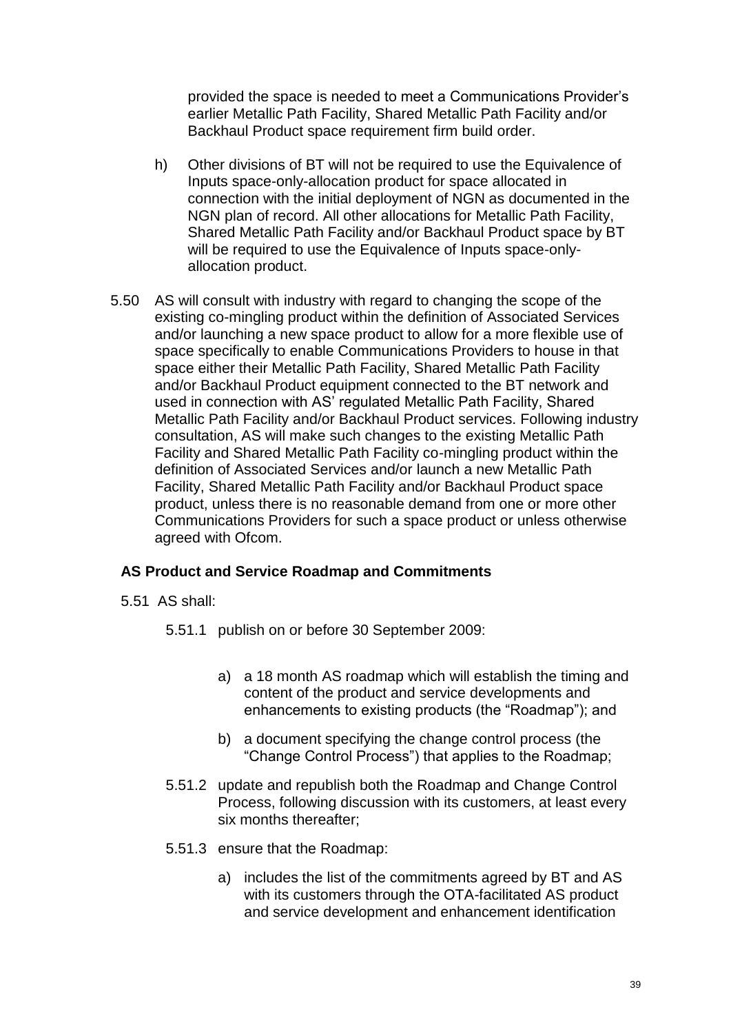provided the space is needed to meet a Communications Provider's earlier Metallic Path Facility, Shared Metallic Path Facility and/or Backhaul Product space requirement firm build order.

h) Other divisions of BT will not be required to use the Equivalence of Inputs space-only-allocation product for space allocated in connection with the initial deployment of NGN as documented in the NGN plan of record. All other allocations for Metallic Path Facility, Shared Metallic Path Facility and/or Backhaul Product space by BT will be required to use the Equivalence of Inputs space-only-allocation product.

5.50 AS will consult with industry with regard to changing the scope of the existing co-mingling product within the definition of Associated Services and/or launching a new space product to allow for a more flexible use of space specifically to enable Communications Providers to house in that space either their Metallic Path Facility, Shared Metallic Path Facility and/or Backhaul Product equipment connected to the BT network and used in connection with AS' regulated Metallic Path Facility, Shared Metallic Path Facility and/or Backhaul Product services. Following industry consultation, AS will make such changes to the existing Metallic Path Facility and Shared Metallic Path Facility co-mingling product within the definition of Associated Services and/or launch a new Metallic Path Facility, Shared Metallic Path Facility and/or Backhaul Product space product, unless there is no reasonable demand from one or more other Communications Providers for such a space product or unless otherwise agreed with Ofcom.

**AS Product and Service Roadmap and Commitments**

5.51 AS shall:

5.51.1 publish on or before 30 September 2009:

a) a 18 month AS roadmap which will establish the timing and content of the product and service developments and enhancements to existing products (the "Roadmap"); and

b) a document specifying the change control process (the "Change Control Process") that applies to the Roadmap;

5.51.2 update and republish both the Roadmap and Change Control Process, following discussion with its customers, at least every six months thereafter;

5.51.3 ensure that the Roadmap:

a) includes the list of the commitments agreed by BT and AS with its customers through the OTA-facilitated AS product and service development and enhancement identification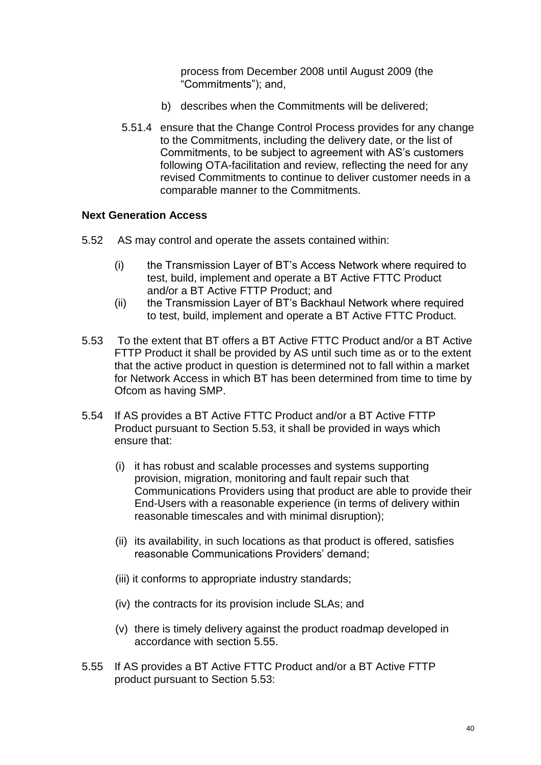process from December 2008 until August 2009 (the "Commitments"); and,

b) describes when the Commitments will be delivered;

5.51.4 ensure that the Change Control Process provides for any change to the Commitments, including the delivery date, or the list of Commitments, to be subject to agreement with AS's customers following OTA-facilitation and review, reflecting the need for any revised Commitments to continue to deliver customer needs in a comparable manner to the Commitments.

**Next Generation Access**

5.52 AS may control and operate the assets contained within:

(i) the Transmission Layer of BT's Access Network where required to test, build, implement and operate a BT Active FTTC Product and/or a BT Active FTTP Product; and

(ii) the Transmission Layer of BT's Backhaul Network where required to test, build, implement and operate a BT Active FTTC Product.

5.53 To the extent that BT offers a BT Active FTTC Product and/or a BT Active FTTP Product it shall be provided by AS until such time as or to the extent that the active product in question is determined not to fall within a market for Network Access in which BT has been determined from time to time by Ofcom as having SMP.

5.54 If AS provides a BT Active FTTC Product and/or a BT Active FTTP Product pursuant to Section 5.53, it shall be provided in ways which ensure that:

(i) it has robust and scalable processes and systems supporting provision, migration, monitoring and fault repair such that Communications Providers using that product are able to provide their End-Users with a reasonable experience (in terms of delivery within reasonable timescales and with minimal disruption);

(ii) its availability, in such locations as that product is offered, satisfies reasonable Communications Providers' demand;

(iii) it conforms to appropriate industry standards;

(iv) the contracts for its provision include SLAs; and

(v) there is timely delivery against the product roadmap developed in accordance with section 5.55.

5.55 If AS provides a BT Active FTTC Product and/or a BT Active FTTP product pursuant to Section 5.53: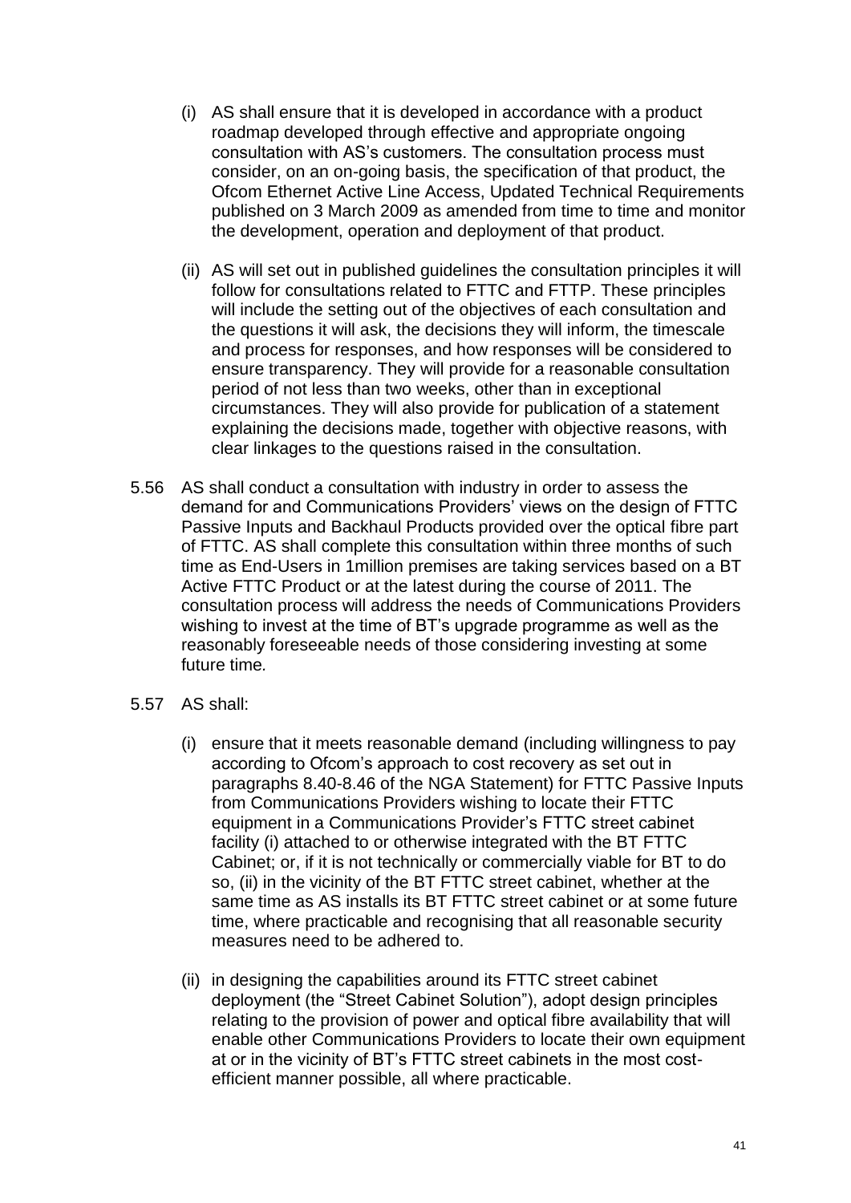(i) AS shall ensure that it is developed in accordance with a product roadmap developed through effective and appropriate ongoing consultation with AS's customers. The consultation process must consider, on an on-going basis, the specification of that product, the Ofcom Ethernet Active Line Access, Updated Technical Requirements published on 3 March 2009 as amended from time to time and monitor the development, operation and deployment of that product.

(ii) AS will set out in published guidelines the consultation principles it will follow for consultations related to FTTC and FTTP. These principles will include the setting out of the objectives of each consultation and the questions it will ask, the decisions they will inform, the timescale and process for responses, and how responses will be considered to ensure transparency. They will provide for a reasonable consultation period of not less than two weeks, other than in exceptional circumstances. They will also provide for publication of a statement explaining the decisions made, together with objective reasons, with clear linkages to the questions raised in the consultation.

5.56 AS shall conduct a consultation with industry in order to assess the demand for and Communications Providers' views on the design of FTTC Passive Inputs and Backhaul Products provided over the optical fibre part of FTTC. AS shall complete this consultation within three months of such time as End-Users in 1million premises are taking services based on a BT Active FTTC Product or at the latest during the course of 2011. The consultation process will address the needs of Communications Providers wishing to invest at the time of BT's upgrade programme as well as the reasonably foreseeable needs of those considering investing at some future time.

5.57 AS shall:

(i) ensure that it meets reasonable demand (including willingness to pay according to Ofcom's approach to cost recovery as set out in paragraphs 8.40-8.46 of the NGA Statement) for FTTC Passive Inputs from Communications Providers wishing to locate their FTTC equipment in a Communications Provider's FTTC street cabinet facility (i) attached to or otherwise integrated with the BT FTTC Cabinet; or, if it is not technically or commercially viable for BT to do so, (ii) in the vicinity of the BT FTTC street cabinet, whether at the same time as AS installs its BT FTTC street cabinet or at some future time, where practicable and recognising that all reasonable security measures need to be adhered to.

(ii) in designing the capabilities around its FTTC street cabinet deployment (the "Street Cabinet Solution"), adopt design principles relating to the provision of power and optical fibre availability that will enable other Communications Providers to locate their own equipment at or in the vicinity of BT's FTTC street cabinets in the most cost-efficient manner possible, all where practicable.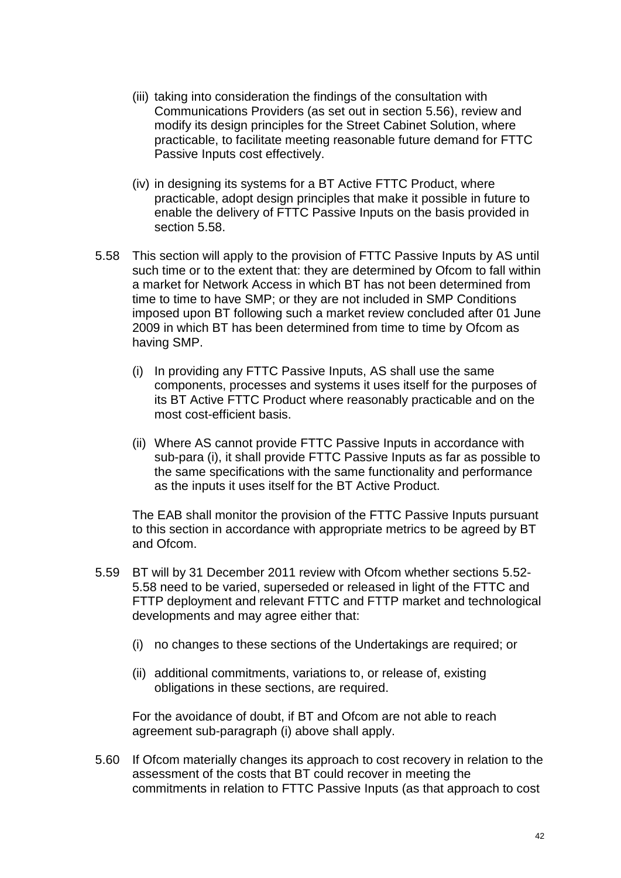(iii) taking into consideration the findings of the consultation with Communications Providers (as set out in section 5.56), review and modify its design principles for the Street Cabinet Solution, where practicable, to facilitate meeting reasonable future demand for FTTC Passive Inputs cost effectively.

(iv) in designing its systems for a BT Active FTTC Product, where practicable, adopt design principles that make it possible in future to enable the delivery of FTTC Passive Inputs on the basis provided in section 5.58.

5.58 This section will apply to the provision of FTTC Passive Inputs by AS until such time or to the extent that: they are determined by Ofcom to fall within a market for Network Access in which BT has not been determined from time to time to have SMP; or they are not included in SMP Conditions imposed upon BT following such a market review concluded after 01 June 2009 in which BT has been determined from time to time by Ofcom as having SMP.

(i) In providing any FTTC Passive Inputs, AS shall use the same components, processes and systems it uses itself for the purposes of its BT Active FTTC Product where reasonably practicable and on the most cost-efficient basis.

(ii) Where AS cannot provide FTTC Passive Inputs in accordance with sub-para (i), it shall provide FTTC Passive Inputs as far as possible to the same specifications with the same functionality and performance as the inputs it uses itself for the BT Active Product.

The EAB shall monitor the provision of the FTTC Passive Inputs pursuant to this section in accordance with appropriate metrics to be agreed by BT and Ofcom.

5.59 BT will by 31 December 2011 review with Ofcom whether sections 5.52-5.58 need to be varied, superseded or released in light of the FTTC and FTTP deployment and relevant FTTC and FTTP market and technological developments and may agree either that:

(i) no changes to these sections of the Undertakings are required; or

(ii) additional commitments, variations to, or release of, existing obligations in these sections, are required.

For the avoidance of doubt, if BT and Ofcom are not able to reach agreement sub-paragraph (i) above shall apply.

5.60 If Ofcom materially changes its approach to cost recovery in relation to the assessment of the costs that BT could recover in meeting the commitments in relation to FTTC Passive Inputs (as that approach to cost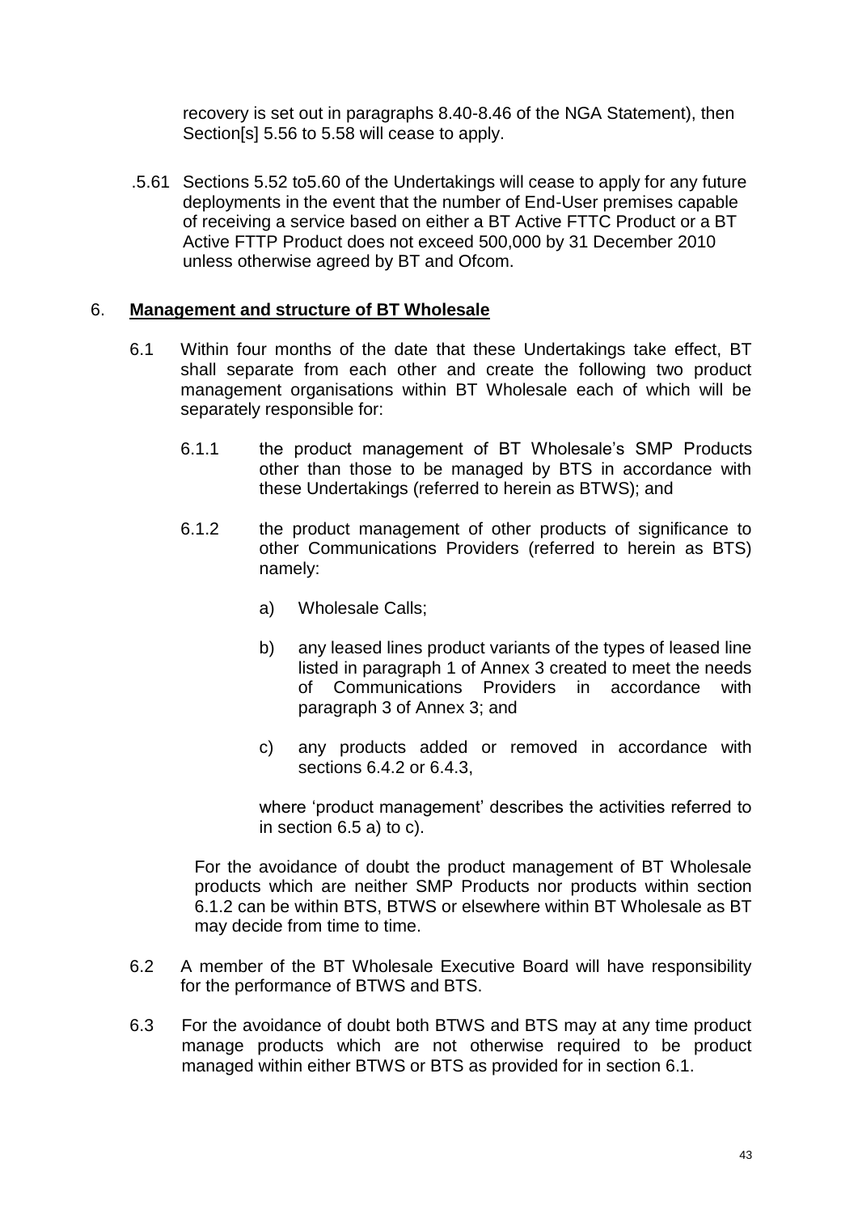recovery is set out in paragraphs 8.40-8.46 of the NGA Statement), then Section[s] 5.56 to 5.58 will cease to apply.

.5.61 Sections 5.52 to5.60 of the Undertakings will cease to apply for any future deployments in the event that the number of End-User premises capable of receiving a service based on either a BT Active FTTC Product or a BT Active FTTP Product does not exceed 500,000 by 31 December 2010 unless otherwise agreed by BT and Ofcom.

## 6. **Management and structure of BT Wholesale**

6.1 Within four months of the date that these Undertakings take effect, BT shall separate from each other and create the following two product management organisations within BT Wholesale each of which will be separately responsible for:

6.1.1 the product management of BT Wholesale's SMP Products other than those to be managed by BTS in accordance with these Undertakings (referred to herein as BTWS); and

6.1.2 the product management of other products of significance to other Communications Providers (referred to herein as BTS) namely:

a) Wholesale Calls;

b) any leased lines product variants of the types of leased line listed in paragraph 1 of Annex 3 created to meet the needs of Communications Providers in accordance with paragraph 3 of Annex 3; and

c) any products added or removed in accordance with sections 6.4.2 or 6.4.3,

where 'product management' describes the activities referred to in section 6.5 a) to c).

For the avoidance of doubt the product management of BT Wholesale products which are neither SMP Products nor products within section 6.1.2 can be within BTS, BTWS or elsewhere within BT Wholesale as BT may decide from time to time.

6.2 A member of the BT Wholesale Executive Board will have responsibility for the performance of BTWS and BTS.

6.3 For the avoidance of doubt both BTWS and BTS may at any time product manage products which are not otherwise required to be product managed within either BTWS or BTS as provided for in section 6.1.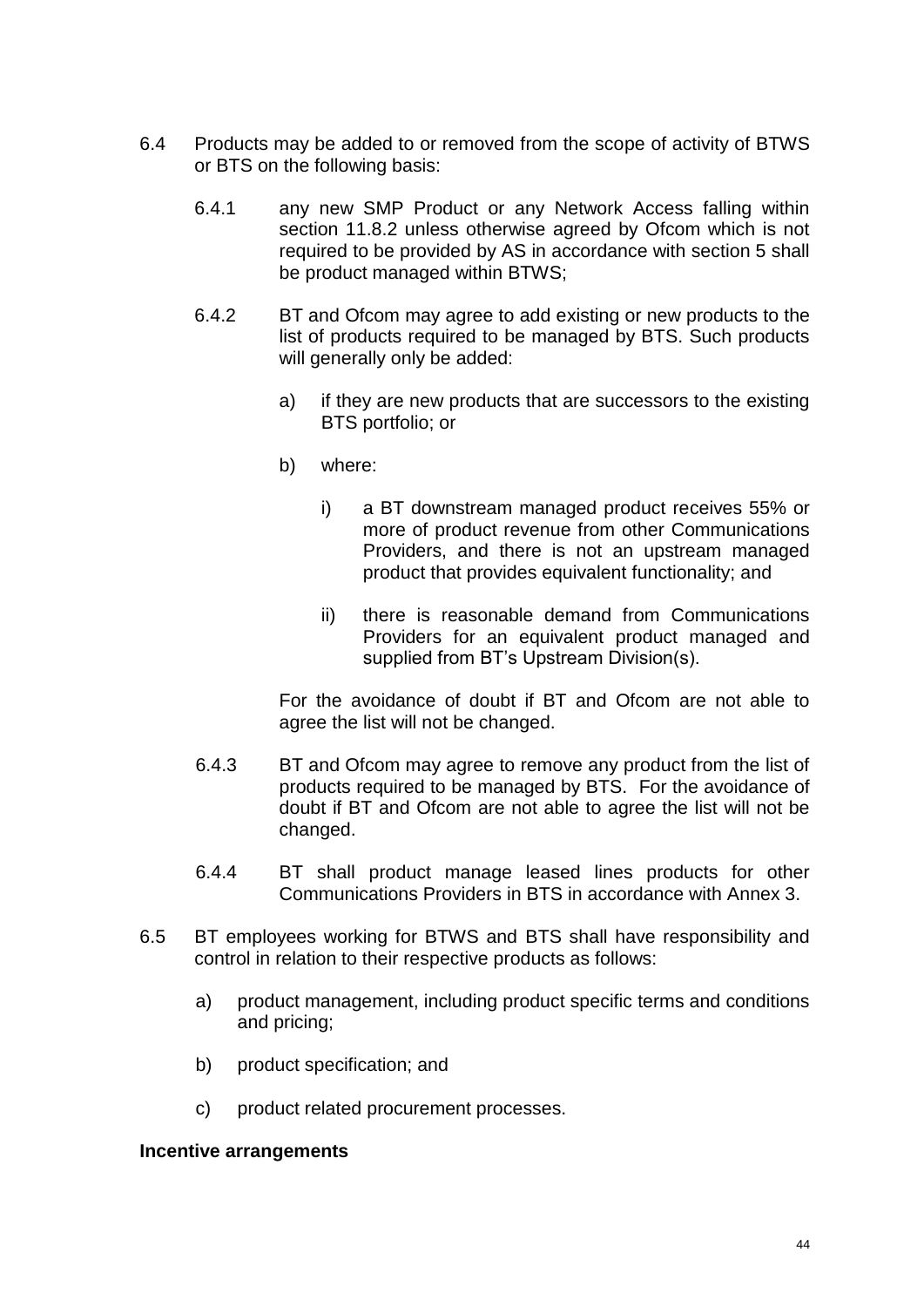6.4 Products may be added to or removed from the scope of activity of BTWS or BTS on the following basis:

6.4.1 any new SMP Product or any Network Access falling within section 11.8.2 unless otherwise agreed by Ofcom which is not required to be provided by AS in accordance with section 5 shall be product managed within BTWS;

6.4.2 BT and Ofcom may agree to add existing or new products to the list of products required to be managed by BTS. Such products will generally only be added:

a) if they are new products that are successors to the existing BTS portfolio; or

b) where:

i) a BT downstream managed product receives 55% or more of product revenue from other Communications Providers, and there is not an upstream managed product that provides equivalent functionality; and

ii) there is reasonable demand from Communications Providers for an equivalent product managed and supplied from BT's Upstream Division(s).

For the avoidance of doubt if BT and Ofcom are not able to agree the list will not be changed.

6.4.3 BT and Ofcom may agree to remove any product from the list of products required to be managed by BTS. For the avoidance of doubt if BT and Ofcom are not able to agree the list will not be changed.

6.4.4 BT shall product manage leased lines products for other Communications Providers in BTS in accordance with Annex 3.

6.5 BT employees working for BTWS and BTS shall have responsibility and control in relation to their respective products as follows:

a) product management, including product specific terms and conditions and pricing;

b) product specification; and

c) product related procurement processes.

**Incentive arrangements**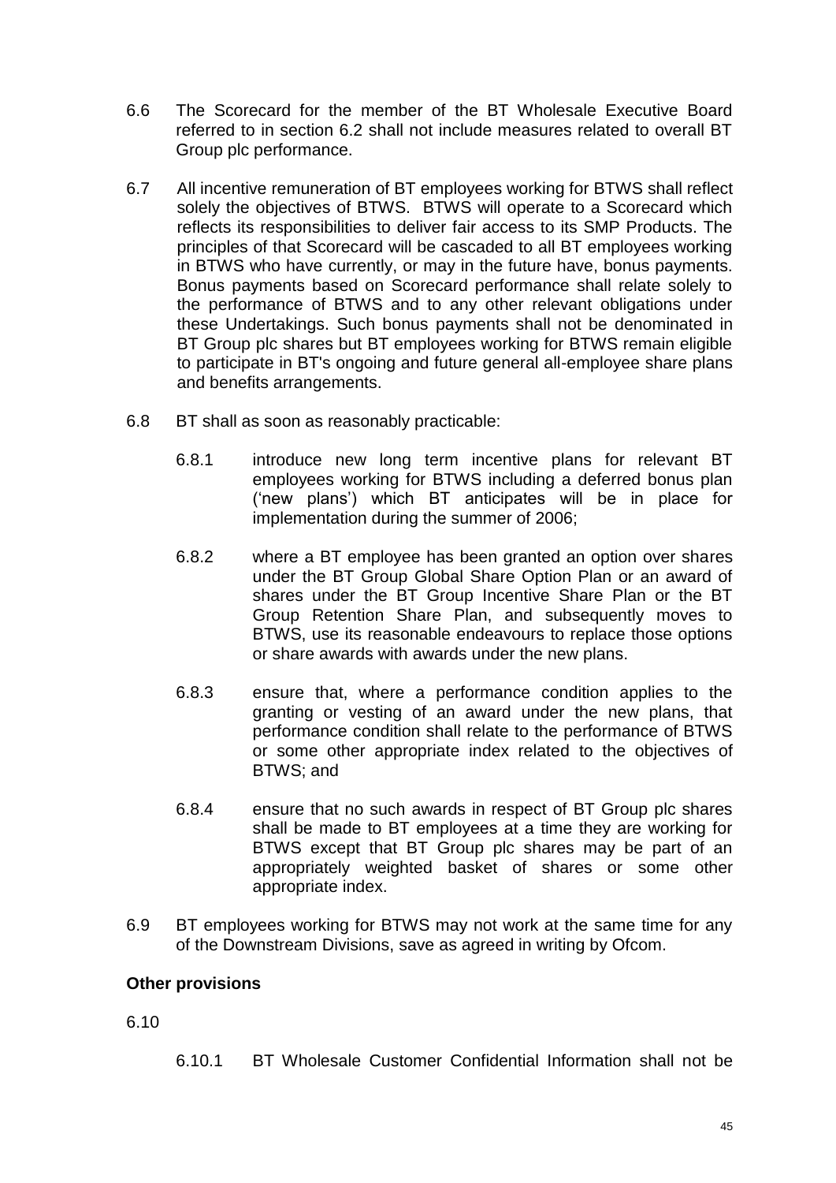6.6 The Scorecard for the member of the BT Wholesale Executive Board referred to in section 6.2 shall not include measures related to overall BT Group plc performance.

6.7 All incentive remuneration of BT employees working for BTWS shall reflect solely the objectives of BTWS. BTWS will operate to a Scorecard which reflects its responsibilities to deliver fair access to its SMP Products. The principles of that Scorecard will be cascaded to all BT employees working in BTWS who have currently, or may in the future have, bonus payments. Bonus payments based on Scorecard performance shall relate solely to the performance of BTWS and to any other relevant obligations under these Undertakings. Such bonus payments shall not be denominated in BT Group plc shares but BT employees working for BTWS remain eligible to participate in BT's ongoing and future general all-employee share plans and benefits arrangements.

6.8 BT shall as soon as reasonably practicable:

6.8.1 introduce new long term incentive plans for relevant BT employees working for BTWS including a deferred bonus plan ('new plans') which BT anticipates will be in place for implementation during the summer of 2006;

6.8.2 where a BT employee has been granted an option over shares under the BT Group Global Share Option Plan or an award of shares under the BT Group Incentive Share Plan or the BT Group Retention Share Plan, and subsequently moves to BTWS, use its reasonable endeavours to replace those options or share awards with awards under the new plans.

6.8.3 ensure that, where a performance condition applies to the granting or vesting of an award under the new plans, that performance condition shall relate to the performance of BTWS or some other appropriate index related to the objectives of BTWS; and

6.8.4 ensure that no such awards in respect of BT Group plc shares shall be made to BT employees at a time they are working for BTWS except that BT Group plc shares may be part of an appropriately weighted basket of shares or some other appropriate index.

6.9 BT employees working for BTWS may not work at the same time for any of the Downstream Divisions, save as agreed in writing by Ofcom.

**Other provisions**

6.10

6.10.1 BT Wholesale Customer Confidential Information shall not be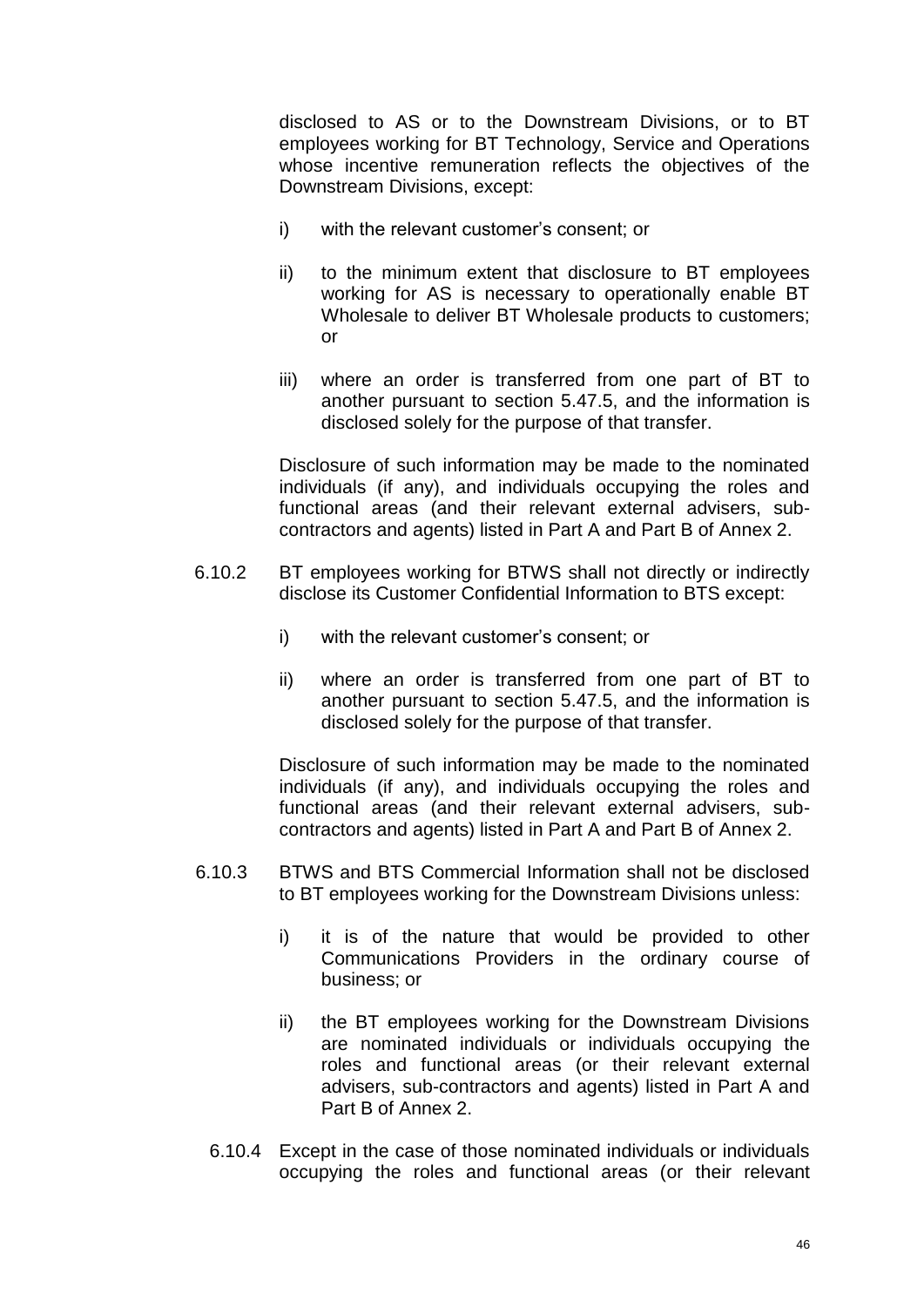disclosed to AS or to the Downstream Divisions, or to BT employees working for BT Technology, Service and Operations whose incentive remuneration reflects the objectives of the Downstream Divisions, except:

i) with the relevant customer's consent; or

ii) to the minimum extent that disclosure to BT employees working for AS is necessary to operationally enable BT Wholesale to deliver BT Wholesale products to customers; or

iii) where an order is transferred from one part of BT to another pursuant to section 5.47.5, and the information is disclosed solely for the purpose of that transfer.

Disclosure of such information may be made to the nominated individuals (if any), and individuals occupying the roles and functional areas (and their relevant external advisers, sub-contractors and agents) listed in Part A and Part B of Annex 2.

6.10.2 BT employees working for BTWS shall not directly or indirectly disclose its Customer Confidential Information to BTS except:

i) with the relevant customer's consent; or

ii) where an order is transferred from one part of BT to another pursuant to section 5.47.5, and the information is disclosed solely for the purpose of that transfer.

Disclosure of such information may be made to the nominated individuals (if any), and individuals occupying the roles and functional areas (and their relevant external advisers, sub-contractors and agents) listed in Part A and Part B of Annex 2.

6.10.3 BTWS and BTS Commercial Information shall not be disclosed to BT employees working for the Downstream Divisions unless:

i) it is of the nature that would be provided to other Communications Providers in the ordinary course of business; or

ii) the BT employees working for the Downstream Divisions are nominated individuals or individuals occupying the roles and functional areas (or their relevant external advisers, sub-contractors and agents) listed in Part A and Part B of Annex 2.

6.10.4 Except in the case of those nominated individuals or individuals occupying the roles and functional areas (or their relevant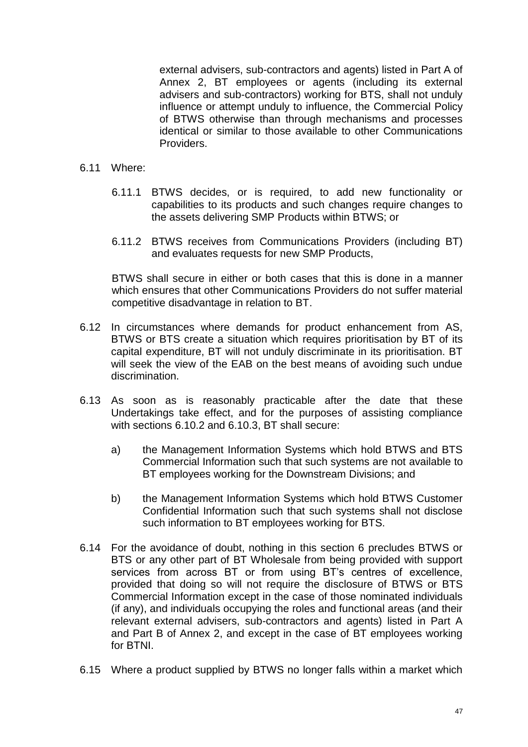external advisers, sub-contractors and agents) listed in Part A of Annex 2, BT employees or agents (including its external advisers and sub-contractors) working for BTS, shall not unduly influence or attempt unduly to influence, the Commercial Policy of BTWS otherwise than through mechanisms and processes identical or similar to those available to other Communications Providers.

6.11 Where:

6.11.1 BTWS decides, or is required, to add new functionality or capabilities to its products and such changes require changes to the assets delivering SMP Products within BTWS; or

6.11.2 BTWS receives from Communications Providers (including BT) and evaluates requests for new SMP Products,

BTWS shall secure in either or both cases that this is done in a manner which ensures that other Communications Providers do not suffer material competitive disadvantage in relation to BT.

6.12 In circumstances where demands for product enhancement from AS, BTWS or BTS create a situation which requires prioritisation by BT of its capital expenditure, BT will not unduly discriminate in its prioritisation. BT will seek the view of the EAB on the best means of avoiding such undue discrimination.

6.13 As soon as is reasonably practicable after the date that these Undertakings take effect, and for the purposes of assisting compliance with sections 6.10.2 and 6.10.3, BT shall secure:

a) the Management Information Systems which hold BTWS and BTS Commercial Information such that such systems are not available to BT employees working for the Downstream Divisions; and

b) the Management Information Systems which hold BTWS Customer Confidential Information such that such systems shall not disclose such information to BT employees working for BTS.

6.14 For the avoidance of doubt, nothing in this section 6 precludes BTWS or BTS or any other part of BT Wholesale from being provided with support services from across BT or from using BT's centres of excellence, provided that doing so will not require the disclosure of BTWS or BTS Commercial Information except in the case of those nominated individuals (if any), and individuals occupying the roles and functional areas (and their relevant external advisers, sub-contractors and agents) listed in Part A and Part B of Annex 2, and except in the case of BT employees working for BTNI.

6.15 Where a product supplied by BTWS no longer falls within a market which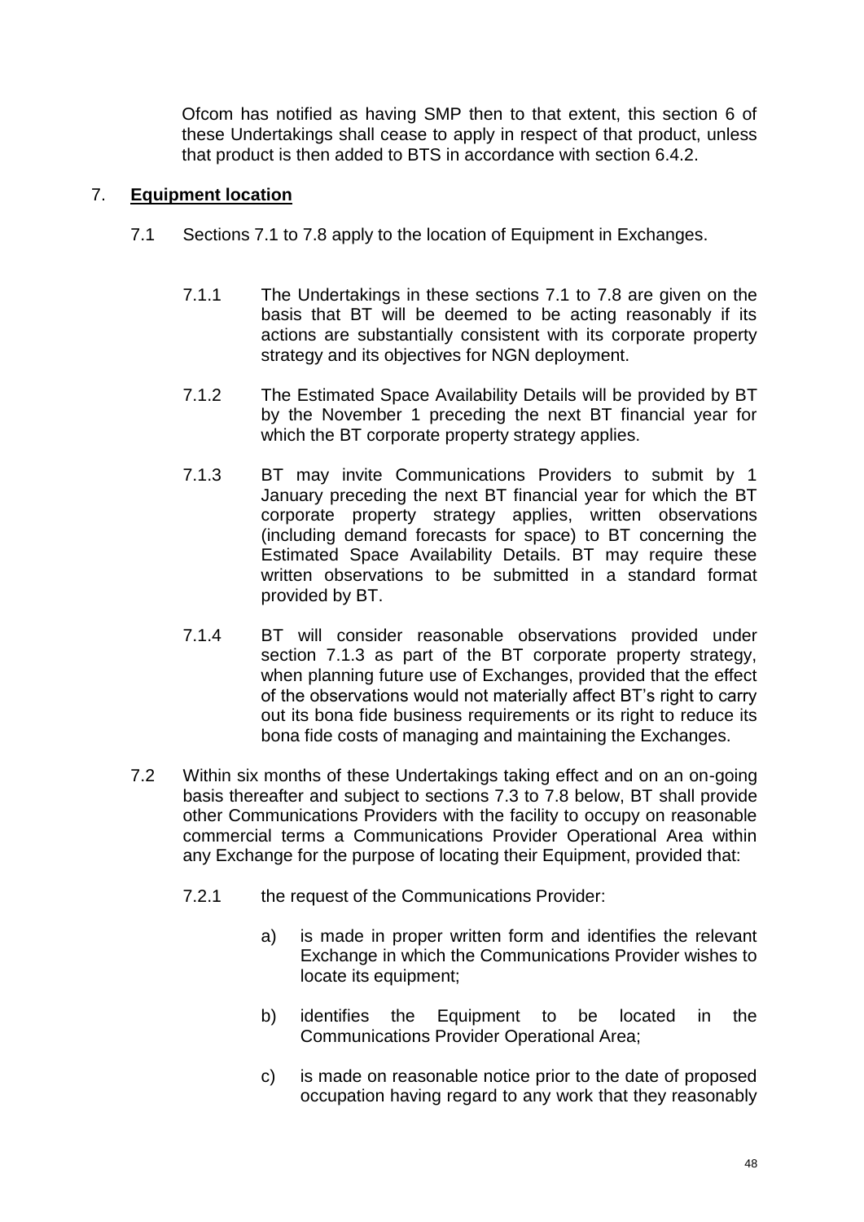Ofcom has notified as having SMP then to that extent, this section 6 of these Undertakings shall cease to apply in respect of that product, unless that product is then added to BTS in accordance with section 6.4.2.

## 7. **Equipment location**

7.1 Sections 7.1 to 7.8 apply to the location of Equipment in Exchanges.

7.1.1 The Undertakings in these sections 7.1 to 7.8 are given on the basis that BT will be deemed to be acting reasonably if its actions are substantially consistent with its corporate property strategy and its objectives for NGN deployment.

7.1.2 The Estimated Space Availability Details will be provided by BT by the November 1 preceding the next BT financial year for which the BT corporate property strategy applies.

7.1.3 BT may invite Communications Providers to submit by 1 January preceding the next BT financial year for which the BT corporate property strategy applies, written observations (including demand forecasts for space) to BT concerning the Estimated Space Availability Details. BT may require these written observations to be submitted in a standard format provided by BT.

7.1.4 BT will consider reasonable observations provided under section 7.1.3 as part of the BT corporate property strategy, when planning future use of Exchanges, provided that the effect of the observations would not materially affect BT's right to carry out its bona fide business requirements or its right to reduce its bona fide costs of managing and maintaining the Exchanges.

7.2 Within six months of these Undertakings taking effect and on an on-going basis thereafter and subject to sections 7.3 to 7.8 below, BT shall provide other Communications Providers with the facility to occupy on reasonable commercial terms a Communications Provider Operational Area within any Exchange for the purpose of locating their Equipment, provided that:

7.2.1 the request of the Communications Provider:

a) is made in proper written form and identifies the relevant Exchange in which the Communications Provider wishes to locate its equipment;

b) identifies the Equipment to be located in the Communications Provider Operational Area;

c) is made on reasonable notice prior to the date of proposed occupation having regard to any work that they reasonably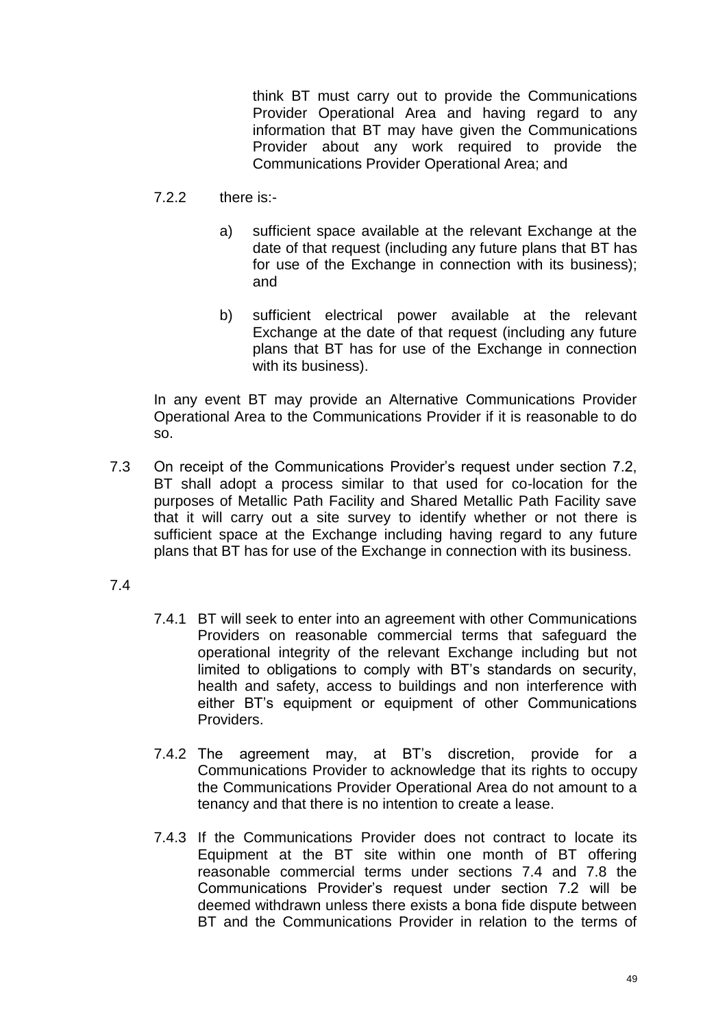think BT must carry out to provide the Communications Provider Operational Area and having regard to any information that BT may have given the Communications Provider about any work required to provide the Communications Provider Operational Area; and

7.2.2 there is:-

a) sufficient space available at the relevant Exchange at the date of that request (including any future plans that BT has for use of the Exchange in connection with its business); and

b) sufficient electrical power available at the relevant Exchange at the date of that request (including any future plans that BT has for use of the Exchange in connection with its business).

In any event BT may provide an Alternative Communications Provider Operational Area to the Communications Provider if it is reasonable to do so.

7.3 On receipt of the Communications Provider's request under section 7.2, BT shall adopt a process similar to that used for co-location for the purposes of Metallic Path Facility and Shared Metallic Path Facility save that it will carry out a site survey to identify whether or not there is sufficient space at the Exchange including having regard to any future plans that BT has for use of the Exchange in connection with its business.

7.4

7.4.1 BT will seek to enter into an agreement with other Communications Providers on reasonable commercial terms that safeguard the operational integrity of the relevant Exchange including but not limited to obligations to comply with BT's standards on security, health and safety, access to buildings and non interference with either BT's equipment or equipment of other Communications Providers.

7.4.2 The agreement may, at BT's discretion, provide for a Communications Provider to acknowledge that its rights to occupy the Communications Provider Operational Area do not amount to a tenancy and that there is no intention to create a lease.

7.4.3 If the Communications Provider does not contract to locate its Equipment at the BT site within one month of BT offering reasonable commercial terms under sections 7.4 and 7.8 the Communications Provider's request under section 7.2 will be deemed withdrawn unless there exists a bona fide dispute between BT and the Communications Provider in relation to the terms of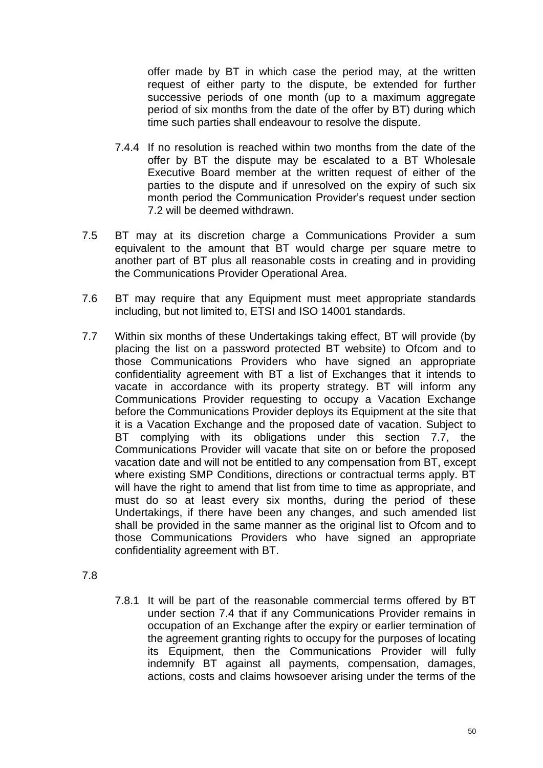offer made by BT in which case the period may, at the written request of either party to the dispute, be extended for further successive periods of one month (up to a maximum aggregate period of six months from the date of the offer by BT) during which time such parties shall endeavour to resolve the dispute.

7.4.4 If no resolution is reached within two months from the date of the offer by BT the dispute may be escalated to a BT Wholesale Executive Board member at the written request of either of the parties to the dispute and if unresolved on the expiry of such six month period the Communication Provider's request under section 7.2 will be deemed withdrawn.

7.5 BT may at its discretion charge a Communications Provider a sum equivalent to the amount that BT would charge per square metre to another part of BT plus all reasonable costs in creating and in providing the Communications Provider Operational Area.

7.6 BT may require that any Equipment must meet appropriate standards including, but not limited to, ETSI and ISO 14001 standards.

7.7 Within six months of these Undertakings taking effect, BT will provide (by placing the list on a password protected BT website) to Ofcom and to those Communications Providers who have signed an appropriate confidentiality agreement with BT a list of Exchanges that it intends to vacate in accordance with its property strategy. BT will inform any Communications Provider requesting to occupy a Vacation Exchange before the Communications Provider deploys its Equipment at the site that it is a Vacation Exchange and the proposed date of vacation. Subject to BT complying with its obligations under this section 7.7, the Communications Provider will vacate that site on or before the proposed vacation date and will not be entitled to any compensation from BT, except where existing SMP Conditions, directions or contractual terms apply. BT will have the right to amend that list from time to time as appropriate, and must do so at least every six months, during the period of these Undertakings, if there have been any changes, and such amended list shall be provided in the same manner as the original list to Ofcom and to those Communications Providers who have signed an appropriate confidentiality agreement with BT.

7.8

7.8.1 It will be part of the reasonable commercial terms offered by BT under section 7.4 that if any Communications Provider remains in occupation of an Exchange after the expiry or earlier termination of the agreement granting rights to occupy for the purposes of locating its Equipment, then the Communications Provider will fully indemnify BT against all payments, compensation, damages, actions, costs and claims howsoever arising under the terms of the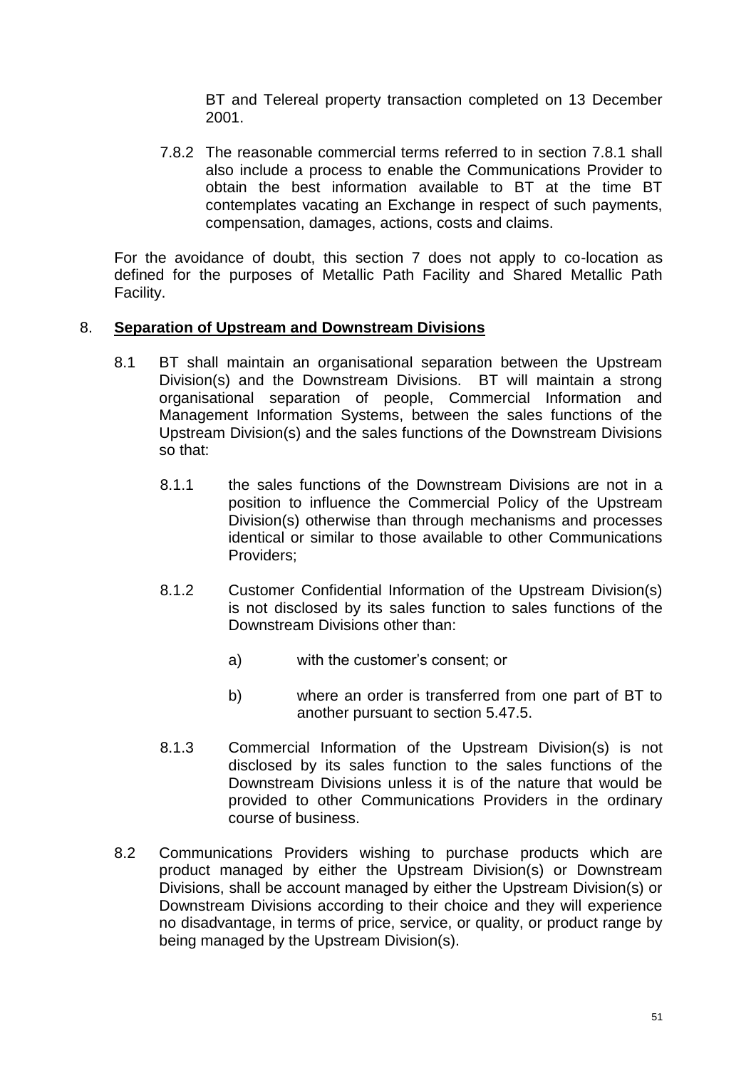BT and Telereal property transaction completed on 13 December 2001.

7.8.2 The reasonable commercial terms referred to in section 7.8.1 shall also include a process to enable the Communications Provider to obtain the best information available to BT at the time BT contemplates vacating an Exchange in respect of such payments, compensation, damages, actions, costs and claims.

For the avoidance of doubt, this section 7 does not apply to co-location as defined for the purposes of Metallic Path Facility and Shared Metallic Path Facility.

## 8. **Separation of Upstream and Downstream Divisions**

8.1 BT shall maintain an organisational separation between the Upstream Division(s) and the Downstream Divisions. BT will maintain a strong organisational separation of people, Commercial Information and Management Information Systems, between the sales functions of the Upstream Division(s) and the sales functions of the Downstream Divisions so that:

8.1.1 the sales functions of the Downstream Divisions are not in a position to influence the Commercial Policy of the Upstream Division(s) otherwise than through mechanisms and processes identical or similar to those available to other Communications Providers;

8.1.2 Customer Confidential Information of the Upstream Division(s) is not disclosed by its sales function to sales functions of the Downstream Divisions other than:

a) with the customer's consent; or

b) where an order is transferred from one part of BT to another pursuant to section 5.47.5.

8.1.3 Commercial Information of the Upstream Division(s) is not disclosed by its sales function to the sales functions of the Downstream Divisions unless it is of the nature that would be provided to other Communications Providers in the ordinary course of business.

8.2 Communications Providers wishing to purchase products which are product managed by either the Upstream Division(s) or Downstream Divisions, shall be account managed by either the Upstream Division(s) or Downstream Divisions according to their choice and they will experience no disadvantage, in terms of price, service, or quality, or product range by being managed by the Upstream Division(s).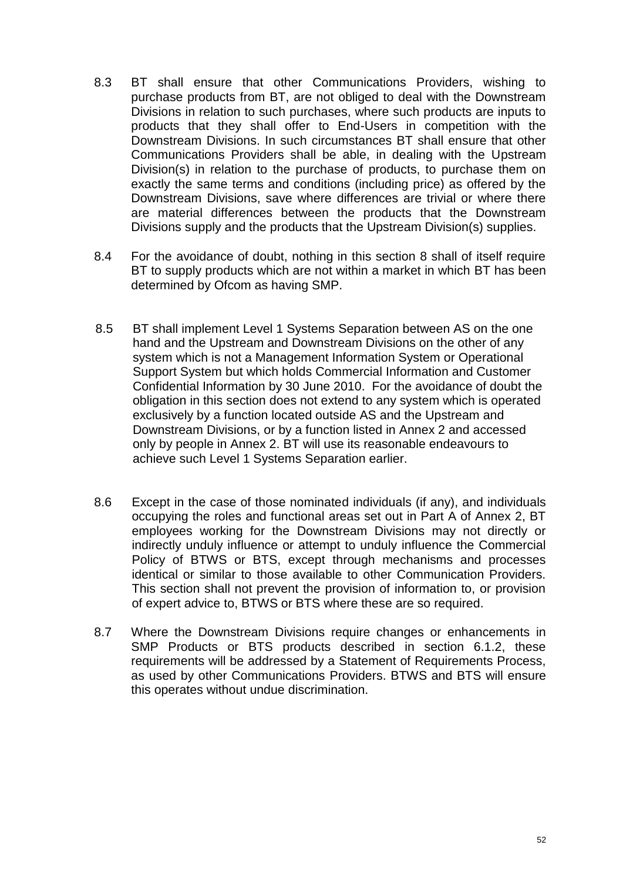8.3 BT shall ensure that other Communications Providers, wishing to purchase products from BT, are not obliged to deal with the Downstream Divisions in relation to such purchases, where such products are inputs to products that they shall offer to End-Users in competition with the Downstream Divisions. In such circumstances BT shall ensure that other Communications Providers shall be able, in dealing with the Upstream Division(s) in relation to the purchase of products, to purchase them on exactly the same terms and conditions (including price) as offered by the Downstream Divisions, save where differences are trivial or where there are material differences between the products that the Downstream Divisions supply and the products that the Upstream Division(s) supplies.

8.4 For the avoidance of doubt, nothing in this section 8 shall of itself require BT to supply products which are not within a market in which BT has been determined by Ofcom as having SMP.

8.5 BT shall implement Level 1 Systems Separation between AS on the one hand and the Upstream and Downstream Divisions on the other of any system which is not a Management Information System or Operational Support System but which holds Commercial Information and Customer Confidential Information by 30 June 2010. For the avoidance of doubt the obligation in this section does not extend to any system which is operated exclusively by a function located outside AS and the Upstream and Downstream Divisions, or by a function listed in Annex 2 and accessed only by people in Annex 2. BT will use its reasonable endeavours to achieve such Level 1 Systems Separation earlier.

8.6 Except in the case of those nominated individuals (if any), and individuals occupying the roles and functional areas set out in Part A of Annex 2, BT employees working for the Downstream Divisions may not directly or indirectly unduly influence or attempt to unduly influence the Commercial Policy of BTWS or BTS, except through mechanisms and processes identical or similar to those available to other Communication Providers. This section shall not prevent the provision of information to, or provision of expert advice to, BTWS or BTS where these are so required.

8.7 Where the Downstream Divisions require changes or enhancements in SMP Products or BTS products described in section 6.1.2, these requirements will be addressed by a Statement of Requirements Process, as used by other Communications Providers. BTWS and BTS will ensure this operates without undue discrimination.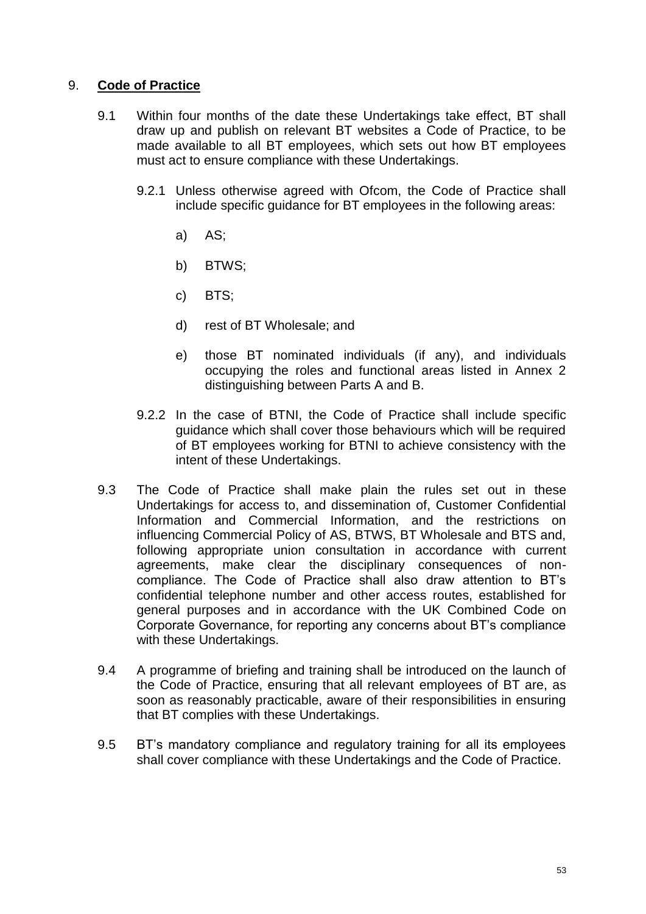## 9. **Code of Practice**

9.1 Within four months of the date these Undertakings take effect, BT shall draw up and publish on relevant BT websites a Code of Practice, to be made available to all BT employees, which sets out how BT employees must act to ensure compliance with these Undertakings.

9.2.1 Unless otherwise agreed with Ofcom, the Code of Practice shall include specific guidance for BT employees in the following areas:

a) AS;

b) BTWS;

c) BTS;

d) rest of BT Wholesale; and

e) those BT nominated individuals (if any), and individuals occupying the roles and functional areas listed in Annex 2 distinguishing between Parts A and B.

9.2.2 In the case of BTNI, the Code of Practice shall include specific guidance which shall cover those behaviours which will be required of BT employees working for BTNI to achieve consistency with the intent of these Undertakings.

9.3 The Code of Practice shall make plain the rules set out in these Undertakings for access to, and dissemination of, Customer Confidential Information and Commercial Information, and the restrictions on influencing Commercial Policy of AS, BTWS, BT Wholesale and BTS and, following appropriate union consultation in accordance with current agreements, make clear the disciplinary consequences of non-compliance. The Code of Practice shall also draw attention to BT's confidential telephone number and other access routes, established for general purposes and in accordance with the UK Combined Code on Corporate Governance, for reporting any concerns about BT's compliance with these Undertakings.

9.4 A programme of briefing and training shall be introduced on the launch of the Code of Practice, ensuring that all relevant employees of BT are, as soon as reasonably practicable, aware of their responsibilities in ensuring that BT complies with these Undertakings.

9.5 BT's mandatory compliance and regulatory training for all its employees shall cover compliance with these Undertakings and the Code of Practice.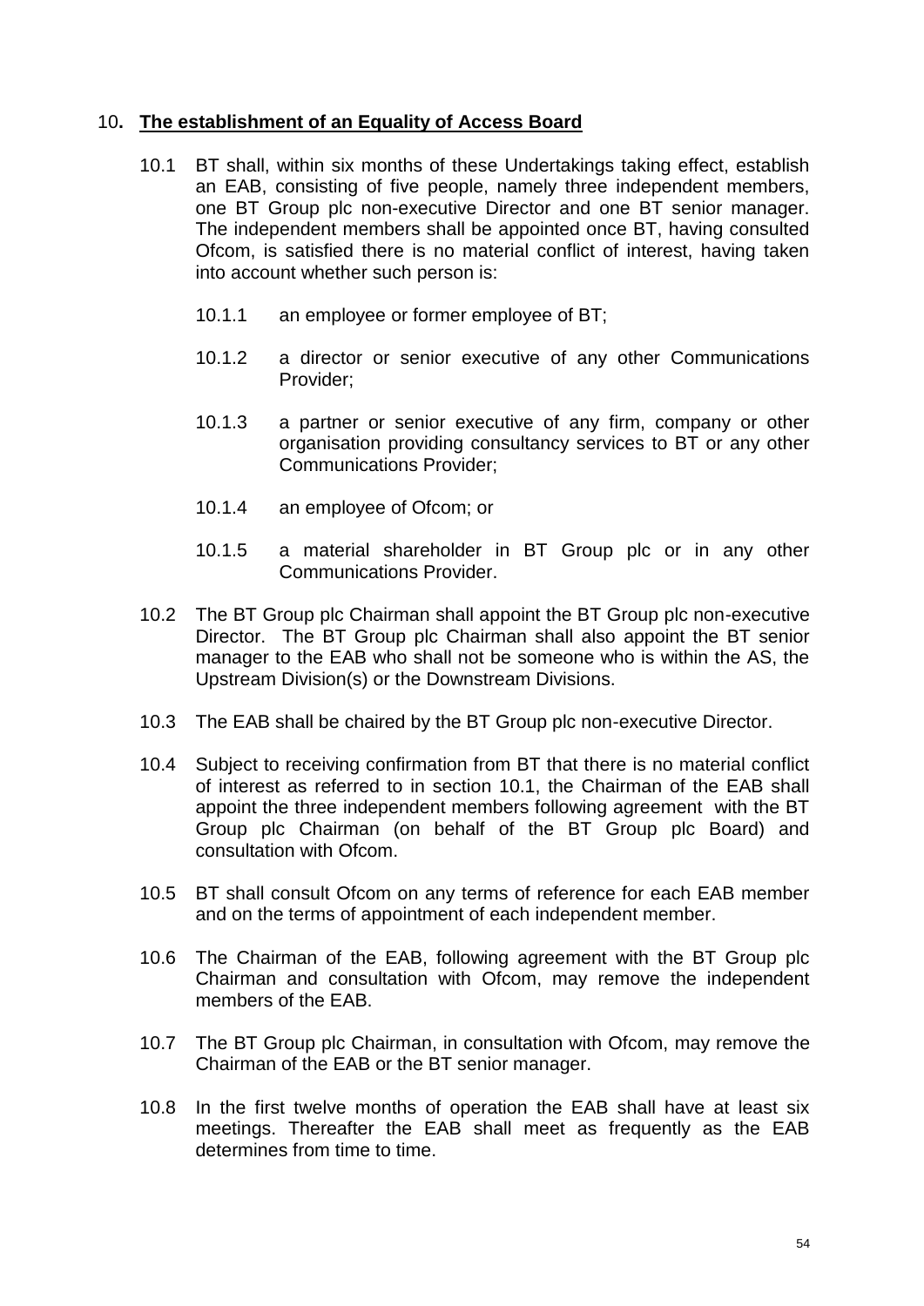## 10. **The establishment of an Equality of Access Board**

10.1 BT shall, within six months of these Undertakings taking effect, establish an EAB, consisting of five people, namely three independent members, one BT Group plc non-executive Director and one BT senior manager. The independent members shall be appointed once BT, having consulted Ofcom, is satisfied there is no material conflict of interest, having taken into account whether such person is:

> 10.1.1 an employee or former employee of BT;
>
> 10.1.2 a director or senior executive of any other Communications Provider;
>
> 10.1.3 a partner or senior executive of any firm, company or other organisation providing consultancy services to BT or any other Communications Provider;
>
> 10.1.4 an employee of Ofcom; or
>
> 10.1.5 a material shareholder in BT Group plc or in any other Communications Provider.

10.2 The BT Group plc Chairman shall appoint the BT Group plc non-executive Director. The BT Group plc Chairman shall also appoint the BT senior manager to the EAB who shall not be someone who is within the AS, the Upstream Division(s) or the Downstream Divisions.

10.3 The EAB shall be chaired by the BT Group plc non-executive Director.

10.4 Subject to receiving confirmation from BT that there is no material conflict of interest as referred to in section 10.1, the Chairman of the EAB shall appoint the three independent members following agreement with the BT Group plc Chairman (on behalf of the BT Group plc Board) and consultation with Ofcom.

10.5 BT shall consult Ofcom on any terms of reference for each EAB member and on the terms of appointment of each independent member.

10.6 The Chairman of the EAB, following agreement with the BT Group plc Chairman and consultation with Ofcom, may remove the independent members of the EAB.

10.7 The BT Group plc Chairman, in consultation with Ofcom, may remove the Chairman of the EAB or the BT senior manager.

10.8 In the first twelve months of operation the EAB shall have at least six meetings. Thereafter the EAB shall meet as frequently as the EAB determines from time to time.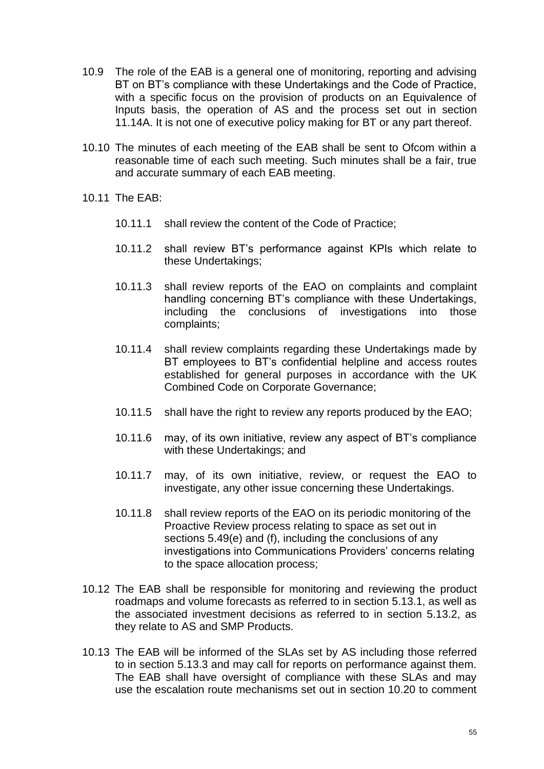10.9 The role of the EAB is a general one of monitoring, reporting and advising BT on BT's compliance with these Undertakings and the Code of Practice, with a specific focus on the provision of products on an Equivalence of Inputs basis, the operation of AS and the process set out in section 11.14A. It is not one of executive policy making for BT or any part thereof.

10.10 The minutes of each meeting of the EAB shall be sent to Ofcom within a reasonable time of each such meeting. Such minutes shall be a fair, true and accurate summary of each EAB meeting.

10.11 The EAB:

10.11.1 shall review the content of the Code of Practice;

10.11.2 shall review BT's performance against KPIs which relate to these Undertakings;

10.11.3 shall review reports of the EAO on complaints and complaint handling concerning BT's compliance with these Undertakings, including the conclusions of investigations into those complaints;

10.11.4 shall review complaints regarding these Undertakings made by BT employees to BT's confidential helpline and access routes established for general purposes in accordance with the UK Combined Code on Corporate Governance;

10.11.5 shall have the right to review any reports produced by the EAO;

10.11.6 may, of its own initiative, review any aspect of BT's compliance with these Undertakings; and

10.11.7 may, of its own initiative, review, or request the EAO to investigate, any other issue concerning these Undertakings.

10.11.8 shall review reports of the EAO on its periodic monitoring of the Proactive Review process relating to space as set out in sections 5.49(e) and (f), including the conclusions of any investigations into Communications Providers' concerns relating to the space allocation process;

10.12 The EAB shall be responsible for monitoring and reviewing the product roadmaps and volume forecasts as referred to in section 5.13.1, as well as the associated investment decisions as referred to in section 5.13.2, as they relate to AS and SMP Products.

10.13 The EAB will be informed of the SLAs set by AS including those referred to in section 5.13.3 and may call for reports on performance against them. The EAB shall have oversight of compliance with these SLAs and may use the escalation route mechanisms set out in section 10.20 to comment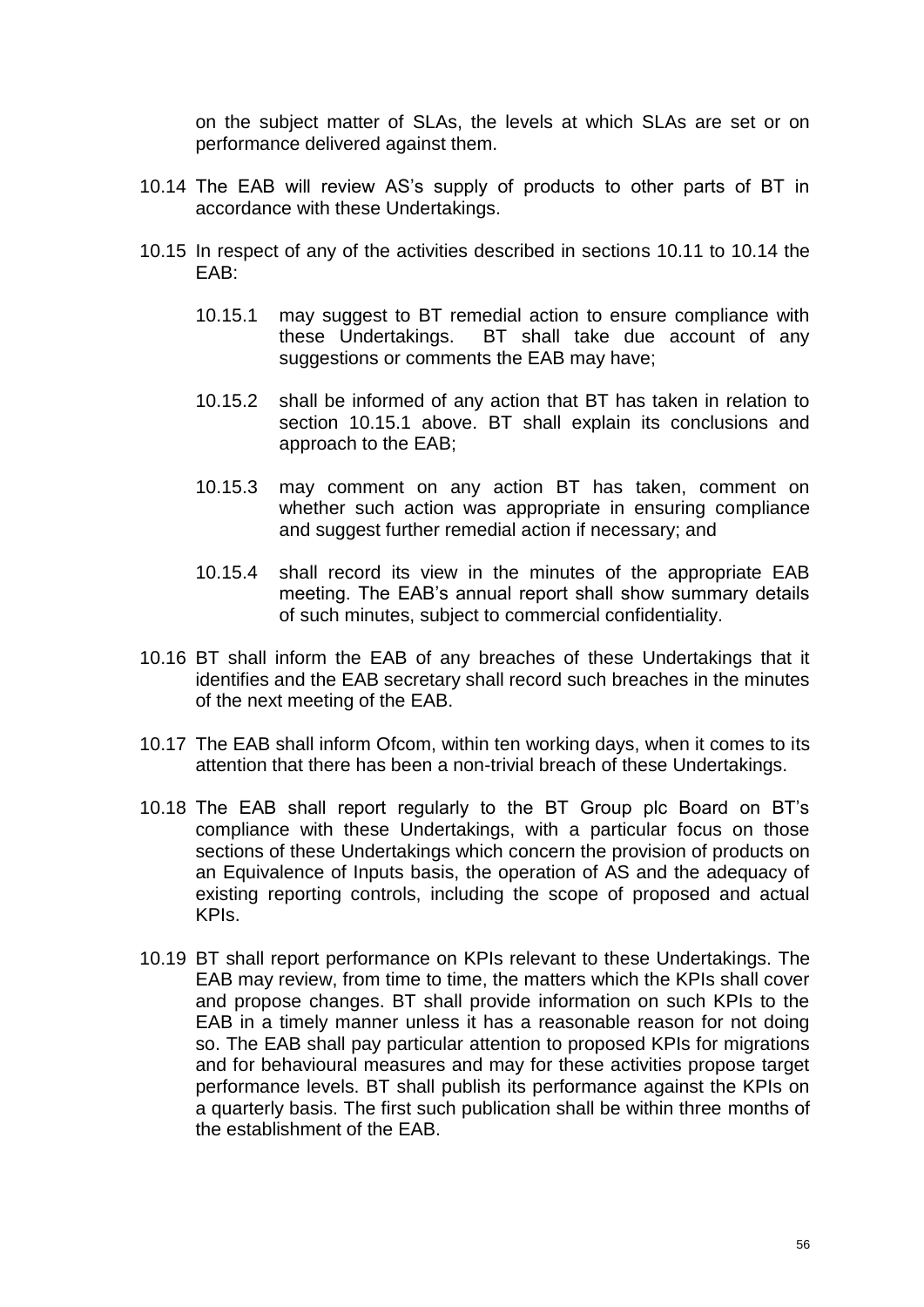on the subject matter of SLAs, the levels at which SLAs are set or on performance delivered against them.

10.14 The EAB will review AS's supply of products to other parts of BT in accordance with these Undertakings.

10.15 In respect of any of the activities described in sections 10.11 to 10.14 the EAB:

> 10.15.1 may suggest to BT remedial action to ensure compliance with these Undertakings. BT shall take due account of any suggestions or comments the EAB may have;
>
> 10.15.2 shall be informed of any action that BT has taken in relation to section 10.15.1 above. BT shall explain its conclusions and approach to the EAB;
>
> 10.15.3 may comment on any action BT has taken, comment on whether such action was appropriate in ensuring compliance and suggest further remedial action if necessary; and
>
> 10.15.4 shall record its view in the minutes of the appropriate EAB meeting. The EAB's annual report shall show summary details of such minutes, subject to commercial confidentiality.

10.16 BT shall inform the EAB of any breaches of these Undertakings that it identifies and the EAB secretary shall record such breaches in the minutes of the next meeting of the EAB.

10.17 The EAB shall inform Ofcom, within ten working days, when it comes to its attention that there has been a non-trivial breach of these Undertakings.

10.18 The EAB shall report regularly to the BT Group plc Board on BT's compliance with these Undertakings, with a particular focus on those sections of these Undertakings which concern the provision of products on an Equivalence of Inputs basis, the operation of AS and the adequacy of existing reporting controls, including the scope of proposed and actual KPIs.

10.19 BT shall report performance on KPIs relevant to these Undertakings. The EAB may review, from time to time, the matters which the KPIs shall cover and propose changes. BT shall provide information on such KPIs to the EAB in a timely manner unless it has a reasonable reason for not doing so. The EAB shall pay particular attention to proposed KPIs for migrations and for behavioural measures and may for these activities propose target performance levels. BT shall publish its performance against the KPIs on a quarterly basis. The first such publication shall be within three months of the establishment of the EAB.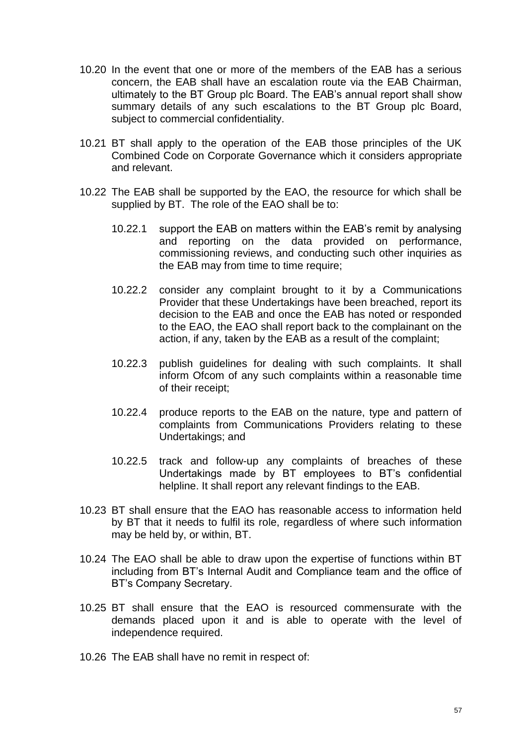10.20 In the event that one or more of the members of the EAB has a serious concern, the EAB shall have an escalation route via the EAB Chairman, ultimately to the BT Group plc Board. The EAB's annual report shall show summary details of any such escalations to the BT Group plc Board, subject to commercial confidentiality.

10.21 BT shall apply to the operation of the EAB those principles of the UK Combined Code on Corporate Governance which it considers appropriate and relevant.

10.22 The EAB shall be supported by the EAO, the resource for which shall be supplied by BT. The role of the EAO shall be to:

> 10.22.1 support the EAB on matters within the EAB's remit by analysing and reporting on the data provided on performance, commissioning reviews, and conducting such other inquiries as the EAB may from time to time require;
>
> 10.22.2 consider any complaint brought to it by a Communications Provider that these Undertakings have been breached, report its decision to the EAB and once the EAB has noted or responded to the EAO, the EAO shall report back to the complainant on the action, if any, taken by the EAB as a result of the complaint;
>
> 10.22.3 publish guidelines for dealing with such complaints. It shall inform Ofcom of any such complaints within a reasonable time of their receipt;
>
> 10.22.4 produce reports to the EAB on the nature, type and pattern of complaints from Communications Providers relating to these Undertakings; and
>
> 10.22.5 track and follow-up any complaints of breaches of these Undertakings made by BT employees to BT's confidential helpline. It shall report any relevant findings to the EAB.

10.23 BT shall ensure that the EAO has reasonable access to information held by BT that it needs to fulfil its role, regardless of where such information may be held by, or within, BT.

10.24 The EAO shall be able to draw upon the expertise of functions within BT including from BT's Internal Audit and Compliance team and the office of BT's Company Secretary.

10.25 BT shall ensure that the EAO is resourced commensurate with the demands placed upon it and is able to operate with the level of independence required.

10.26 The EAB shall have no remit in respect of: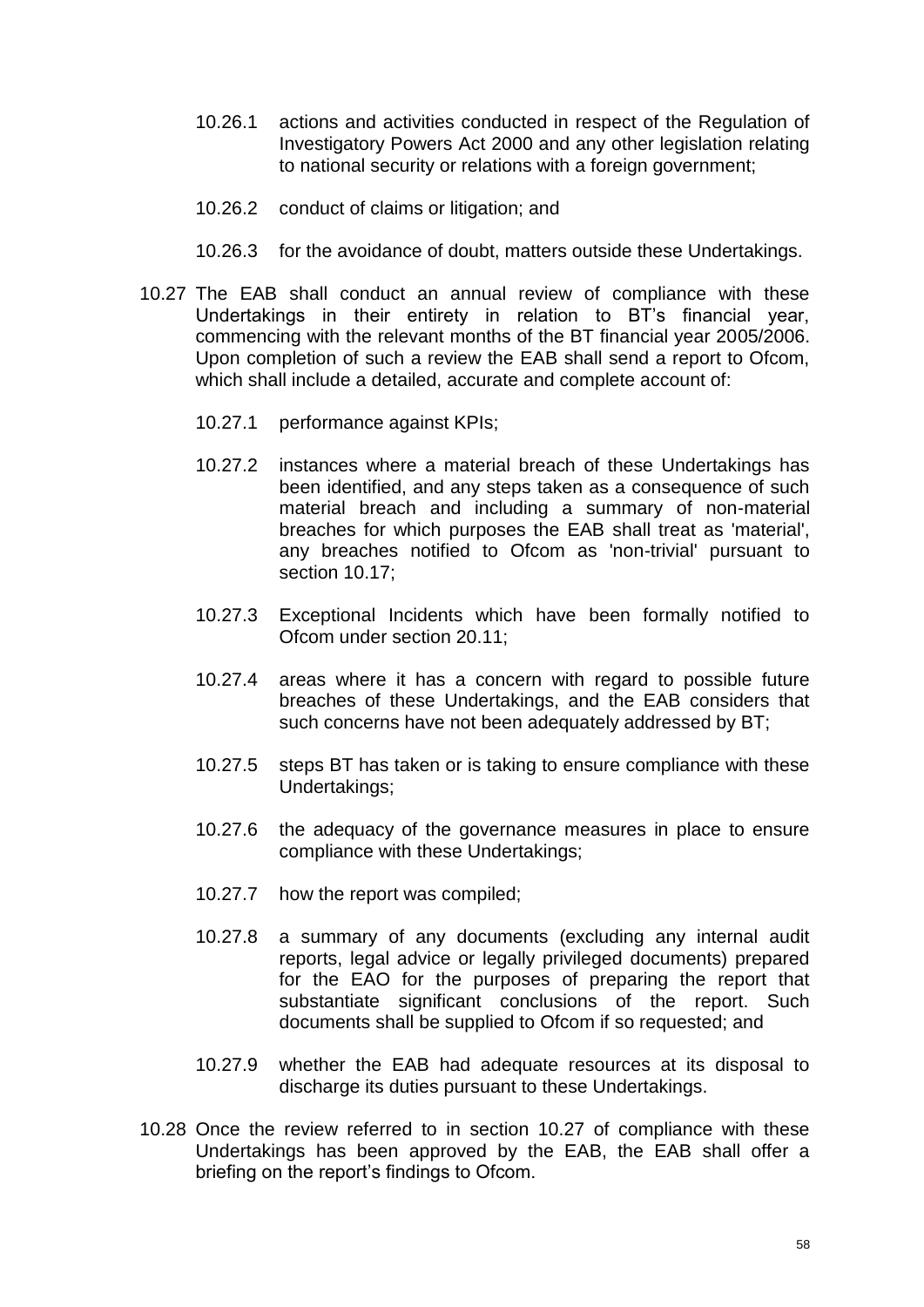10.26.1 actions and activities conducted in respect of the Regulation of Investigatory Powers Act 2000 and any other legislation relating to national security or relations with a foreign government;

10.26.2 conduct of claims or litigation; and

10.26.3 for the avoidance of doubt, matters outside these Undertakings.

10.27 The EAB shall conduct an annual review of compliance with these Undertakings in their entirety in relation to BT's financial year, commencing with the relevant months of the BT financial year 2005/2006. Upon completion of such a review the EAB shall send a report to Ofcom, which shall include a detailed, accurate and complete account of:

10.27.1 performance against KPIs;

10.27.2 instances where a material breach of these Undertakings has been identified, and any steps taken as a consequence of such material breach and including a summary of non-material breaches for which purposes the EAB shall treat as 'material', any breaches notified to Ofcom as 'non-trivial' pursuant to section 10.17;

10.27.3 Exceptional Incidents which have been formally notified to Ofcom under section 20.11;

10.27.4 areas where it has a concern with regard to possible future breaches of these Undertakings, and the EAB considers that such concerns have not been adequately addressed by BT;

10.27.5 steps BT has taken or is taking to ensure compliance with these Undertakings;

10.27.6 the adequacy of the governance measures in place to ensure compliance with these Undertakings;

10.27.7 how the report was compiled;

10.27.8 a summary of any documents (excluding any internal audit reports, legal advice or legally privileged documents) prepared for the EAO for the purposes of preparing the report that substantiate significant conclusions of the report. Such documents shall be supplied to Ofcom if so requested; and

10.27.9 whether the EAB had adequate resources at its disposal to discharge its duties pursuant to these Undertakings.

10.28 Once the review referred to in section 10.27 of compliance with these Undertakings has been approved by the EAB, the EAB shall offer a briefing on the report's findings to Ofcom.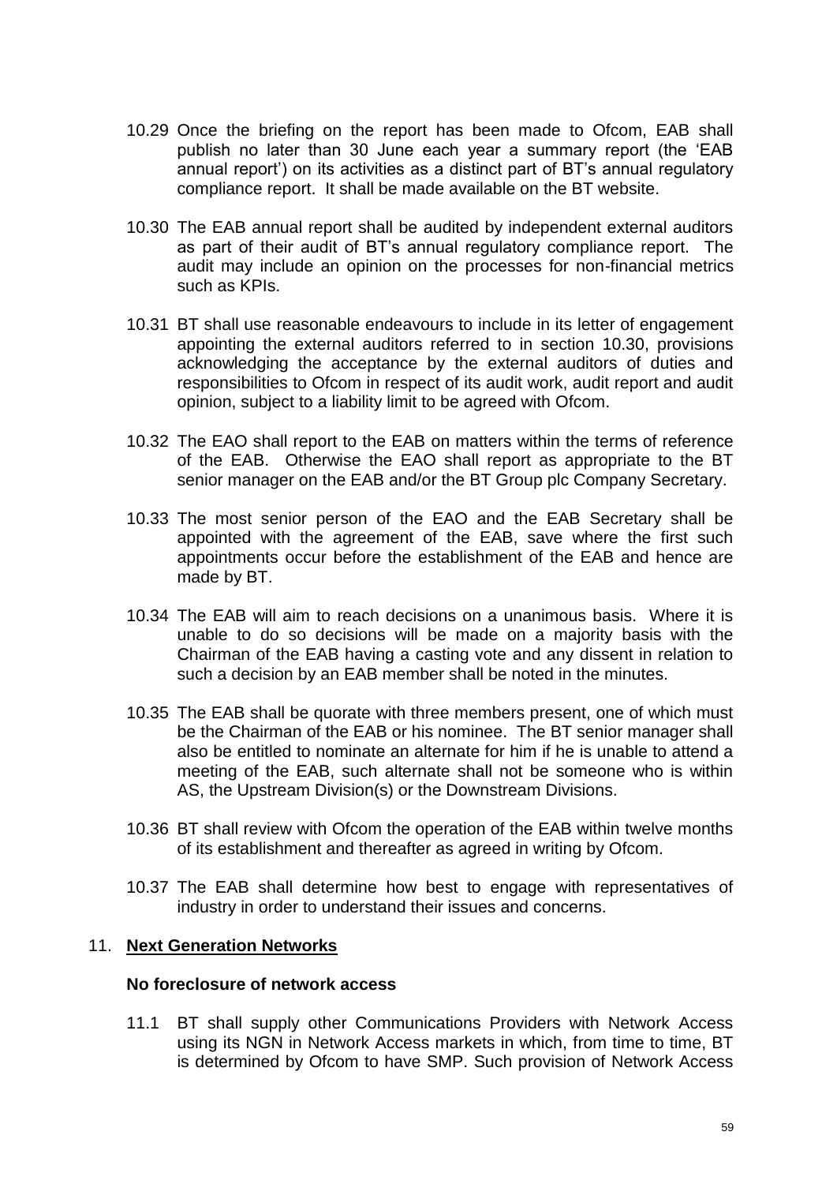10.29 Once the briefing on the report has been made to Ofcom, EAB shall publish no later than 30 June each year a summary report (the 'EAB annual report') on its activities as a distinct part of BT's annual regulatory compliance report. It shall be made available on the BT website.

10.30 The EAB annual report shall be audited by independent external auditors as part of their audit of BT's annual regulatory compliance report. The audit may include an opinion on the processes for non-financial metrics such as KPIs.

10.31 BT shall use reasonable endeavours to include in its letter of engagement appointing the external auditors referred to in section 10.30, provisions acknowledging the acceptance by the external auditors of duties and responsibilities to Ofcom in respect of its audit work, audit report and audit opinion, subject to a liability limit to be agreed with Ofcom.

10.32 The EAO shall report to the EAB on matters within the terms of reference of the EAB. Otherwise the EAO shall report as appropriate to the BT senior manager on the EAB and/or the BT Group plc Company Secretary.

10.33 The most senior person of the EAO and the EAB Secretary shall be appointed with the agreement of the EAB, save where the first such appointments occur before the establishment of the EAB and hence are made by BT.

10.34 The EAB will aim to reach decisions on a unanimous basis. Where it is unable to do so decisions will be made on a majority basis with the Chairman of the EAB having a casting vote and any dissent in relation to such a decision by an EAB member shall be noted in the minutes.

10.35 The EAB shall be quorate with three members present, one of which must be the Chairman of the EAB or his nominee. The BT senior manager shall also be entitled to nominate an alternate for him if he is unable to attend a meeting of the EAB, such alternate shall not be someone who is within AS, the Upstream Division(s) or the Downstream Divisions.

10.36 BT shall review with Ofcom the operation of the EAB within twelve months of its establishment and thereafter as agreed in writing by Ofcom.

10.37 The EAB shall determine how best to engage with representatives of industry in order to understand their issues and concerns.

## 11. **Next Generation Networks**

### No foreclosure of network access

11.1 BT shall supply other Communications Providers with Network Access using its NGN in Network Access markets in which, from time to time, BT is determined by Ofcom to have SMP. Such provision of Network Access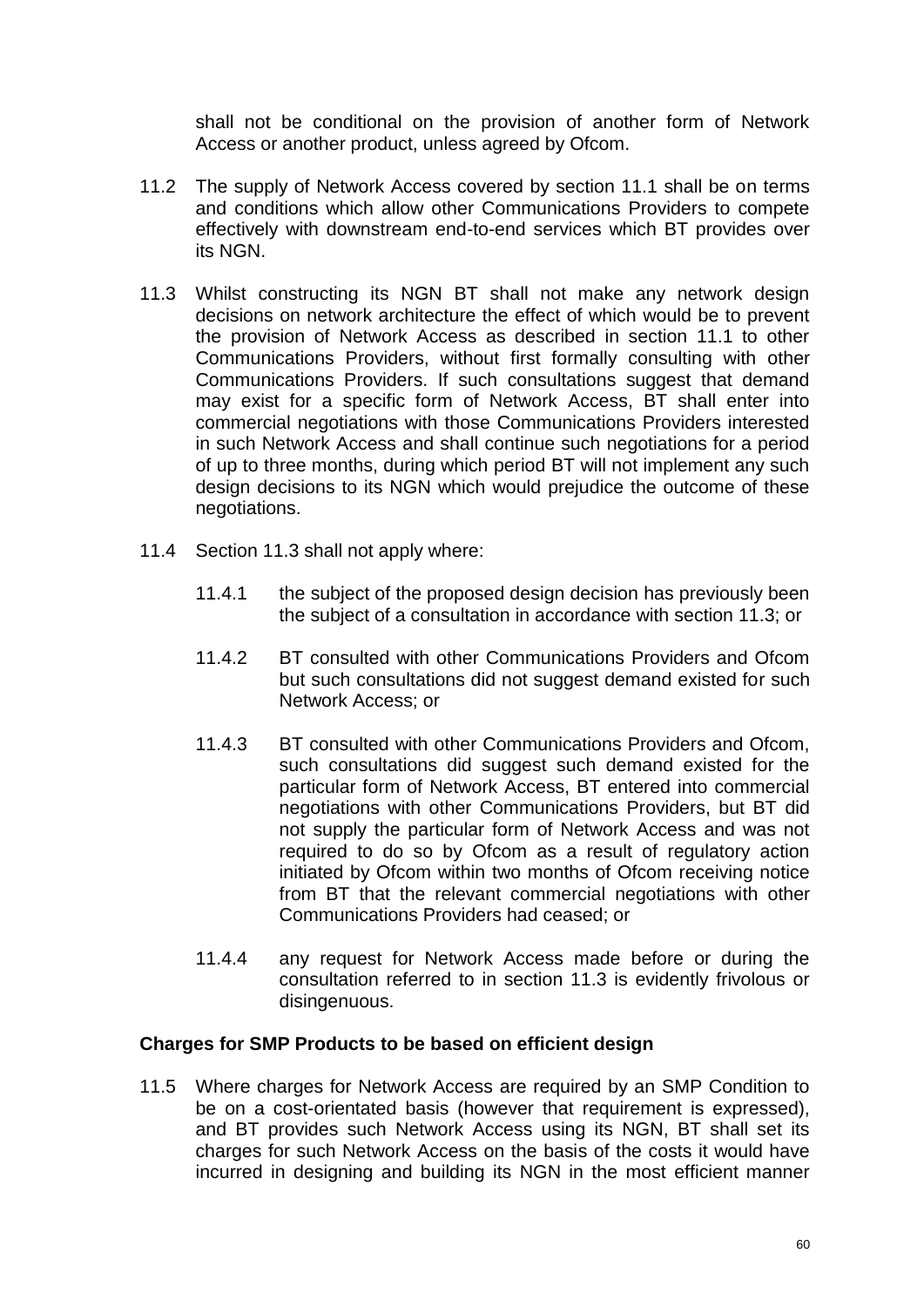shall not be conditional on the provision of another form of Network Access or another product, unless agreed by Ofcom.

11.2 The supply of Network Access covered by section 11.1 shall be on terms and conditions which allow other Communications Providers to compete effectively with downstream end-to-end services which BT provides over its NGN.

11.3 Whilst constructing its NGN BT shall not make any network design decisions on network architecture the effect of which would be to prevent the provision of Network Access as described in section 11.1 to other Communications Providers, without first formally consulting with other Communications Providers. If such consultations suggest that demand may exist for a specific form of Network Access, BT shall enter into commercial negotiations with those Communications Providers interested in such Network Access and shall continue such negotiations for a period of up to three months, during which period BT will not implement any such design decisions to its NGN which would prejudice the outcome of these negotiations.

11.4 Section 11.3 shall not apply where:

11.4.1 the subject of the proposed design decision has previously been the subject of a consultation in accordance with section 11.3; or

11.4.2 BT consulted with other Communications Providers and Ofcom but such consultations did not suggest demand existed for such Network Access; or

11.4.3 BT consulted with other Communications Providers and Ofcom, such consultations did suggest such demand existed for the particular form of Network Access, BT entered into commercial negotiations with other Communications Providers, but BT did not supply the particular form of Network Access and was not required to do so by Ofcom as a result of regulatory action initiated by Ofcom within two months of Ofcom receiving notice from BT that the relevant commercial negotiations with other Communications Providers had ceased; or

11.4.4 any request for Network Access made before or during the consultation referred to in section 11.3 is evidently frivolous or disingenuous.

**Charges for SMP Products to be based on efficient design**

11.5 Where charges for Network Access are required by an SMP Condition to be on a cost-orientated basis (however that requirement is expressed), and BT provides such Network Access using its NGN, BT shall set its charges for such Network Access on the basis of the costs it would have incurred in designing and building its NGN in the most efficient manner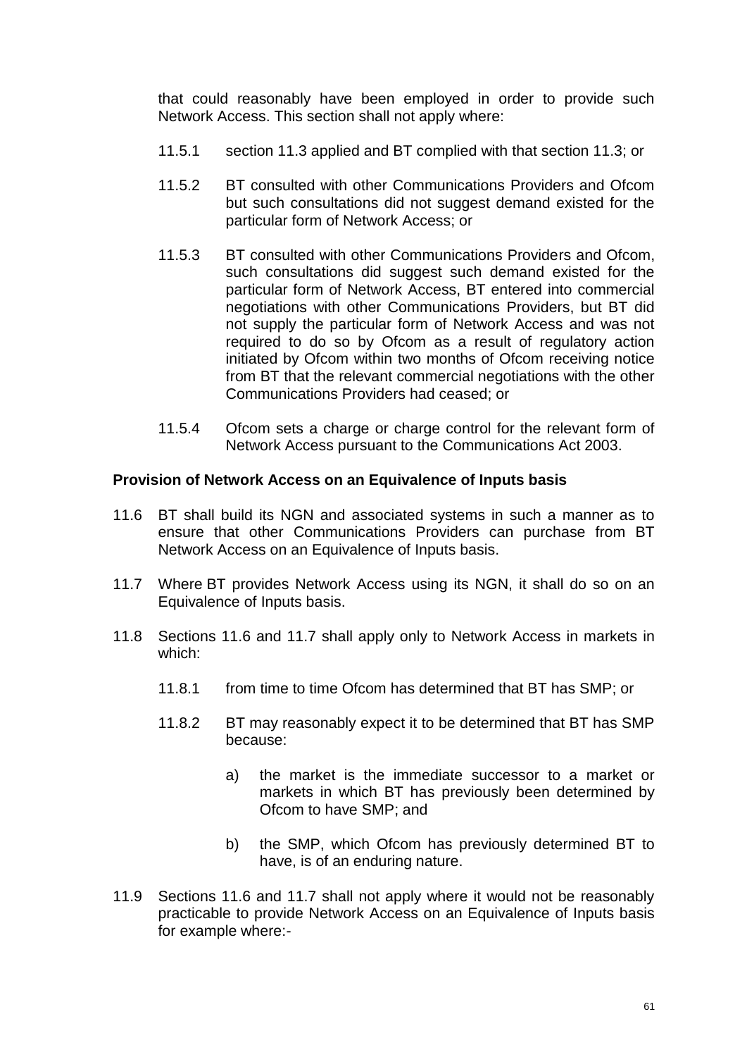that could reasonably have been employed in order to provide such Network Access. This section shall not apply where:

11.5.1 section 11.3 applied and BT complied with that section 11.3; or

11.5.2 BT consulted with other Communications Providers and Ofcom but such consultations did not suggest demand existed for the particular form of Network Access; or

11.5.3 BT consulted with other Communications Providers and Ofcom, such consultations did suggest such demand existed for the particular form of Network Access, BT entered into commercial negotiations with other Communications Providers, but BT did not supply the particular form of Network Access and was not required to do so by Ofcom as a result of regulatory action initiated by Ofcom within two months of Ofcom receiving notice from BT that the relevant commercial negotiations with the other Communications Providers had ceased; or

11.5.4 Ofcom sets a charge or charge control for the relevant form of Network Access pursuant to the Communications Act 2003.

**Provision of Network Access on an Equivalence of Inputs basis**

11.6 BT shall build its NGN and associated systems in such a manner as to ensure that other Communications Providers can purchase from BT Network Access on an Equivalence of Inputs basis.

11.7 Where BT provides Network Access using its NGN, it shall do so on an Equivalence of Inputs basis.

11.8 Sections 11.6 and 11.7 shall apply only to Network Access in markets in which:

11.8.1 from time to time Ofcom has determined that BT has SMP; or

11.8.2 BT may reasonably expect it to be determined that BT has SMP because:

a) the market is the immediate successor to a market or markets in which BT has previously been determined by Ofcom to have SMP; and

b) the SMP, which Ofcom has previously determined BT to have, is of an enduring nature.

11.9 Sections 11.6 and 11.7 shall not apply where it would not be reasonably practicable to provide Network Access on an Equivalence of Inputs basis for example where:-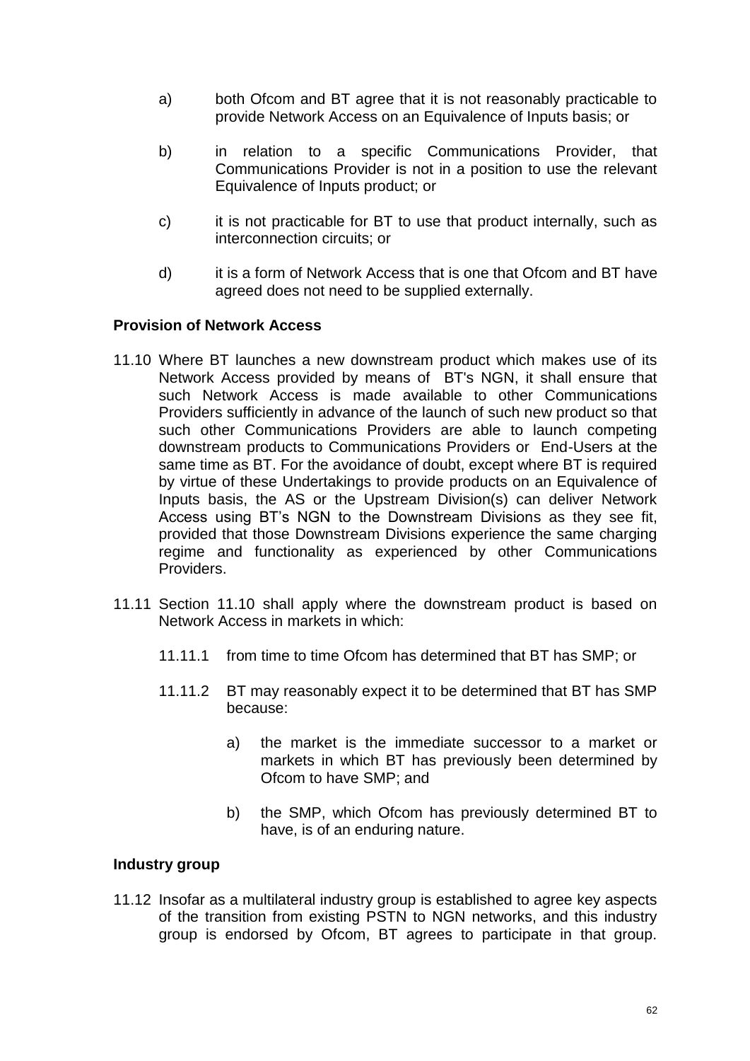a) both Ofcom and BT agree that it is not reasonably practicable to provide Network Access on an Equivalence of Inputs basis; or

b) in relation to a specific Communications Provider, that Communications Provider is not in a position to use the relevant Equivalence of Inputs product; or

c) it is not practicable for BT to use that product internally, such as interconnection circuits; or

d) it is a form of Network Access that is one that Ofcom and BT have agreed does not need to be supplied externally.

**Provision of Network Access**

11.10 Where BT launches a new downstream product which makes use of its Network Access provided by means of BT's NGN, it shall ensure that such Network Access is made available to other Communications Providers sufficiently in advance of the launch of such new product so that such other Communications Providers are able to launch competing downstream products to Communications Providers or End-Users at the same time as BT. For the avoidance of doubt, except where BT is required by virtue of these Undertakings to provide products on an Equivalence of Inputs basis, the AS or the Upstream Division(s) can deliver Network Access using BT's NGN to the Downstream Divisions as they see fit, provided that those Downstream Divisions experience the same charging regime and functionality as experienced by other Communications Providers.

11.11 Section 11.10 shall apply where the downstream product is based on Network Access in markets in which:

11.11.1 from time to time Ofcom has determined that BT has SMP; or

11.11.2 BT may reasonably expect it to be determined that BT has SMP because:

a) the market is the immediate successor to a market or markets in which BT has previously been determined by Ofcom to have SMP; and

b) the SMP, which Ofcom has previously determined BT to have, is of an enduring nature.

**Industry group**

11.12 Insofar as a multilateral industry group is established to agree key aspects of the transition from existing PSTN to NGN networks, and this industry group is endorsed by Ofcom, BT agrees to participate in that group.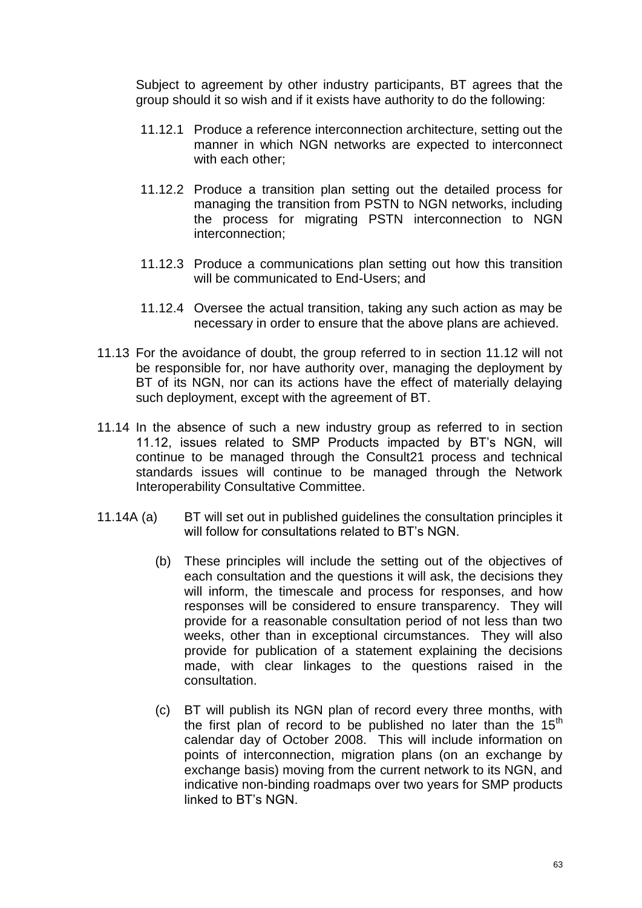Subject to agreement by other industry participants, BT agrees that the group should it so wish and if it exists have authority to do the following:

11.12.1 Produce a reference interconnection architecture, setting out the manner in which NGN networks are expected to interconnect with each other;

11.12.2 Produce a transition plan setting out the detailed process for managing the transition from PSTN to NGN networks, including the process for migrating PSTN interconnection to NGN interconnection;

11.12.3 Produce a communications plan setting out how this transition will be communicated to End-Users; and

11.12.4 Oversee the actual transition, taking any such action as may be necessary in order to ensure that the above plans are achieved.

11.13 For the avoidance of doubt, the group referred to in section 11.12 will not be responsible for, nor have authority over, managing the deployment by BT of its NGN, nor can its actions have the effect of materially delaying such deployment, except with the agreement of BT.

11.14 In the absence of such a new industry group as referred to in section 11.12, issues related to SMP Products impacted by BT's NGN, will continue to be managed through the Consult21 process and technical standards issues will continue to be managed through the Network Interoperability Consultative Committee.

11.14A (a) BT will set out in published guidelines the consultation principles it will follow for consultations related to BT's NGN.

(b) These principles will include the setting out of the objectives of each consultation and the questions it will ask, the decisions they will inform, the timescale and process for responses, and how responses will be considered to ensure transparency. They will provide for a reasonable consultation period of not less than two weeks, other than in exceptional circumstances. They will also provide for publication of a statement explaining the decisions made, with clear linkages to the questions raised in the consultation.

(c) BT will publish its NGN plan of record every three months, with the first plan of record to be published no later than the 15th calendar day of October 2008. This will include information on points of interconnection, migration plans (on an exchange by exchange basis) moving from the current network to its NGN, and indicative non-binding roadmaps over two years for SMP products linked to BT's NGN.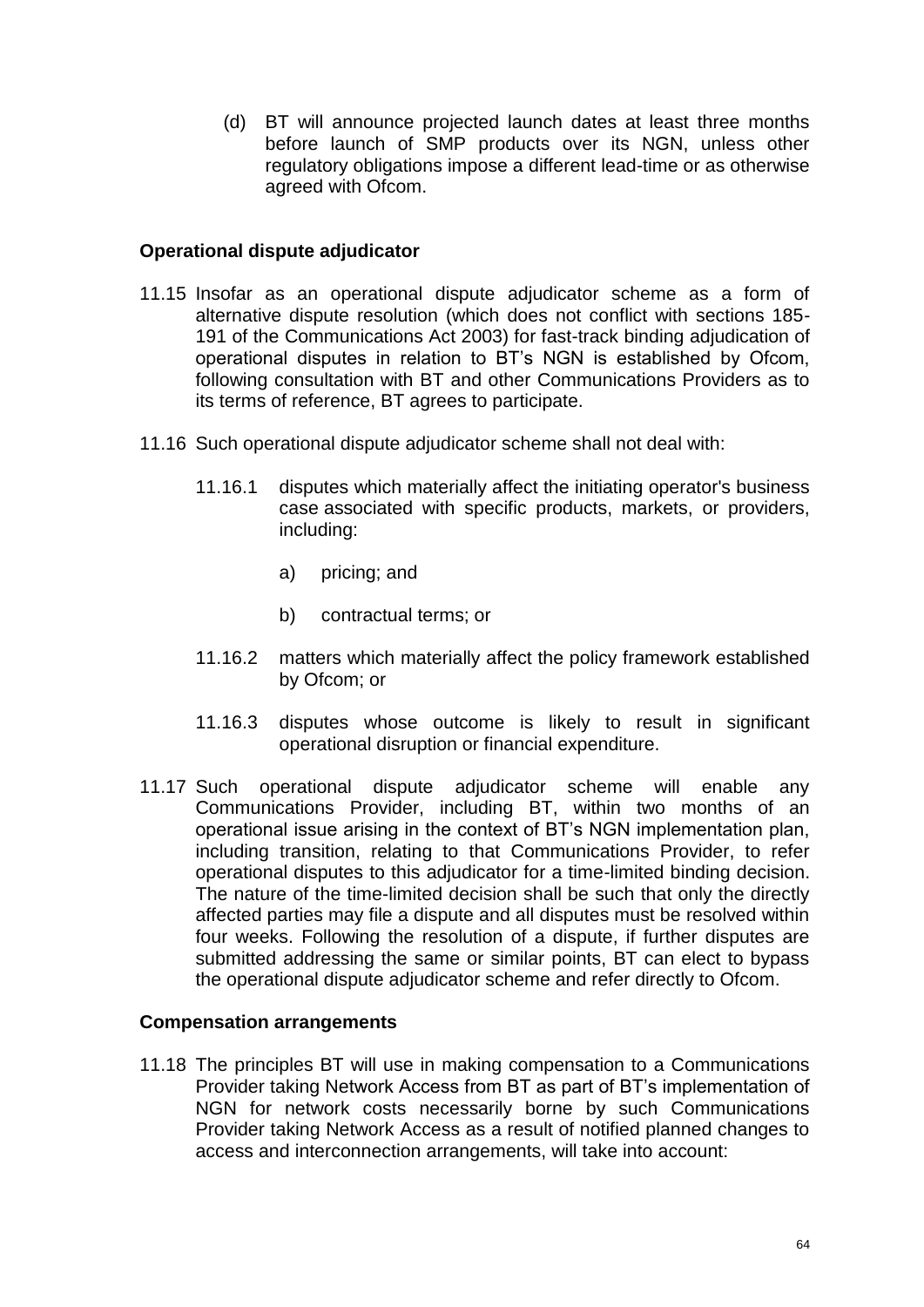(d) BT will announce projected launch dates at least three months before launch of SMP products over its NGN, unless other regulatory obligations impose a different lead-time or as otherwise agreed with Ofcom.

**Operational dispute adjudicator**

11.15 Insofar as an operational dispute adjudicator scheme as a form of alternative dispute resolution (which does not conflict with sections 185-191 of the Communications Act 2003) for fast-track binding adjudication of operational disputes in relation to BT's NGN is established by Ofcom, following consultation with BT and other Communications Providers as to its terms of reference, BT agrees to participate.

11.16 Such operational dispute adjudicator scheme shall not deal with:

11.16.1 disputes which materially affect the initiating operator's business case associated with specific products, markets, or providers, including:

a) pricing; and

b) contractual terms; or

11.16.2 matters which materially affect the policy framework established by Ofcom; or

11.16.3 disputes whose outcome is likely to result in significant operational disruption or financial expenditure.

11.17 Such operational dispute adjudicator scheme will enable any Communications Provider, including BT, within two months of an operational issue arising in the context of BT's NGN implementation plan, including transition, relating to that Communications Provider, to refer operational disputes to this adjudicator for a time-limited binding decision. The nature of the time-limited decision shall be such that only the directly affected parties may file a dispute and all disputes must be resolved within four weeks. Following the resolution of a dispute, if further disputes are submitted addressing the same or similar points, BT can elect to bypass the operational dispute adjudicator scheme and refer directly to Ofcom.

**Compensation arrangements**

11.18 The principles BT will use in making compensation to a Communications Provider taking Network Access from BT as part of BT's implementation of NGN for network costs necessarily borne by such Communications Provider taking Network Access as a result of notified planned changes to access and interconnection arrangements, will take into account: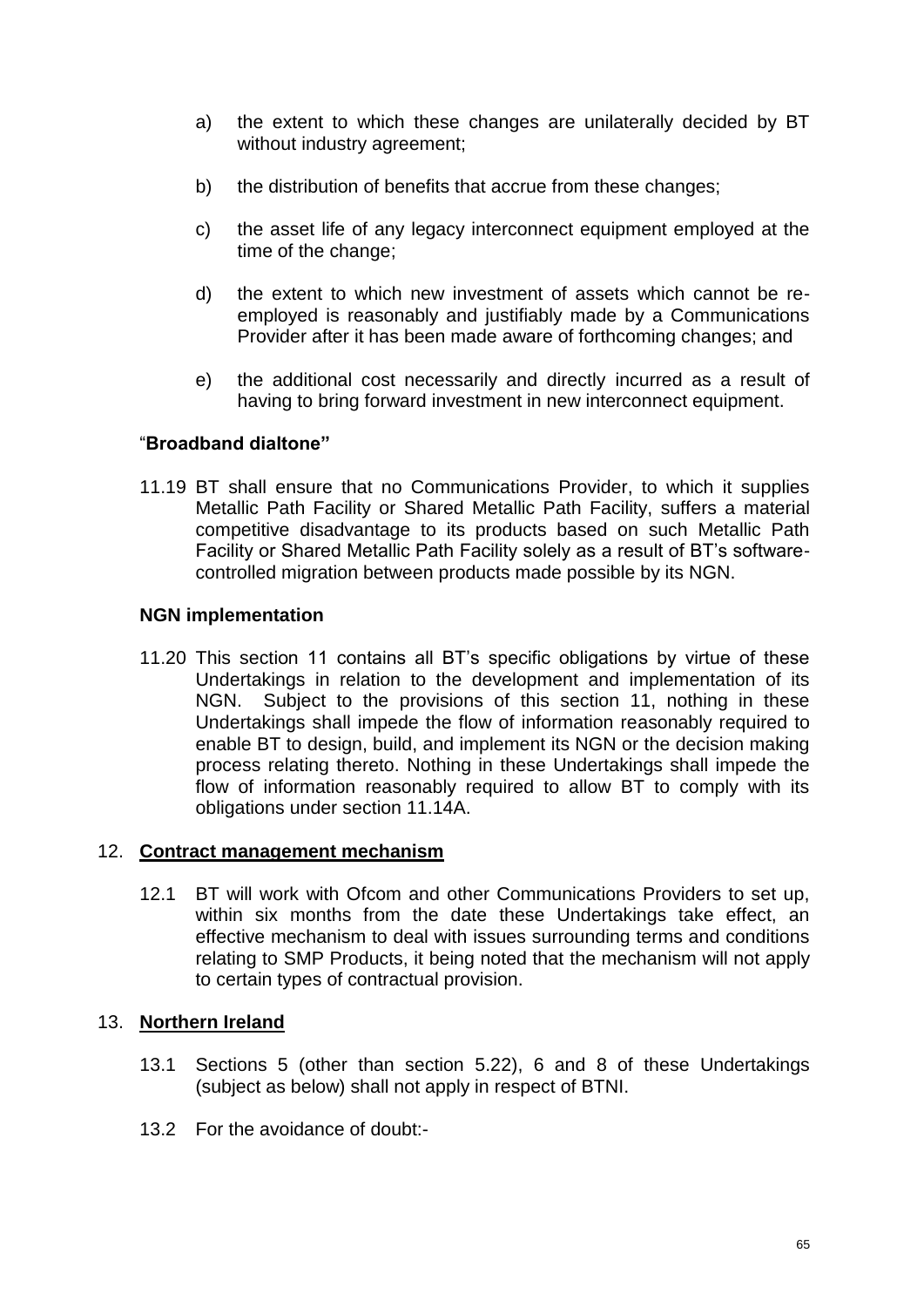a) the extent to which these changes are unilaterally decided by BT without industry agreement;

b) the distribution of benefits that accrue from these changes;

c) the asset life of any legacy interconnect equipment employed at the time of the change;

d) the extent to which new investment of assets which cannot be re-employed is reasonably and justifiably made by a Communications Provider after it has been made aware of forthcoming changes; and

e) the additional cost necessarily and directly incurred as a result of having to bring forward investment in new interconnect equipment.

**"Broadband dialtone"**

11.19 BT shall ensure that no Communications Provider, to which it supplies Metallic Path Facility or Shared Metallic Path Facility, suffers a material competitive disadvantage to its products based on such Metallic Path Facility or Shared Metallic Path Facility solely as a result of BT's software-controlled migration between products made possible by its NGN.

**NGN implementation**

11.20 This section 11 contains all BT's specific obligations by virtue of these Undertakings in relation to the development and implementation of its NGN. Subject to the provisions of this section 11, nothing in these Undertakings shall impede the flow of information reasonably required to enable BT to design, build, and implement its NGN or the decision making process relating thereto. Nothing in these Undertakings shall impede the flow of information reasonably required to allow BT to comply with its obligations under section 11.14A.

## 12. Contract management mechanism

12.1 BT will work with Ofcom and other Communications Providers to set up, within six months from the date these Undertakings take effect, an effective mechanism to deal with issues surrounding terms and conditions relating to SMP Products, it being noted that the mechanism will not apply to certain types of contractual provision.

## 13. Northern Ireland

13.1 Sections 5 (other than section 5.22), 6 and 8 of these Undertakings (subject as below) shall not apply in respect of BTNI.

13.2 For the avoidance of doubt:-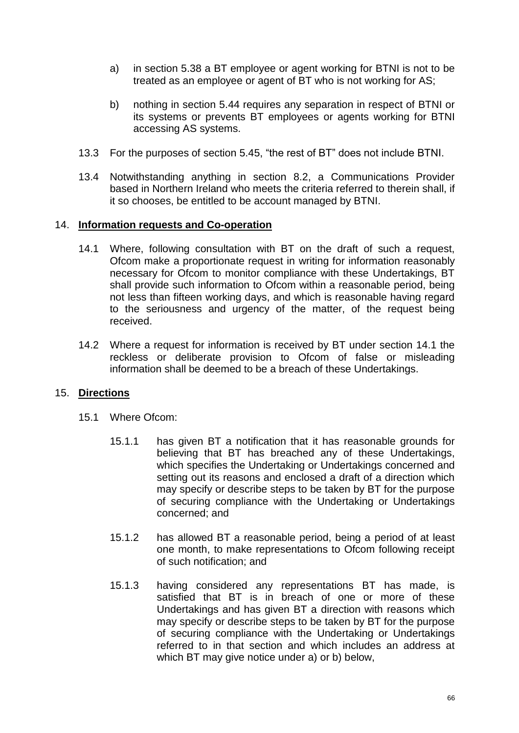a) in section 5.38 a BT employee or agent working for BTNI is not to be treated as an employee or agent of BT who is not working for AS;

b) nothing in section 5.44 requires any separation in respect of BTNI or its systems or prevents BT employees or agents working for BTNI accessing AS systems.

13.3 For the purposes of section 5.45, "the rest of BT" does not include BTNI.

13.4 Notwithstanding anything in section 8.2, a Communications Provider based in Northern Ireland who meets the criteria referred to therein shall, if it so chooses, be entitled to be account managed by BTNI.

## 14. **Information requests and Co-operation**

14.1 Where, following consultation with BT on the draft of such a request, Ofcom make a proportionate request in writing for information reasonably necessary for Ofcom to monitor compliance with these Undertakings, BT shall provide such information to Ofcom within a reasonable period, being not less than fifteen working days, and which is reasonable having regard to the seriousness and urgency of the matter, of the request being received.

14.2 Where a request for information is received by BT under section 14.1 the reckless or deliberate provision to Ofcom of false or misleading information shall be deemed to be a breach of these Undertakings.

## 15. **Directions**

15.1 Where Ofcom:

15.1.1 has given BT a notification that it has reasonable grounds for believing that BT has breached any of these Undertakings, which specifies the Undertaking or Undertakings concerned and setting out its reasons and enclosed a draft of a direction which may specify or describe steps to be taken by BT for the purpose of securing compliance with the Undertaking or Undertakings concerned; and

15.1.2 has allowed BT a reasonable period, being a period of at least one month, to make representations to Ofcom following receipt of such notification; and

15.1.3 having considered any representations BT has made, is satisfied that BT is in breach of one or more of these Undertakings and has given BT a direction with reasons which may specify or describe steps to be taken by BT for the purpose of securing compliance with the Undertaking or Undertakings referred to in that section and which includes an address at which BT may give notice under a) or b) below,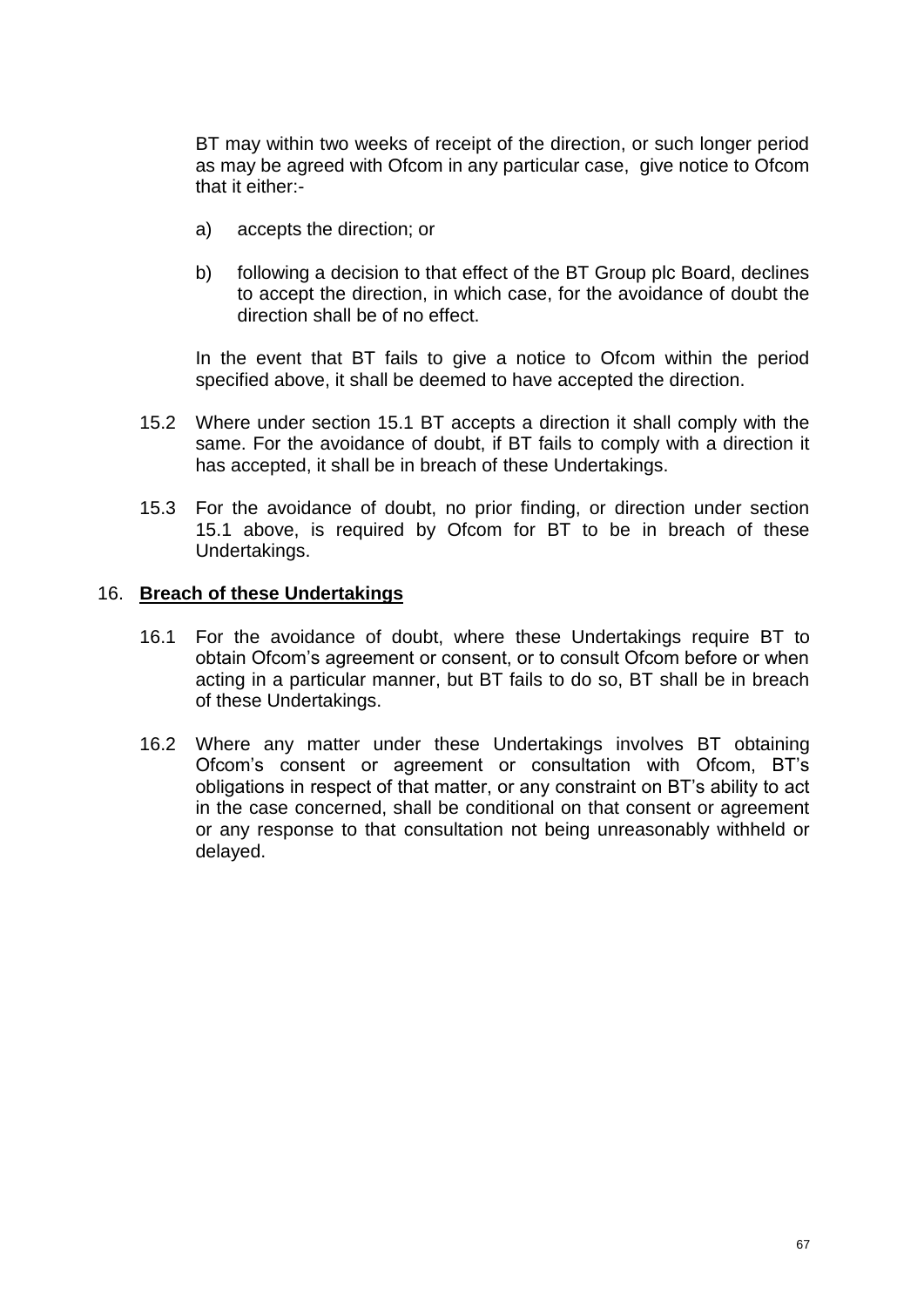BT may within two weeks of receipt of the direction, or such longer period as may be agreed with Ofcom in any particular case, give notice to Ofcom that it either:-

a) accepts the direction; or

b) following a decision to that effect of the BT Group plc Board, declines to accept the direction, in which case, for the avoidance of doubt the direction shall be of no effect.

In the event that BT fails to give a notice to Ofcom within the period specified above, it shall be deemed to have accepted the direction.

15.2 Where under section 15.1 BT accepts a direction it shall comply with the same. For the avoidance of doubt, if BT fails to comply with a direction it has accepted, it shall be in breach of these Undertakings.

15.3 For the avoidance of doubt, no prior finding, or direction under section 15.1 above, is required by Ofcom for BT to be in breach of these Undertakings.

## 16. **Breach of these Undertakings**

16.1 For the avoidance of doubt, where these Undertakings require BT to obtain Ofcom's agreement or consent, or to consult Ofcom before or when acting in a particular manner, but BT fails to do so, BT shall be in breach of these Undertakings.

16.2 Where any matter under these Undertakings involves BT obtaining Ofcom's consent or agreement or consultation with Ofcom, BT's obligations in respect of that matter, or any constraint on BT's ability to act in the case concerned, shall be conditional on that consent or agreement or any response to that consultation not being unreasonably withheld or delayed.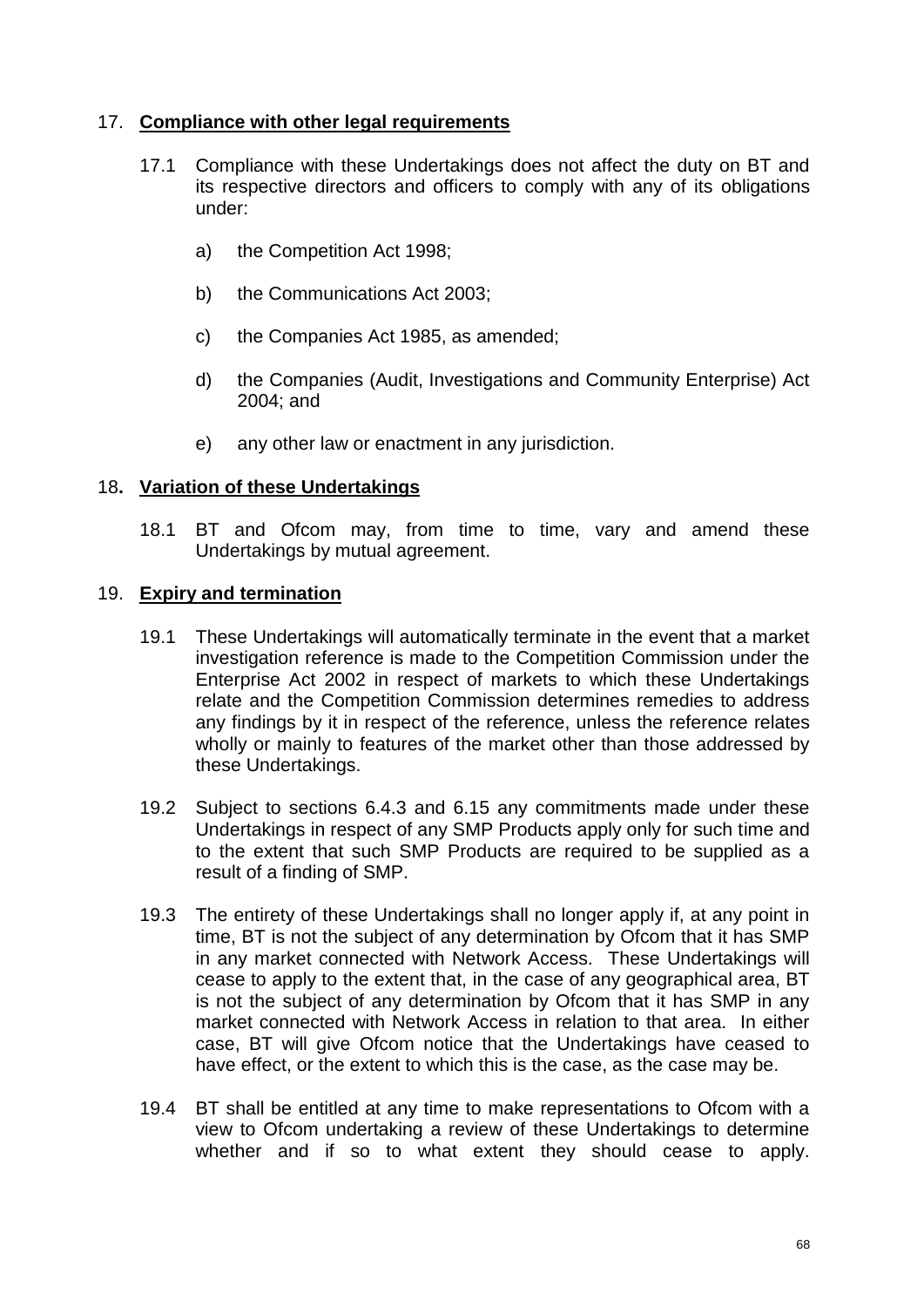## 17. Compliance with other legal requirements

17.1 Compliance with these Undertakings does not affect the duty on BT and its respective directors and officers to comply with any of its obligations under:

a) the Competition Act 1998;

b) the Communications Act 2003;

c) the Companies Act 1985, as amended;

d) the Companies (Audit, Investigations and Community Enterprise) Act 2004; and

e) any other law or enactment in any jurisdiction.

## 18. Variation of these Undertakings

18.1 BT and Ofcom may, from time to time, vary and amend these Undertakings by mutual agreement.

## 19. Expiry and termination

19.1 These Undertakings will automatically terminate in the event that a market investigation reference is made to the Competition Commission under the Enterprise Act 2002 in respect of markets to which these Undertakings relate and the Competition Commission determines remedies to address any findings by it in respect of the reference, unless the reference relates wholly or mainly to features of the market other than those addressed by these Undertakings.

19.2 Subject to sections 6.4.3 and 6.15 any commitments made under these Undertakings in respect of any SMP Products apply only for such time and to the extent that such SMP Products are required to be supplied as a result of a finding of SMP.

19.3 The entirety of these Undertakings shall no longer apply if, at any point in time, BT is not the subject of any determination by Ofcom that it has SMP in any market connected with Network Access. These Undertakings will cease to apply to the extent that, in the case of any geographical area, BT is not the subject of any determination by Ofcom that it has SMP in any market connected with Network Access in relation to that area. In either case, BT will give Ofcom notice that the Undertakings have ceased to have effect, or the extent to which this is the case, as the case may be.

19.4 BT shall be entitled at any time to make representations to Ofcom with a view to Ofcom undertaking a review of these Undertakings to determine whether and if so to what extent they should cease to apply.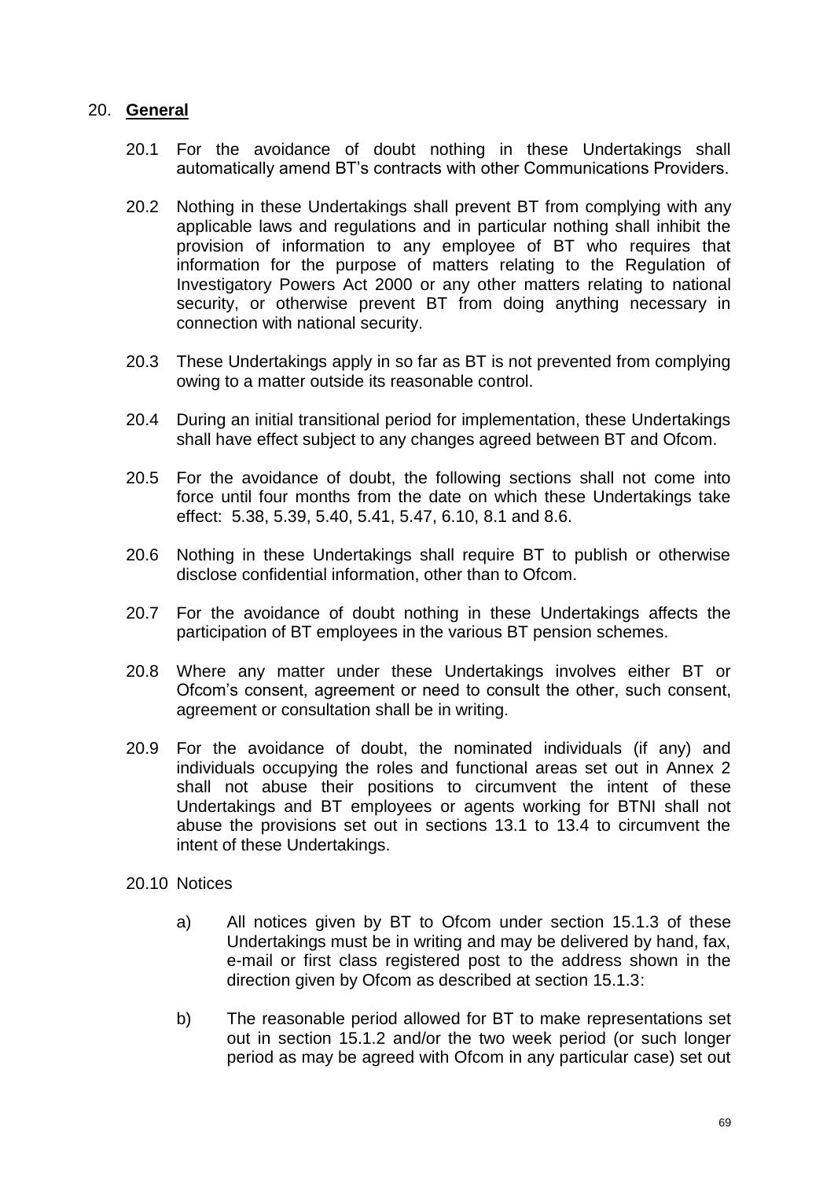## 20. **General**

20.1 For the avoidance of doubt nothing in these Undertakings shall automatically amend BT's contracts with other Communications Providers.

20.2 Nothing in these Undertakings shall prevent BT from complying with any applicable laws and regulations and in particular nothing shall inhibit the provision of information to any employee of BT who requires that information for the purpose of matters relating to the Regulation of Investigatory Powers Act 2000 or any other matters relating to national security, or otherwise prevent BT from doing anything necessary in connection with national security.

20.3 These Undertakings apply in so far as BT is not prevented from complying owing to a matter outside its reasonable control.

20.4 During an initial transitional period for implementation, these Undertakings shall have effect subject to any changes agreed between BT and Ofcom.

20.5 For the avoidance of doubt, the following sections shall not come into force until four months from the date on which these Undertakings take effect: 5.38, 5.39, 5.40, 5.41, 5.47, 6.10, 8.1 and 8.6.

20.6 Nothing in these Undertakings shall require BT to publish or otherwise disclose confidential information, other than to Ofcom.

20.7 For the avoidance of doubt nothing in these Undertakings affects the participation of BT employees in the various BT pension schemes.

20.8 Where any matter under these Undertakings involves either BT or Ofcom's consent, agreement or need to consult the other, such consent, agreement or consultation shall be in writing.

20.9 For the avoidance of doubt, the nominated individuals (if any) and individuals occupying the roles and functional areas set out in Annex 2 shall not abuse their positions to circumvent the intent of these Undertakings and BT employees or agents working for BTNI shall not abuse the provisions set out in sections 13.1 to 13.4 to circumvent the intent of these Undertakings.

20.10 Notices

a) All notices given by BT to Ofcom under section 15.1.3 of these Undertakings must be in writing and may be delivered by hand, fax, e-mail or first class registered post to the address shown in the direction given by Ofcom as described at section 15.1.3:

b) The reasonable period allowed for BT to make representations set out in section 15.1.2 and/or the two week period (or such longer period as may be agreed with Ofcom in any particular case) set out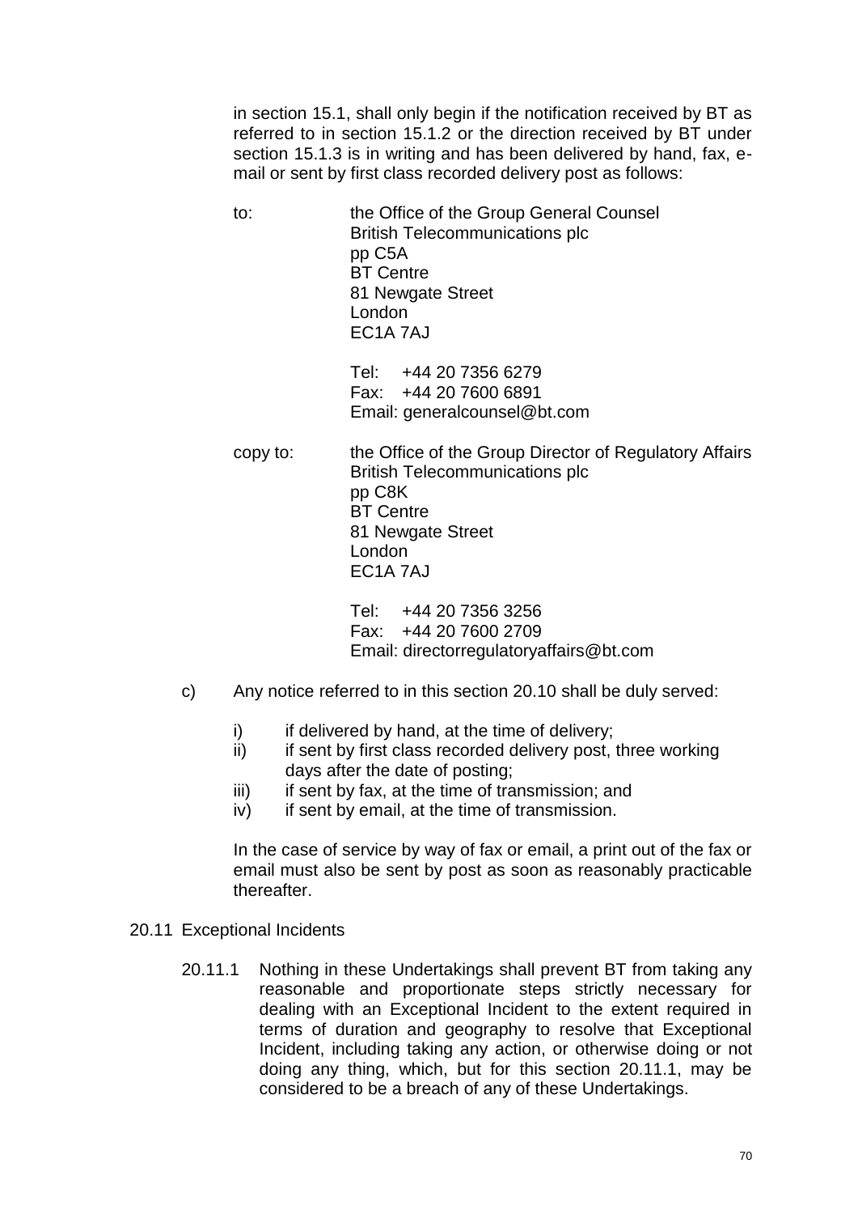in section 15.1, shall only begin if the notification received by BT as referred to in section 15.1.2 or the direction received by BT under section 15.1.3 is in writing and has been delivered by hand, fax, e-mail or sent by first class recorded delivery post as follows:

to: the Office of the Group General Counsel
British Telecommunications plc
pp C5A
BT Centre
81 Newgate Street
London
EC1A 7AJ

Tel: +44 20 7356 6279
Fax: +44 20 7600 6891
Email: generalcounsel@bt.com

copy to: the Office of the Group Director of Regulatory Affairs
British Telecommunications plc
pp C8K
BT Centre
81 Newgate Street
London
EC1A 7AJ

Tel: +44 20 7356 3256
Fax: +44 20 7600 2709
Email: directorregulatoryaffairs@bt.com

c) Any notice referred to in this section 20.10 shall be duly served:

i) if delivered by hand, at the time of delivery;
ii) if sent by first class recorded delivery post, three working days after the date of posting;
iii) if sent by fax, at the time of transmission; and
iv) if sent by email, at the time of transmission.

In the case of service by way of fax or email, a print out of the fax or email must also be sent by post as soon as reasonably practicable thereafter.

20.11 Exceptional Incidents

20.11.1 Nothing in these Undertakings shall prevent BT from taking any reasonable and proportionate steps strictly necessary for dealing with an Exceptional Incident to the extent required in terms of duration and geography to resolve that Exceptional Incident, including taking any action, or otherwise doing or not doing any thing, which, but for this section 20.11.1, may be considered to be a breach of any of these Undertakings.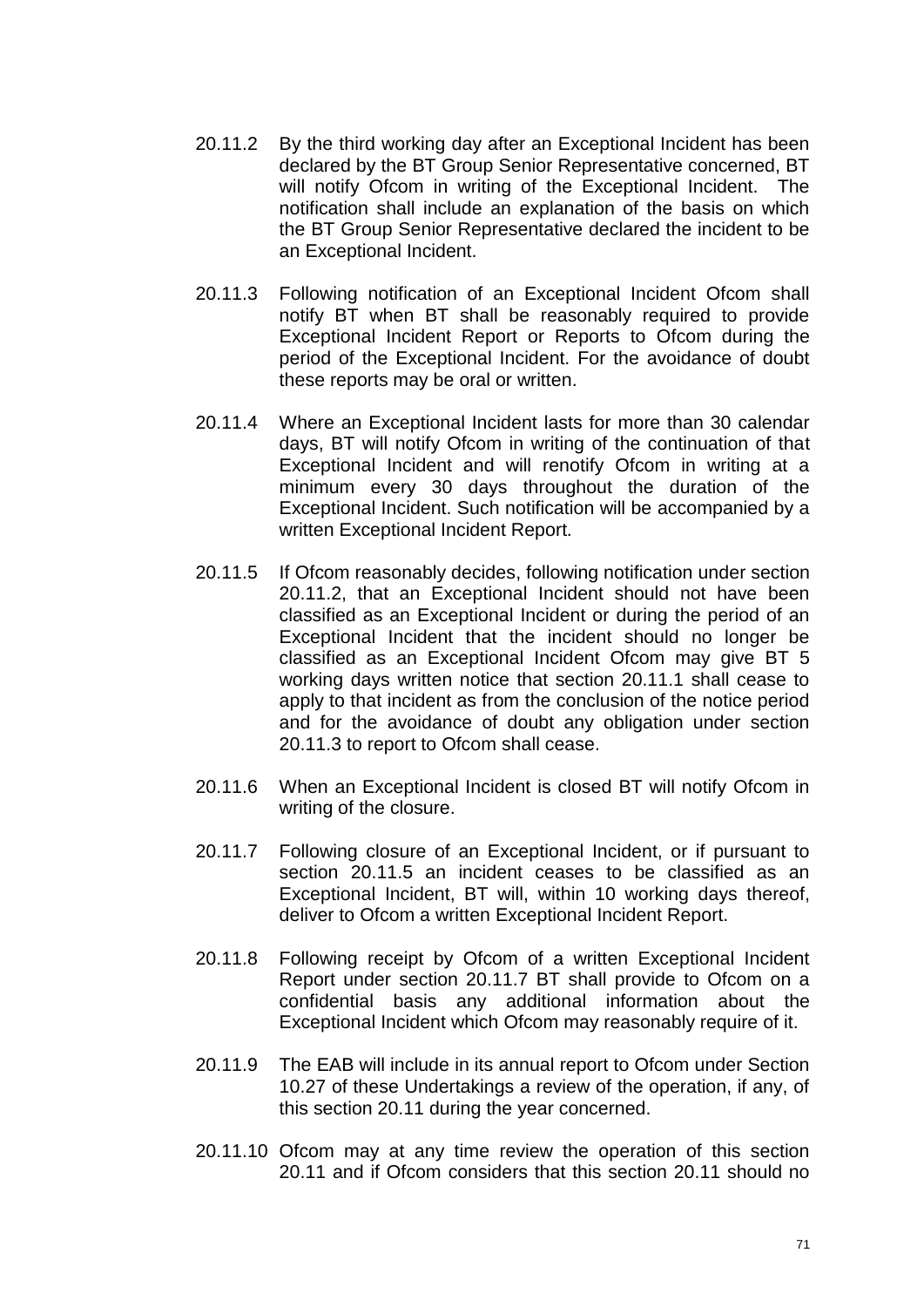20.11.2 By the third working day after an Exceptional Incident has been declared by the BT Group Senior Representative concerned, BT will notify Ofcom in writing of the Exceptional Incident. The notification shall include an explanation of the basis on which the BT Group Senior Representative declared the incident to be an Exceptional Incident.

20.11.3 Following notification of an Exceptional Incident Ofcom shall notify BT when BT shall be reasonably required to provide Exceptional Incident Report or Reports to Ofcom during the period of the Exceptional Incident. For the avoidance of doubt these reports may be oral or written.

20.11.4 Where an Exceptional Incident lasts for more than 30 calendar days, BT will notify Ofcom in writing of the continuation of that Exceptional Incident and will renotify Ofcom in writing at a minimum every 30 days throughout the duration of the Exceptional Incident. Such notification will be accompanied by a written Exceptional Incident Report.

20.11.5 If Ofcom reasonably decides, following notification under section 20.11.2, that an Exceptional Incident should not have been classified as an Exceptional Incident or during the period of an Exceptional Incident that the incident should no longer be classified as an Exceptional Incident Ofcom may give BT 5 working days written notice that section 20.11.1 shall cease to apply to that incident as from the conclusion of the notice period and for the avoidance of doubt any obligation under section 20.11.3 to report to Ofcom shall cease.

20.11.6 When an Exceptional Incident is closed BT will notify Ofcom in writing of the closure.

20.11.7 Following closure of an Exceptional Incident, or if pursuant to section 20.11.5 an incident ceases to be classified as an Exceptional Incident, BT will, within 10 working days thereof, deliver to Ofcom a written Exceptional Incident Report.

20.11.8 Following receipt by Ofcom of a written Exceptional Incident Report under section 20.11.7 BT shall provide to Ofcom on a confidential basis any additional information about the Exceptional Incident which Ofcom may reasonably require of it.

20.11.9 The EAB will include in its annual report to Ofcom under Section 10.27 of these Undertakings a review of the operation, if any, of this section 20.11 during the year concerned.

20.11.10 Ofcom may at any time review the operation of this section 20.11 and if Ofcom considers that this section 20.11 should no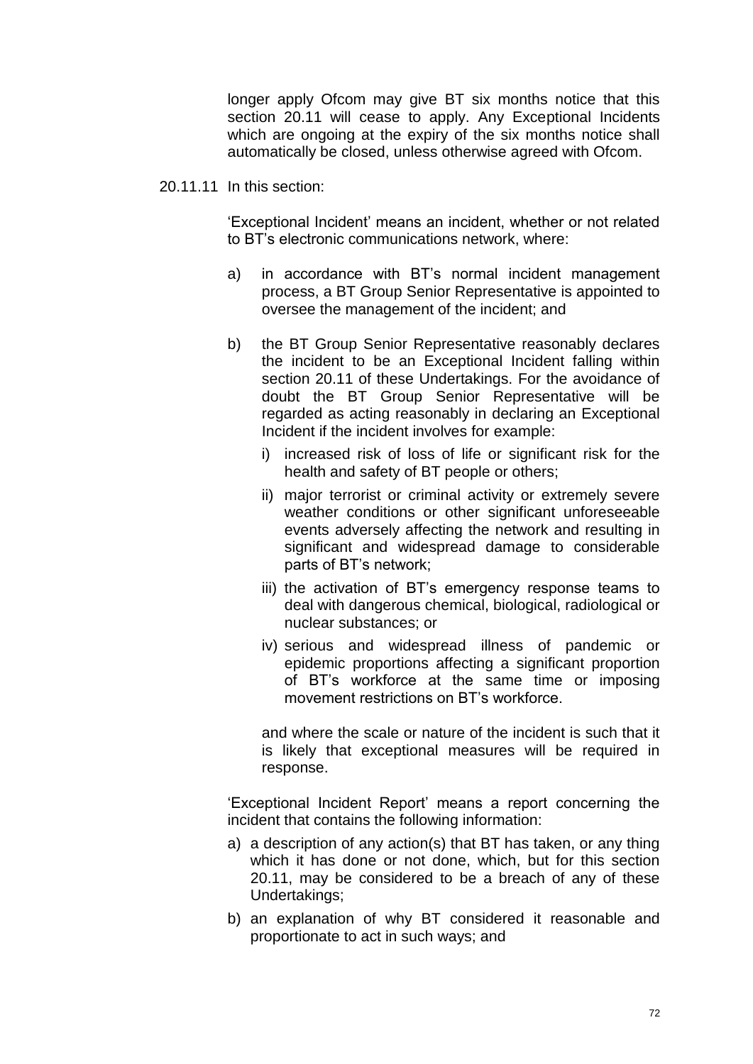longer apply Ofcom may give BT six months notice that this section 20.11 will cease to apply. Any Exceptional Incidents which are ongoing at the expiry of the six months notice shall automatically be closed, unless otherwise agreed with Ofcom.

20.11.11 In this section:

'Exceptional Incident' means an incident, whether or not related to BT's electronic communications network, where:

a) in accordance with BT's normal incident management process, a BT Group Senior Representative is appointed to oversee the management of the incident; and

b) the BT Group Senior Representative reasonably declares the incident to be an Exceptional Incident falling within section 20.11 of these Undertakings. For the avoidance of doubt the BT Group Senior Representative will be regarded as acting reasonably in declaring an Exceptional Incident if the incident involves for example:

   i) increased risk of loss of life or significant risk for the health and safety of BT people or others;

   ii) major terrorist or criminal activity or extremely severe weather conditions or other significant unforeseeable events adversely affecting the network and resulting in significant and widespread damage to considerable parts of BT's network;

   iii) the activation of BT's emergency response teams to deal with dangerous chemical, biological, radiological or nuclear substances; or

   iv) serious and widespread illness of pandemic or epidemic proportions affecting a significant proportion of BT's workforce at the same time or imposing movement restrictions on BT's workforce.

   and where the scale or nature of the incident is such that it is likely that exceptional measures will be required in response.

'Exceptional Incident Report' means a report concerning the incident that contains the following information:

a) a description of any action(s) that BT has taken, or any thing which it has done or not done, which, but for this section 20.11, may be considered to be a breach of any of these Undertakings;

b) an explanation of why BT considered it reasonable and proportionate to act in such ways; and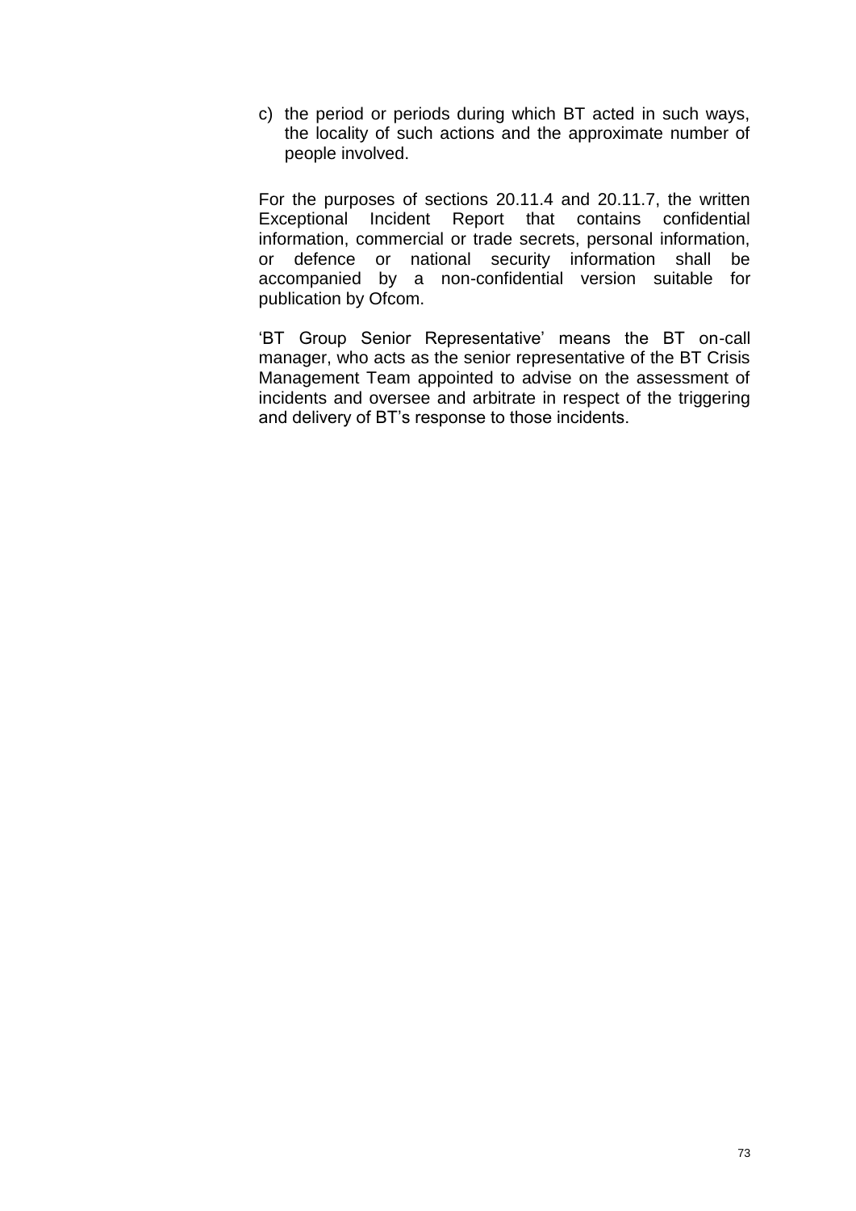c) the period or periods during which BT acted in such ways, the locality of such actions and the approximate number of people involved.

For the purposes of sections 20.11.4 and 20.11.7, the written Exceptional Incident Report that contains confidential information, commercial or trade secrets, personal information, or defence or national security information shall be accompanied by a non-confidential version suitable for publication by Ofcom.

'BT Group Senior Representative' means the BT on-call manager, who acts as the senior representative of the BT Crisis Management Team appointed to advise on the assessment of incidents and oversee and arbitrate in respect of the triggering and delivery of BT's response to those incidents.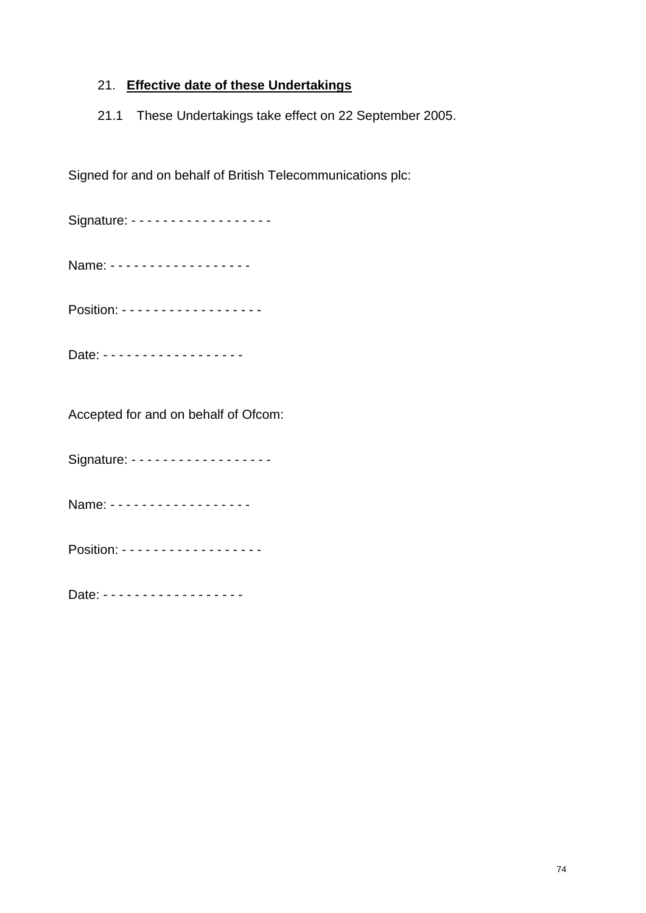21. **<u>Effective date of these Undertakings</u>**

21.1 These Undertakings take effect on 22 September 2005.

Signed for and on behalf of British Telecommunications plc:

Signature: - - - - - - - - - - - - - - - - - -

Name: - - - - - - - - - - - - - - - - - -

Position: - - - - - - - - - - - - - - - - - -

Date: - - - - - - - - - - - - - - - - - -

Accepted for and on behalf of Ofcom:

Signature: - - - - - - - - - - - - - - - - - -

Name: - - - - - - - - - - - - - - - - - -

Position: - - - - - - - - - - - - - - - - - -

Date: - - - - - - - - - - - - - - - - - -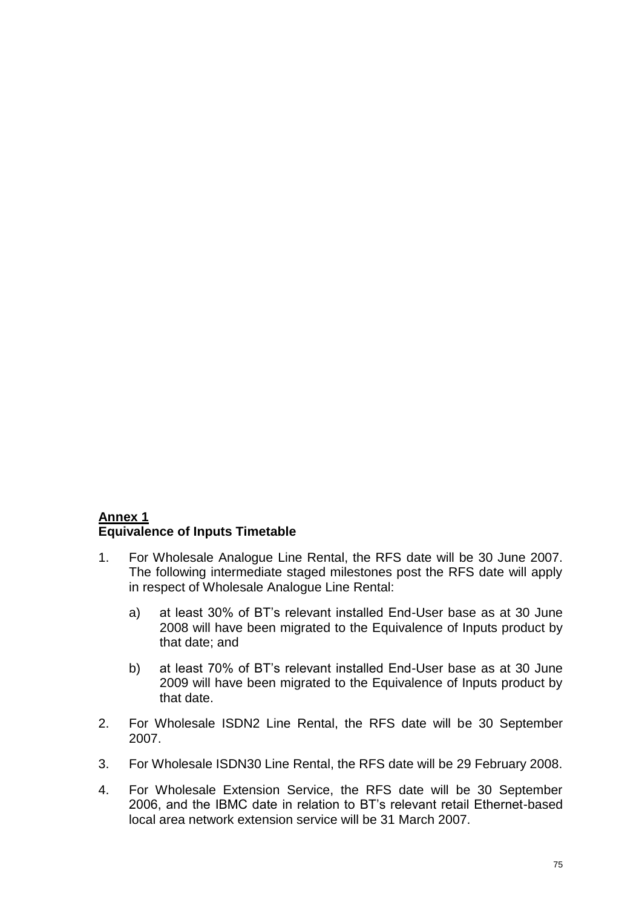## Annex 1
**Equivalence of Inputs Timetable**

1. For Wholesale Analogue Line Rental, the RFS date will be 30 June 2007. The following intermediate staged milestones post the RFS date will apply in respect of Wholesale Analogue Line Rental:

   a) at least 30% of BT's relevant installed End-User base as at 30 June 2008 will have been migrated to the Equivalence of Inputs product by that date; and

   b) at least 70% of BT's relevant installed End-User base as at 30 June 2009 will have been migrated to the Equivalence of Inputs product by that date.

2. For Wholesale ISDN2 Line Rental, the RFS date will be 30 September 2007.

3. For Wholesale ISDN30 Line Rental, the RFS date will be 29 February 2008.

4. For Wholesale Extension Service, the RFS date will be 30 September 2006, and the IBMC date in relation to BT's relevant retail Ethernet-based local area network extension service will be 31 March 2007.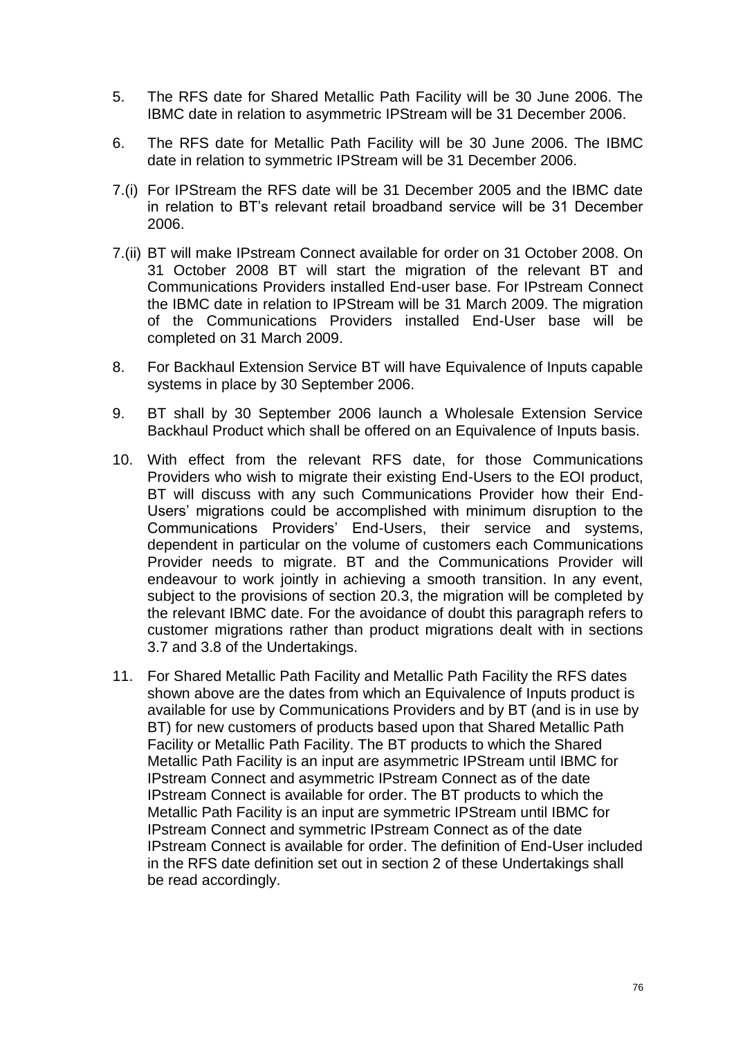5. The RFS date for Shared Metallic Path Facility will be 30 June 2006. The IBMC date in relation to asymmetric IPStream will be 31 December 2006.

6. The RFS date for Metallic Path Facility will be 30 June 2006. The IBMC date in relation to symmetric IPStream will be 31 December 2006.

7.(i) For IPStream the RFS date will be 31 December 2005 and the IBMC date in relation to BT's relevant retail broadband service will be 31 December 2006.

7.(ii) BT will make IPstream Connect available for order on 31 October 2008. On 31 October 2008 BT will start the migration of the relevant BT and Communications Providers installed End-user base. For IPstream Connect the IBMC date in relation to IPStream will be 31 March 2009. The migration of the Communications Providers installed End-User base will be completed on 31 March 2009.

8. For Backhaul Extension Service BT will have Equivalence of Inputs capable systems in place by 30 September 2006.

9. BT shall by 30 September 2006 launch a Wholesale Extension Service Backhaul Product which shall be offered on an Equivalence of Inputs basis.

10. With effect from the relevant RFS date, for those Communications Providers who wish to migrate their existing End-Users to the EOI product, BT will discuss with any such Communications Provider how their End-Users' migrations could be accomplished with minimum disruption to the Communications Providers' End-Users, their service and systems, dependent in particular on the volume of customers each Communications Provider needs to migrate. BT and the Communications Provider will endeavour to work jointly in achieving a smooth transition. In any event, subject to the provisions of section 20.3, the migration will be completed by the relevant IBMC date. For the avoidance of doubt this paragraph refers to customer migrations rather than product migrations dealt with in sections 3.7 and 3.8 of the Undertakings.

11. For Shared Metallic Path Facility and Metallic Path Facility the RFS dates shown above are the dates from which an Equivalence of Inputs product is available for use by Communications Providers and by BT (and is in use by BT) for new customers of products based upon that Shared Metallic Path Facility or Metallic Path Facility. The BT products to which the Shared Metallic Path Facility is an input are asymmetric IPStream until IBMC for IPstream Connect and asymmetric IPstream Connect as of the date IPstream Connect is available for order. The BT products to which the Metallic Path Facility is an input are symmetric IPStream until IBMC for IPstream Connect and symmetric IPstream Connect as of the date IPstream Connect is available for order. The definition of End-User included in the RFS date definition set out in section 2 of these Undertakings shall be read accordingly.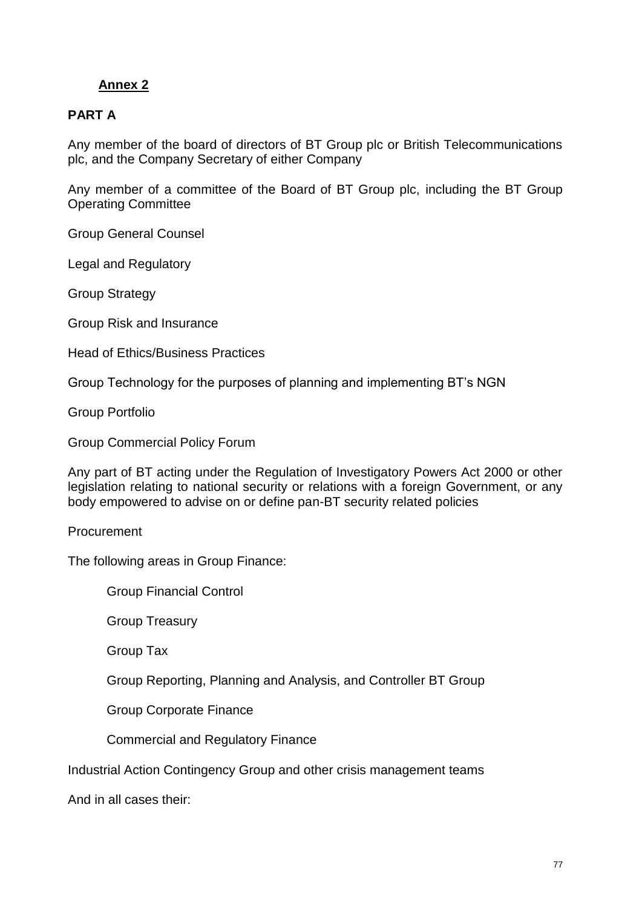**Annex 2**

**PART A**

Any member of the board of directors of BT Group plc or British Telecommunications plc, and the Company Secretary of either Company

Any member of a committee of the Board of BT Group plc, including the BT Group Operating Committee

Group General Counsel

Legal and Regulatory

Group Strategy

Group Risk and Insurance

Head of Ethics/Business Practices

Group Technology for the purposes of planning and implementing BT's NGN

Group Portfolio

Group Commercial Policy Forum

Any part of BT acting under the Regulation of Investigatory Powers Act 2000 or other legislation relating to national security or relations with a foreign Government, or any body empowered to advise on or define pan-BT security related policies

Procurement

The following areas in Group Finance:

- Group Financial Control
- Group Treasury
- Group Tax
- Group Reporting, Planning and Analysis, and Controller BT Group
- Group Corporate Finance
- Commercial and Regulatory Finance

Industrial Action Contingency Group and other crisis management teams

And in all cases their: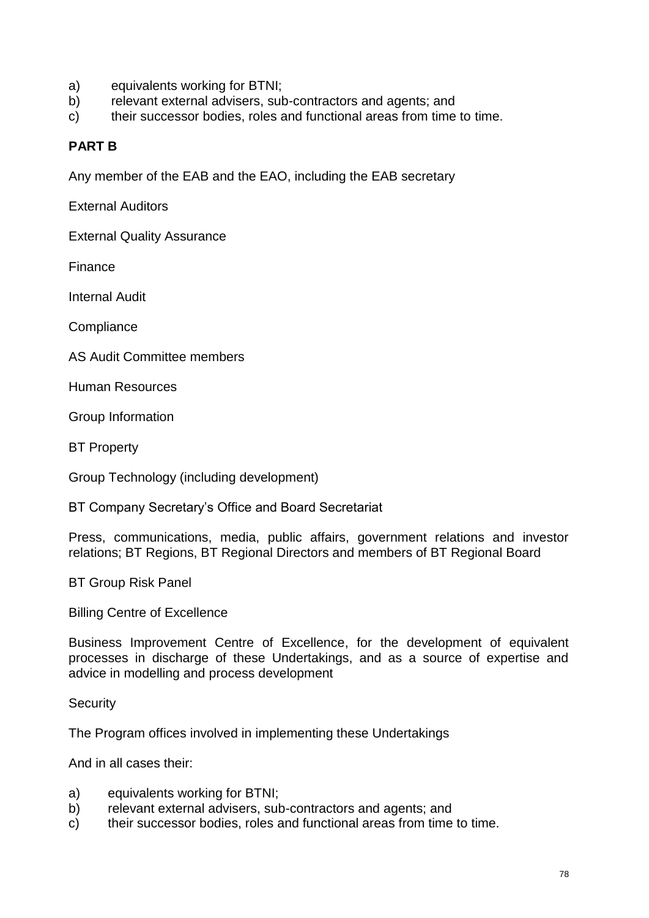a) equivalents working for BTNI;
b) relevant external advisers, sub-contractors and agents; and
c) their successor bodies, roles and functional areas from time to time.

**PART B**

Any member of the EAB and the EAO, including the EAB secretary

External Auditors

External Quality Assurance

Finance

Internal Audit

Compliance

AS Audit Committee members

Human Resources

Group Information

BT Property

Group Technology (including development)

BT Company Secretary's Office and Board Secretariat

Press, communications, media, public affairs, government relations and investor relations; BT Regions, BT Regional Directors and members of BT Regional Board

BT Group Risk Panel

Billing Centre of Excellence

Business Improvement Centre of Excellence, for the development of equivalent processes in discharge of these Undertakings, and as a source of expertise and advice in modelling and process development

Security

The Program offices involved in implementing these Undertakings

And in all cases their:

a) equivalents working for BTNI;
b) relevant external advisers, sub-contractors and agents; and
c) their successor bodies, roles and functional areas from time to time.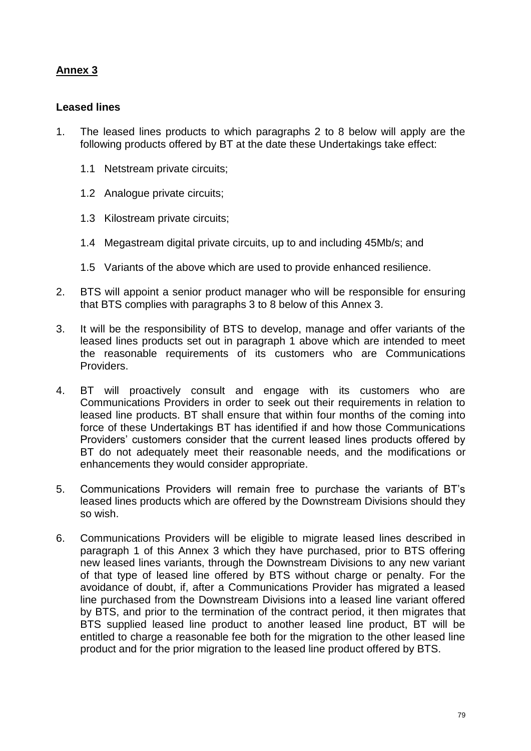## Annex 3

### Leased lines

1. The leased lines products to which paragraphs 2 to 8 below will apply are the following products offered by BT at the date these Undertakings take effect:

   1.1 Netstream private circuits;

   1.2 Analogue private circuits;

   1.3 Kilostream private circuits;

   1.4 Megastream digital private circuits, up to and including 45Mb/s; and

   1.5 Variants of the above which are used to provide enhanced resilience.

2. BTS will appoint a senior product manager who will be responsible for ensuring that BTS complies with paragraphs 3 to 8 below of this Annex 3.

3. It will be the responsibility of BTS to develop, manage and offer variants of the leased lines products set out in paragraph 1 above which are intended to meet the reasonable requirements of its customers who are Communications Providers.

4. BT will proactively consult and engage with its customers who are Communications Providers in order to seek out their requirements in relation to leased line products. BT shall ensure that within four months of the coming into force of these Undertakings BT has identified if and how those Communications Providers' customers consider that the current leased lines products offered by BT do not adequately meet their reasonable needs, and the modifications or enhancements they would consider appropriate.

5. Communications Providers will remain free to purchase the variants of BT's leased lines products which are offered by the Downstream Divisions should they so wish.

6. Communications Providers will be eligible to migrate leased lines described in paragraph 1 of this Annex 3 which they have purchased, prior to BTS offering new leased lines variants, through the Downstream Divisions to any new variant of that type of leased line offered by BTS without charge or penalty. For the avoidance of doubt, if, after a Communications Provider has migrated a leased line purchased from the Downstream Divisions into a leased line variant offered by BTS, and prior to the termination of the contract period, it then migrates that BTS supplied leased line product to another leased line product, BT will be entitled to charge a reasonable fee both for the migration to the other leased line product and for the prior migration to the leased line product offered by BTS.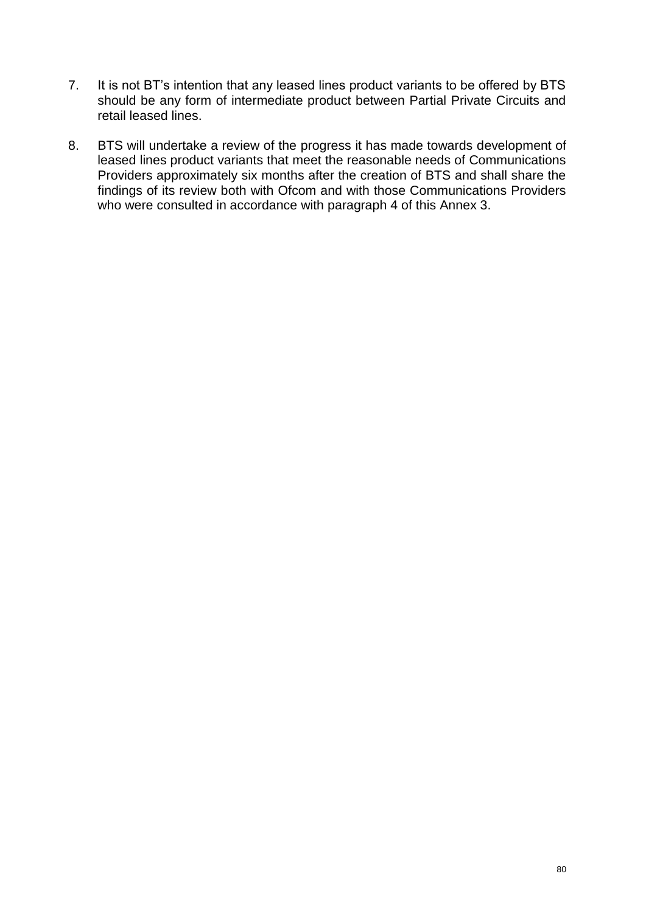7. It is not BT's intention that any leased lines product variants to be offered by BTS should be any form of intermediate product between Partial Private Circuits and retail leased lines.

8. BTS will undertake a review of the progress it has made towards development of leased lines product variants that meet the reasonable needs of Communications Providers approximately six months after the creation of BTS and shall share the findings of its review both with Ofcom and with those Communications Providers who were consulted in accordance with paragraph 4 of this Annex 3.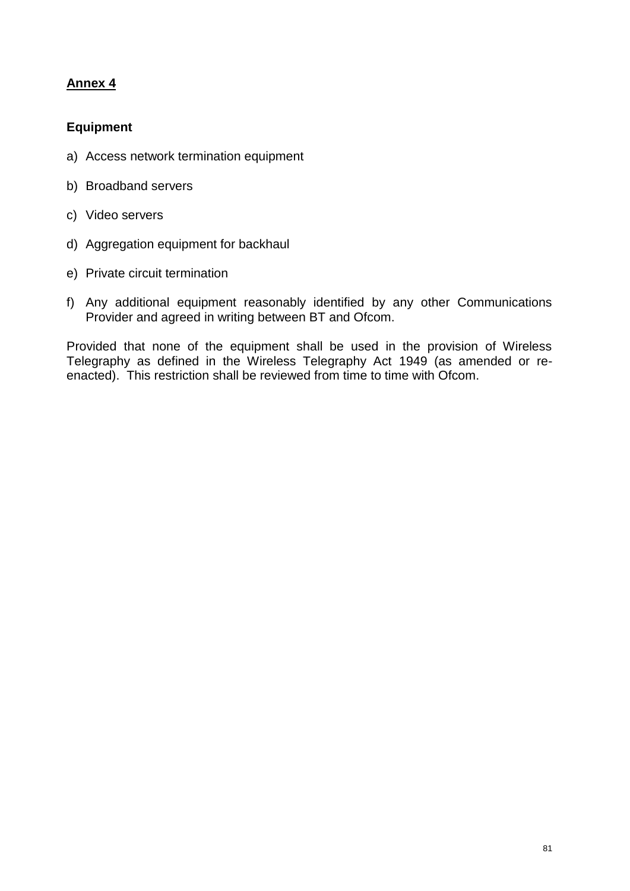## Annex 4

### Equipment

a) Access network termination equipment

b) Broadband servers

c) Video servers

d) Aggregation equipment for backhaul

e) Private circuit termination

f) Any additional equipment reasonably identified by any other Communications Provider and agreed in writing between BT and Ofcom.

Provided that none of the equipment shall be used in the provision of Wireless Telegraphy as defined in the Wireless Telegraphy Act 1949 (as amended or re-enacted). This restriction shall be reviewed from time to time with Ofcom.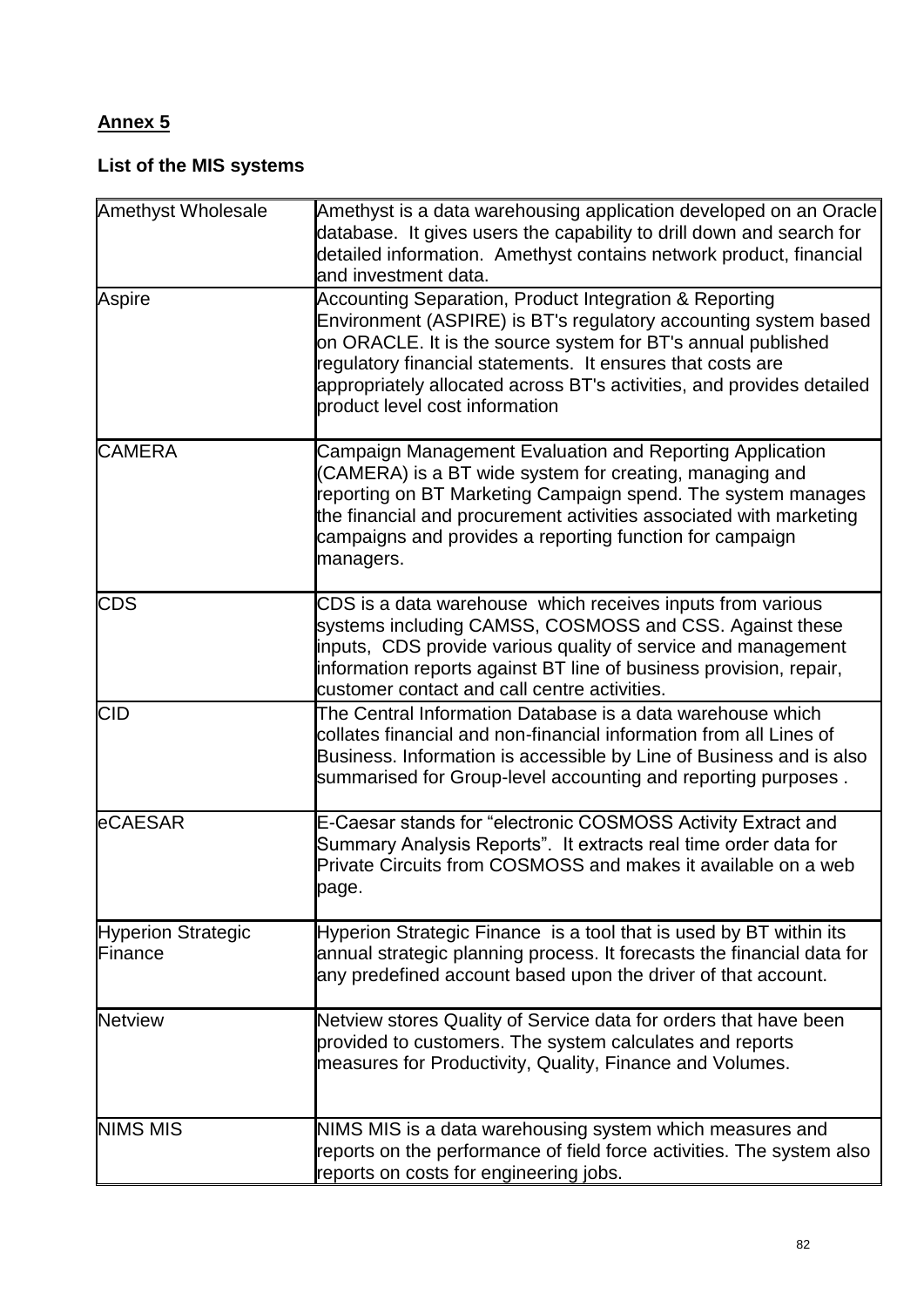**Annex 5**

**List of the MIS systems**

| | |
|---|---|
| Amethyst Wholesale | Amethyst is a data warehousing application developed on an Oracle database. It gives users the capability to drill down and search for detailed information. Amethyst contains network product, financial and investment data. |
| Aspire | Accounting Separation, Product Integration & Reporting Environment (ASPIRE) is BT's regulatory accounting system based on ORACLE. It is the source system for BT's annual published regulatory financial statements. It ensures that costs are appropriately allocated across BT's activities, and provides detailed product level cost information |
| CAMERA | Campaign Management Evaluation and Reporting Application (CAMERA) is a BT wide system for creating, managing and reporting on BT Marketing Campaign spend. The system manages the financial and procurement activities associated with marketing campaigns and provides a reporting function for campaign managers. |
| CDS | CDS is a data warehouse which receives inputs from various systems including CAMSS, COSMOSS and CSS. Against these inputs, CDS provide various quality of service and management information reports against BT line of business provision, repair, customer contact and call centre activities. |
| CID | The Central Information Database is a data warehouse which collates financial and non-financial information from all Lines of Business. Information is accessible by Line of Business and is also summarised for Group-level accounting and reporting purposes . |
| eCAESAR | E-Caesar stands for "electronic COSMOSS Activity Extract and Summary Analysis Reports". It extracts real time order data for Private Circuits from COSMOSS and makes it available on a web page. |
| Hyperion Strategic Finance | Hyperion Strategic Finance is a tool that is used by BT within its annual strategic planning process. It forecasts the financial data for any predefined account based upon the driver of that account. |
| Netview | Netview stores Quality of Service data for orders that have been provided to customers. The system calculates and reports measures for Productivity, Quality, Finance and Volumes. |
| NIMS MIS | NIMS MIS is a data warehousing system which measures and reports on the performance of field force activities. The system also reports on costs for engineering jobs. |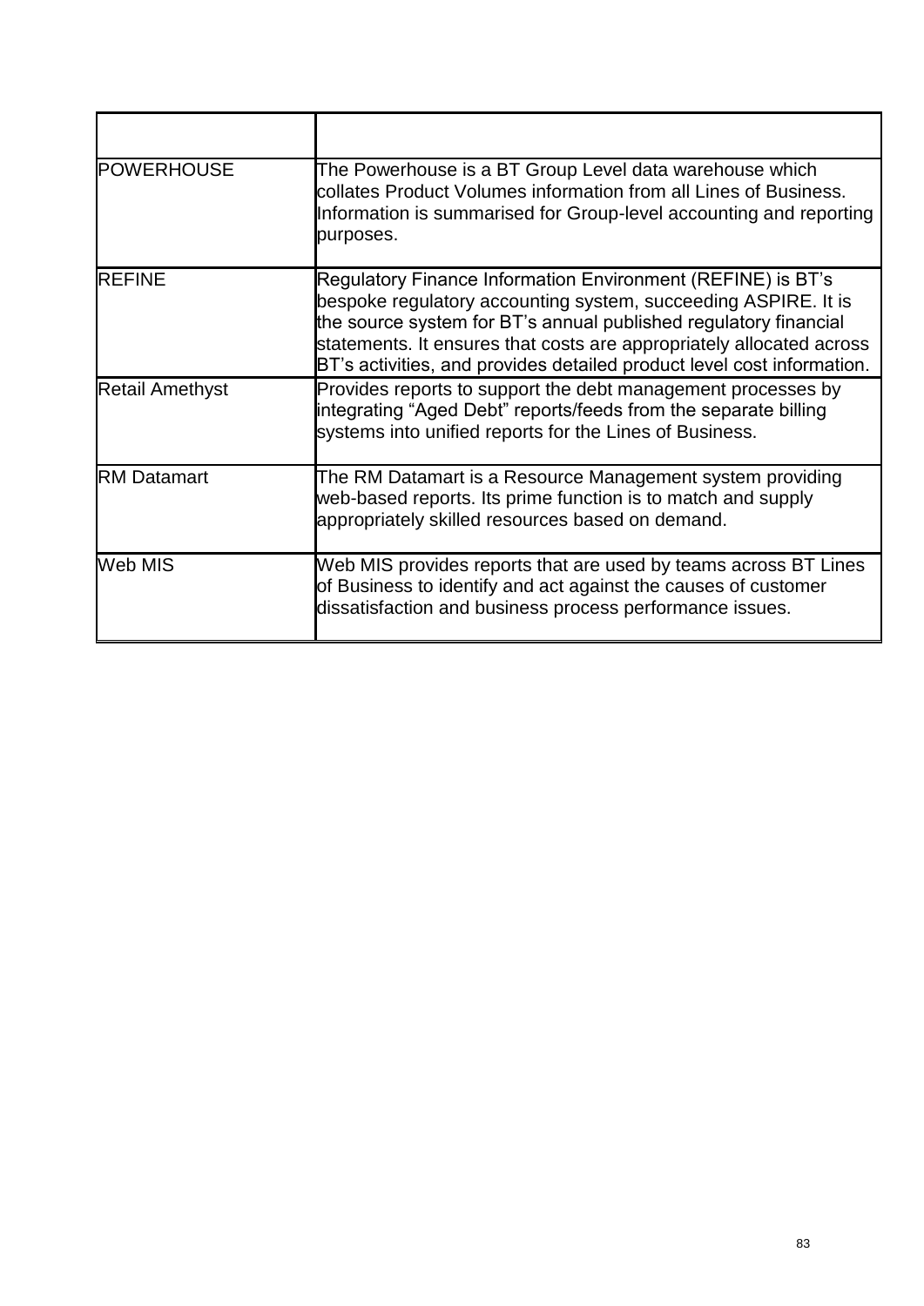| | |
|---|---|
| POWERHOUSE | The Powerhouse is a BT Group Level data warehouse which collates Product Volumes information from all Lines of Business. Information is summarised for Group-level accounting and reporting purposes. |
| REFINE | Regulatory Finance Information Environment (REFINE) is BT's bespoke regulatory accounting system, succeeding ASPIRE. It is the source system for BT's annual published regulatory financial statements. It ensures that costs are appropriately allocated across BT's activities, and provides detailed product level cost information. |
| Retail Amethyst | Provides reports to support the debt management processes by integrating "Aged Debt" reports/feeds from the separate billing systems into unified reports for the Lines of Business. |
| RM Datamart | The RM Datamart is a Resource Management system providing web-based reports. Its prime function is to match and supply appropriately skilled resources based on demand. |
| Web MIS | Web MIS provides reports that are used by teams across BT Lines of Business to identify and act against the causes of customer dissatisfaction and business process performance issues. |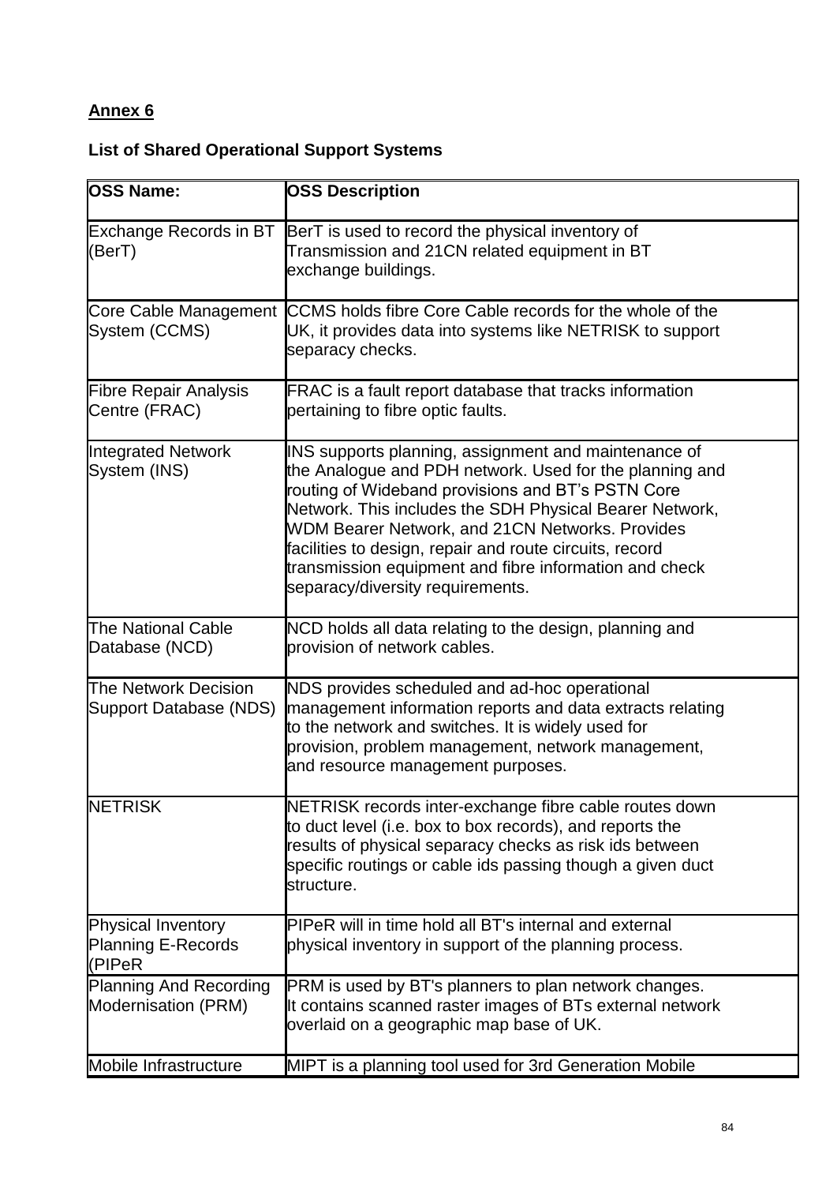**Annex 6**

**List of Shared Operational Support Systems**

| OSS Name: | OSS Description |
|---|---|
| Exchange Records in BT (BerT) | BerT is used to record the physical inventory of Transmission and 21CN related equipment in BT exchange buildings. |
| Core Cable Management System (CCMS) | CCMS holds fibre Core Cable records for the whole of the UK, it provides data into systems like NETRISK to support separacy checks. |
| Fibre Repair Analysis Centre (FRAC) | FRAC is a fault report database that tracks information pertaining to fibre optic faults. |
| Integrated Network System (INS) | INS supports planning, assignment and maintenance of the Analogue and PDH network. Used for the planning and routing of Wideband provisions and BT's PSTN Core Network. This includes the SDH Physical Bearer Network, WDM Bearer Network, and 21CN Networks. Provides facilities to design, repair and route circuits, record transmission equipment and fibre information and check separacy/diversity requirements. |
| The National Cable Database (NCD) | NCD holds all data relating to the design, planning and provision of network cables. |
| The Network Decision Support Database (NDS) | NDS provides scheduled and ad-hoc operational management information reports and data extracts relating to the network and switches. It is widely used for provision, problem management, network management, and resource management purposes. |
| NETRISK | NETRISK records inter-exchange fibre cable routes down to duct level (i.e. box to box records), and reports the results of physical separacy checks as risk ids between specific routings or cable ids passing though a given duct structure. |
| Physical Inventory Planning E-Records (PIPeR | PIPeR will in time hold all BT's internal and external physical inventory in support of the planning process. |
| Planning And Recording Modernisation (PRM) | PRM is used by BT's planners to plan network changes. It contains scanned raster images of BTs external network overlaid on a geographic map base of UK. |
| Mobile Infrastructure | MIPT is a planning tool used for 3rd Generation Mobile |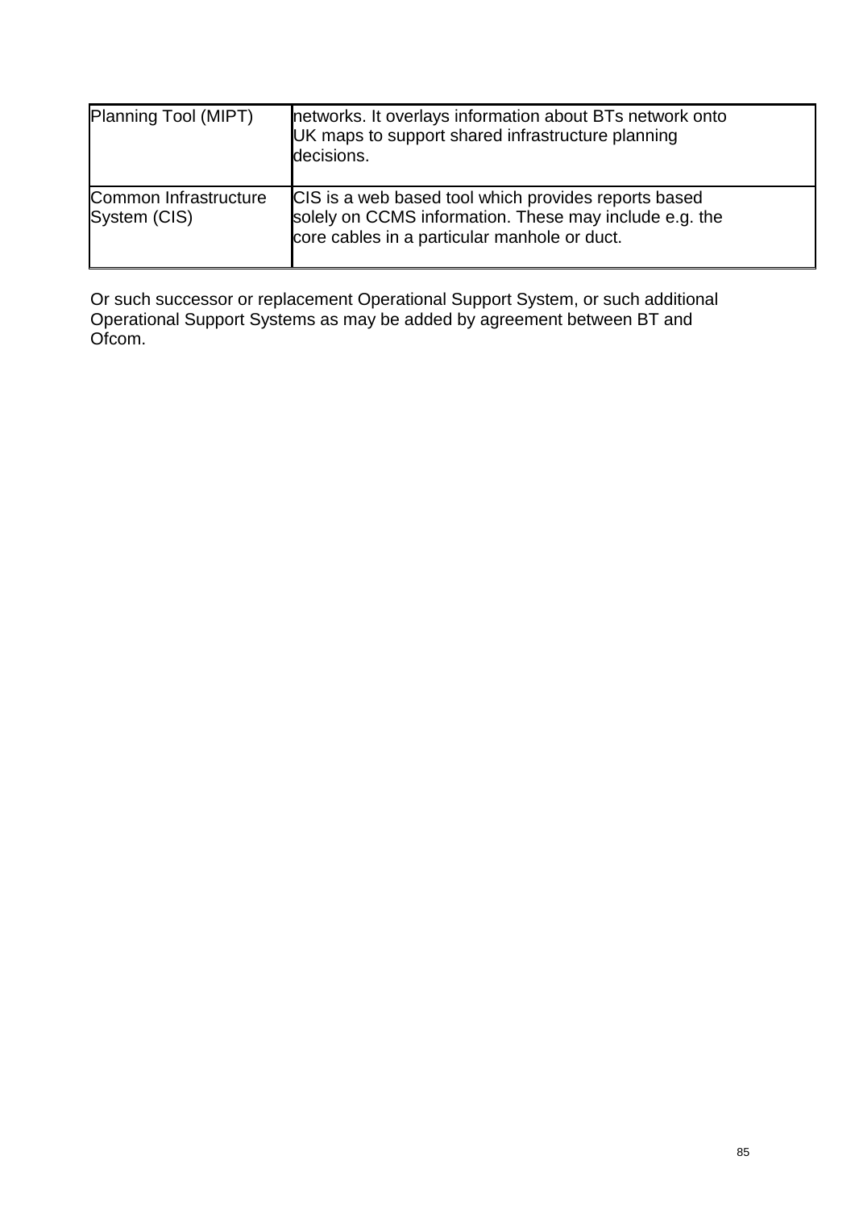| | |
|---|---|
| Planning Tool (MIPT) | networks. It overlays information about BTs network onto UK maps to support shared infrastructure planning decisions. |
| Common Infrastructure System (CIS) | CIS is a web based tool which provides reports based solely on CCMS information. These may include e.g. the core cables in a particular manhole or duct. |

Or such successor or replacement Operational Support System, or such additional Operational Support Systems as may be added by agreement between BT and Ofcom.